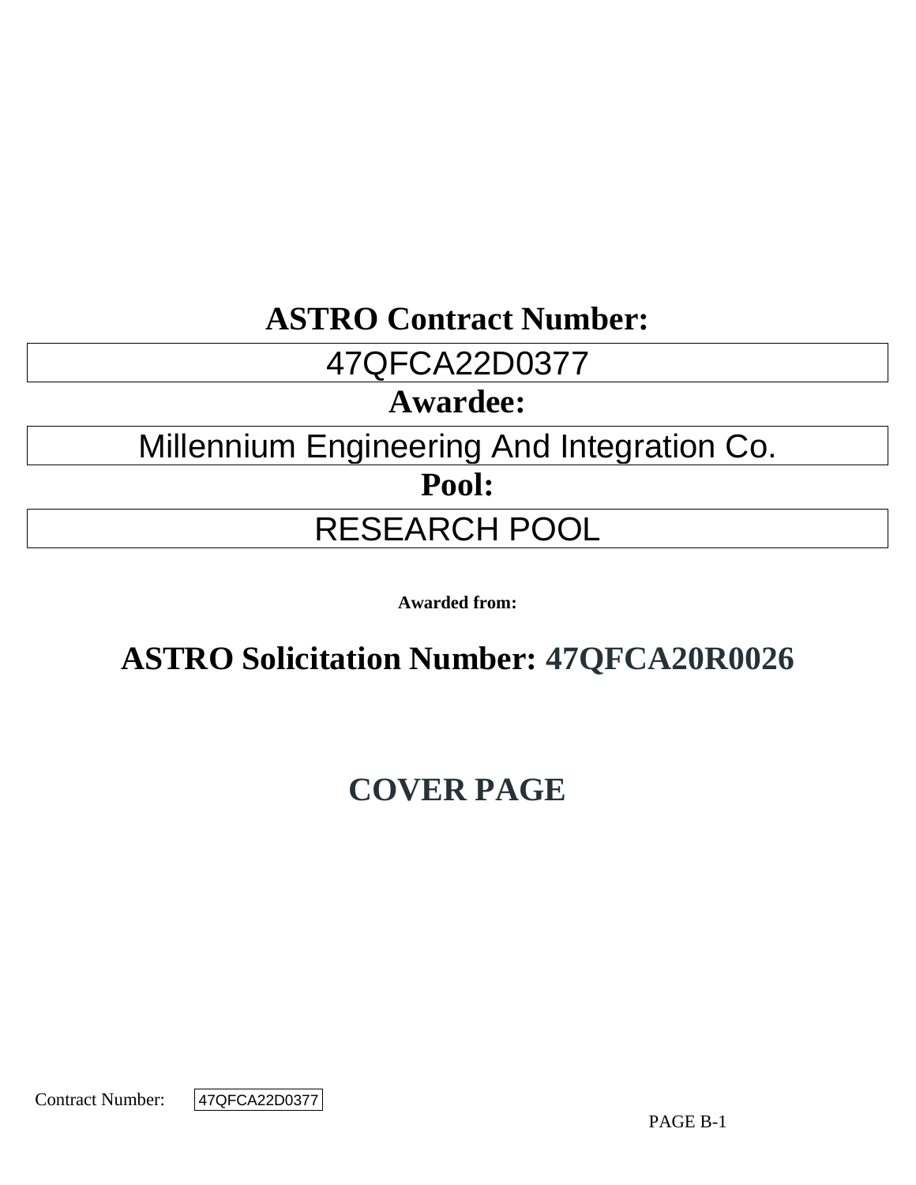# ASTRO Contract Number:

47QFCA22D0377

# Awardee:

Millennium Engineering And Integration Co.

# Pool:

RESEARCH POOL

**Awarded from:**

## ASTRO Solicitation Number: 47QFCA20R0026

## COVER PAGE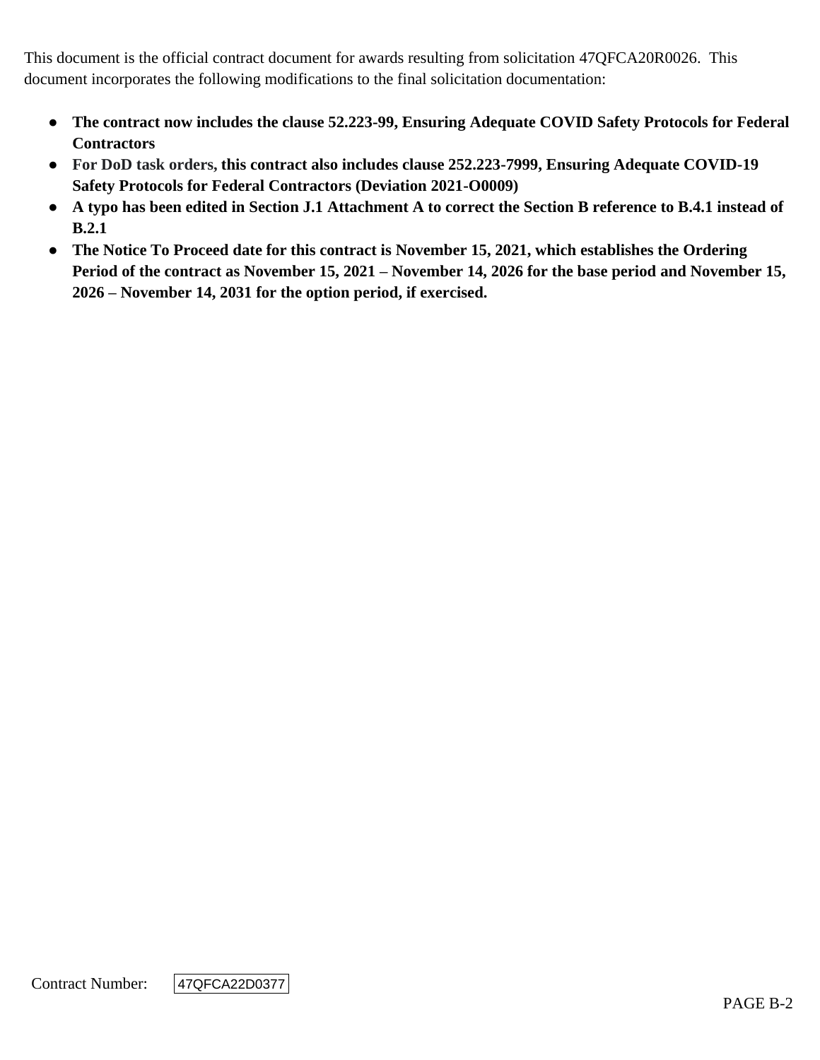This document is the official contract document for awards resulting from solicitation 47QFCA20R0026. This document incorporates the following modifications to the final solicitation documentation:

- **The contract now includes the clause 52.223-99, Ensuring Adequate COVID Safety Protocols for Federal Contractors**
- **For DoD task orders, this contract also includes clause 252.223-7999, Ensuring Adequate COVID-19 Safety Protocols for Federal Contractors (Deviation 2021-O0009)**
- **A typo has been edited in Section J.1 Attachment A to correct the Section B reference to B.4.1 instead of B.2.1**
- **The Notice To Proceed date for this contract is November 15, 2021, which establishes the Ordering Period of the contract as November 15, 2021 – November 14, 2026 for the base period and November 15, 2026 – November 14, 2031 for the option period, if exercised.**

Contract Number: 47QFCA22D0377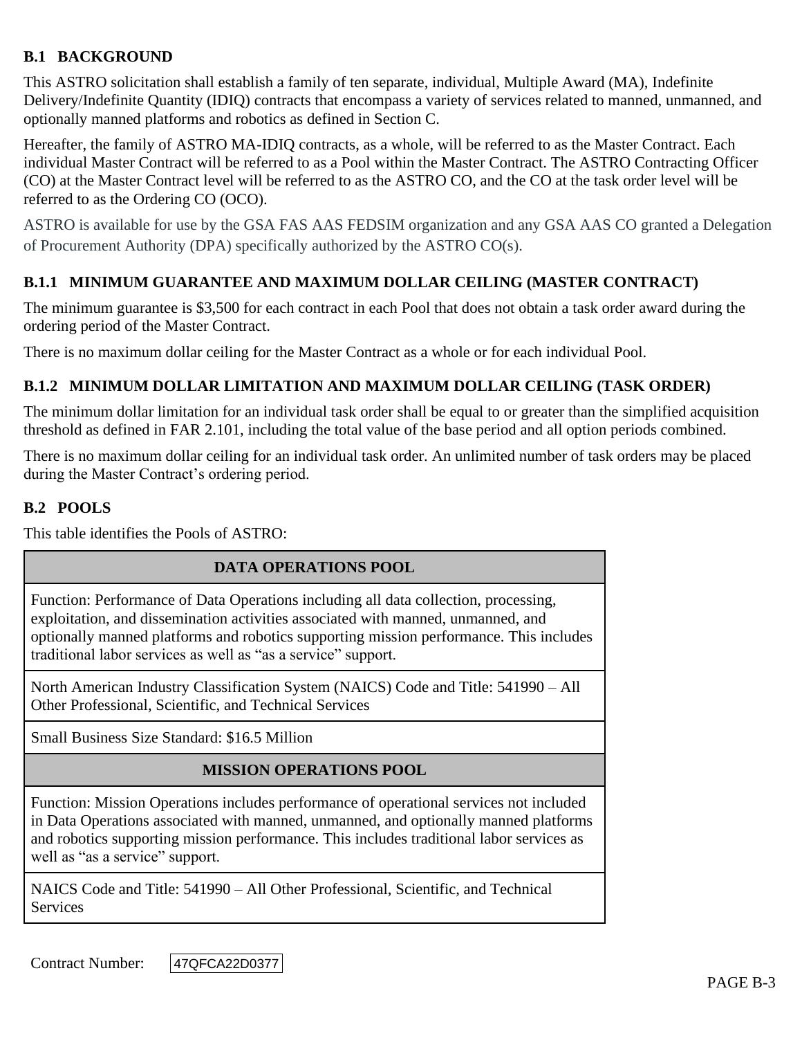## B.1 BACKGROUND

This ASTRO solicitation shall establish a family of ten separate, individual, Multiple Award (MA), Indefinite Delivery/Indefinite Quantity (IDIQ) contracts that encompass a variety of services related to manned, unmanned, and optionally manned platforms and robotics as defined in Section C.

Hereafter, the family of ASTRO MA-IDIQ contracts, as a whole, will be referred to as the Master Contract. Each individual Master Contract will be referred to as a Pool within the Master Contract. The ASTRO Contracting Officer (CO) at the Master Contract level will be referred to as the ASTRO CO, and the CO at the task order level will be referred to as the Ordering CO (OCO).

ASTRO is available for use by the GSA FAS AAS FEDSIM organization and any GSA AAS CO granted a Delegation of Procurement Authority (DPA) specifically authorized by the ASTRO CO(s).

### B.1.1 MINIMUM GUARANTEE AND MAXIMUM DOLLAR CEILING (MASTER CONTRACT)

The minimum guarantee is $3,500 for each contract in each Pool that does not obtain a task order award during the ordering period of the Master Contract.

There is no maximum dollar ceiling for the Master Contract as a whole or for each individual Pool.

### B.1.2 MINIMUM DOLLAR LIMITATION AND MAXIMUM DOLLAR CEILING (TASK ORDER)

The minimum dollar limitation for an individual task order shall be equal to or greater than the simplified acquisition threshold as defined in FAR 2.101, including the total value of the base period and all option periods combined.

There is no maximum dollar ceiling for an individual task order. An unlimited number of task orders may be placed during the Master Contract's ordering period.

## B.2 POOLS

This table identifies the Pools of ASTRO:

| DATA OPERATIONS POOL |
|---|
| Function: Performance of Data Operations including all data collection, processing, exploitation, and dissemination activities associated with manned, unmanned, and optionally manned platforms and robotics supporting mission performance. This includes traditional labor services as well as "as a service" support. |
| North American Industry Classification System (NAICS) Code and Title: 541990 – All Other Professional, Scientific, and Technical Services |
| Small Business Size Standard: $16.5 Million |
| **MISSION OPERATIONS POOL** |
| Function: Mission Operations includes performance of operational services not included in Data Operations associated with manned, unmanned, and optionally manned platforms and robotics supporting mission performance. This includes traditional labor services as well as "as a service" support. |
| NAICS Code and Title: 541990 – All Other Professional, Scientific, and Technical Services |

Contract Number: 47QFCA22D0377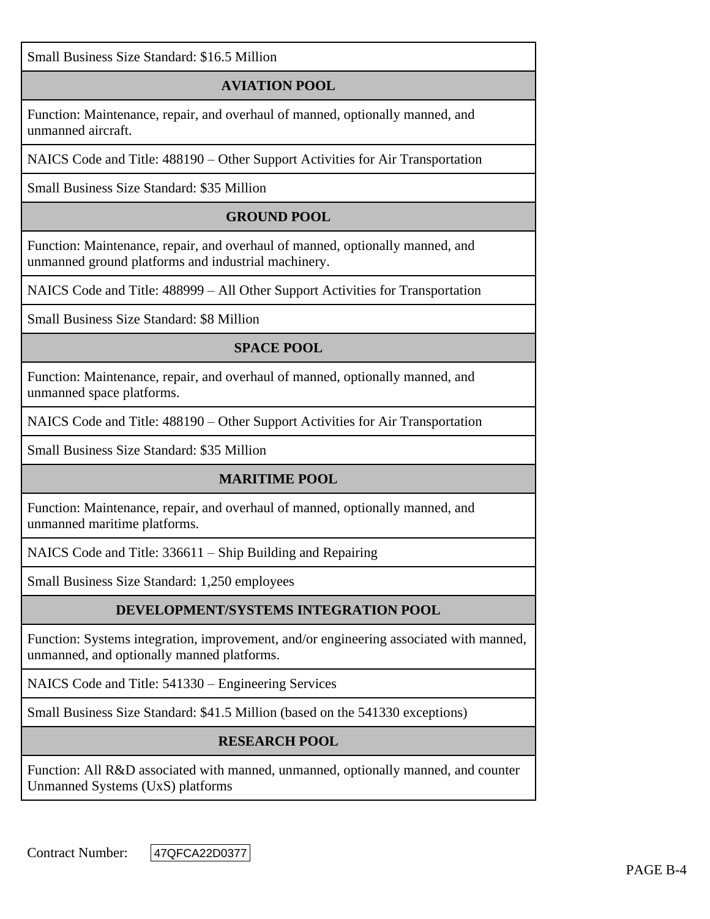| Small Business Size Standard: $16.5 Million |
|---|
| **AVIATION POOL** |
| Function: Maintenance, repair, and overhaul of manned, optionally manned, and unmanned aircraft. |
| NAICS Code and Title: 488190 – Other Support Activities for Air Transportation |
| Small Business Size Standard: $35 Million |
| **GROUND POOL** |
| Function: Maintenance, repair, and overhaul of manned, optionally manned, and unmanned ground platforms and industrial machinery. |
| NAICS Code and Title: 488999 – All Other Support Activities for Transportation |
| Small Business Size Standard: $8 Million |
| **SPACE POOL** |
| Function: Maintenance, repair, and overhaul of manned, optionally manned, and unmanned space platforms. |
| NAICS Code and Title: 488190 – Other Support Activities for Air Transportation |
| Small Business Size Standard: $35 Million |
| **MARITIME POOL** |
| Function: Maintenance, repair, and overhaul of manned, optionally manned, and unmanned maritime platforms. |
| NAICS Code and Title: 336611 – Ship Building and Repairing |
| Small Business Size Standard: 1,250 employees |
| **DEVELOPMENT/SYSTEMS INTEGRATION POOL** |
| Function: Systems integration, improvement, and/or engineering associated with manned, unmanned, and optionally manned platforms. |
| NAICS Code and Title: 541330 – Engineering Services |
| Small Business Size Standard: $41.5 Million (based on the 541330 exceptions) |
| **RESEARCH POOL** |
| Function: All R&D associated with manned, unmanned, optionally manned, and counter Unmanned Systems (UxS) platforms |

Contract Number: 47QFCA22D0377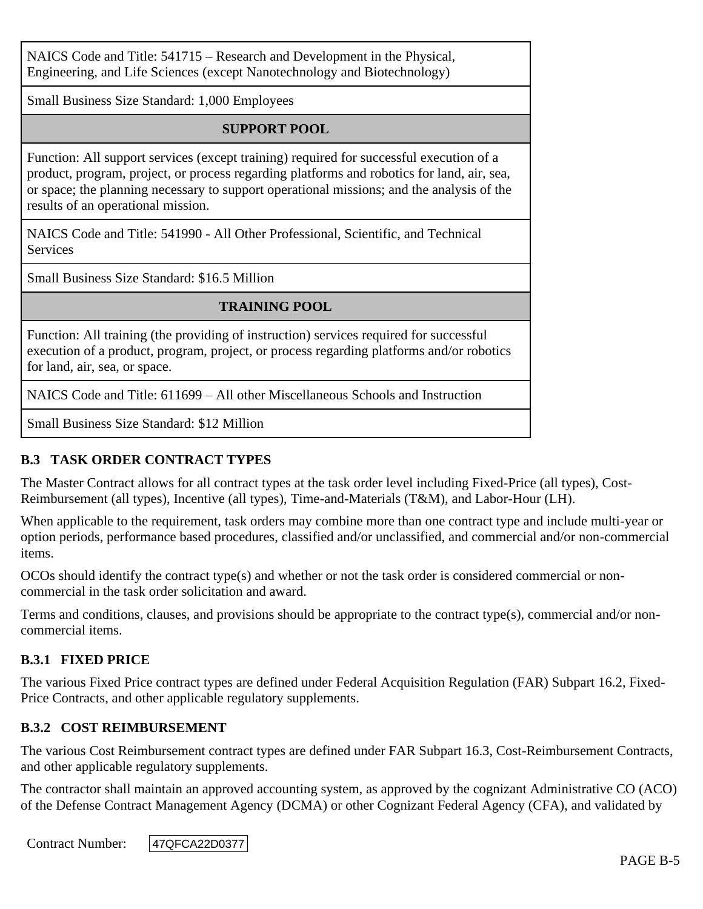| NAICS Code and Title: 541715 – Research and Development in the Physical, Engineering, and Life Sciences (except Nanotechnology and Biotechnology) |
|---|
| Small Business Size Standard: 1,000 Employees |
| **SUPPORT POOL** |
| Function: All support services (except training) required for successful execution of a product, program, project, or process regarding platforms and robotics for land, air, sea, or space; the planning necessary to support operational missions; and the analysis of the results of an operational mission. |
| NAICS Code and Title: 541990 - All Other Professional, Scientific, and Technical Services |
| Small Business Size Standard: $16.5 Million |
| **TRAINING POOL** |
| Function: All training (the providing of instruction) services required for successful execution of a product, program, project, or process regarding platforms and/or robotics for land, air, sea, or space. |
| NAICS Code and Title: 611699 – All other Miscellaneous Schools and Instruction |
| Small Business Size Standard: $12 Million |

## B.3 TASK ORDER CONTRACT TYPES

The Master Contract allows for all contract types at the task order level including Fixed-Price (all types), Cost-Reimbursement (all types), Incentive (all types), Time-and-Materials (T&M), and Labor-Hour (LH).

When applicable to the requirement, task orders may combine more than one contract type and include multi-year or option periods, performance based procedures, classified and/or unclassified, and commercial and/or non-commercial items.

OCOs should identify the contract type(s) and whether or not the task order is considered commercial or non-commercial in the task order solicitation and award.

Terms and conditions, clauses, and provisions should be appropriate to the contract type(s), commercial and/or non-commercial items.

### B.3.1 FIXED PRICE

The various Fixed Price contract types are defined under Federal Acquisition Regulation (FAR) Subpart 16.2, Fixed-Price Contracts, and other applicable regulatory supplements.

### B.3.2 COST REIMBURSEMENT

The various Cost Reimbursement contract types are defined under FAR Subpart 16.3, Cost-Reimbursement Contracts, and other applicable regulatory supplements.

The contractor shall maintain an approved accounting system, as approved by the cognizant Administrative CO (ACO) of the Defense Contract Management Agency (DCMA) or other Cognizant Federal Agency (CFA), and validated by

Contract Number: 47QFCA22D0377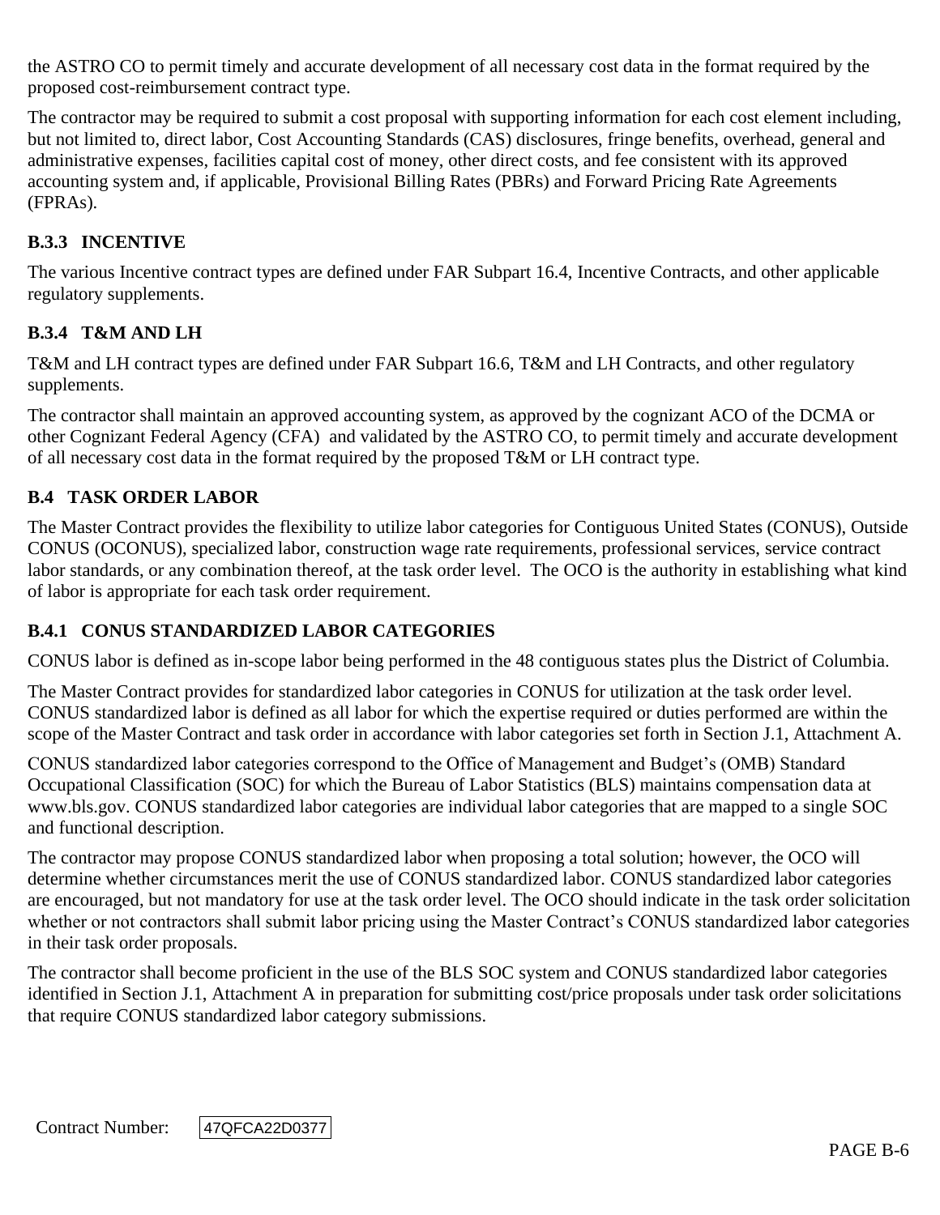the ASTRO CO to permit timely and accurate development of all necessary cost data in the format required by the proposed cost-reimbursement contract type.

The contractor may be required to submit a cost proposal with supporting information for each cost element including, but not limited to, direct labor, Cost Accounting Standards (CAS) disclosures, fringe benefits, overhead, general and administrative expenses, facilities capital cost of money, other direct costs, and fee consistent with its approved accounting system and, if applicable, Provisional Billing Rates (PBRs) and Forward Pricing Rate Agreements (FPRAs).

### B.3.3 INCENTIVE

The various Incentive contract types are defined under FAR Subpart 16.4, Incentive Contracts, and other applicable regulatory supplements.

### B.3.4 T&M AND LH

T&M and LH contract types are defined under FAR Subpart 16.6, T&M and LH Contracts, and other regulatory supplements.

The contractor shall maintain an approved accounting system, as approved by the cognizant ACO of the DCMA or other Cognizant Federal Agency (CFA) and validated by the ASTRO CO, to permit timely and accurate development of all necessary cost data in the format required by the proposed T&M or LH contract type.

## B.4 TASK ORDER LABOR

The Master Contract provides the flexibility to utilize labor categories for Contiguous United States (CONUS), Outside CONUS (OCONUS), specialized labor, construction wage rate requirements, professional services, service contract labor standards, or any combination thereof, at the task order level. The OCO is the authority in establishing what kind of labor is appropriate for each task order requirement.

### B.4.1 CONUS STANDARDIZED LABOR CATEGORIES

CONUS labor is defined as in-scope labor being performed in the 48 contiguous states plus the District of Columbia.

The Master Contract provides for standardized labor categories in CONUS for utilization at the task order level. CONUS standardized labor is defined as all labor for which the expertise required or duties performed are within the scope of the Master Contract and task order in accordance with labor categories set forth in Section J.1, Attachment A.

CONUS standardized labor categories correspond to the Office of Management and Budget's (OMB) Standard Occupational Classification (SOC) for which the Bureau of Labor Statistics (BLS) maintains compensation data at www.bls.gov. CONUS standardized labor categories are individual labor categories that are mapped to a single SOC and functional description.

The contractor may propose CONUS standardized labor when proposing a total solution; however, the OCO will determine whether circumstances merit the use of CONUS standardized labor. CONUS standardized labor categories are encouraged, but not mandatory for use at the task order level. The OCO should indicate in the task order solicitation whether or not contractors shall submit labor pricing using the Master Contract's CONUS standardized labor categories in their task order proposals.

The contractor shall become proficient in the use of the BLS SOC system and CONUS standardized labor categories identified in Section J.1, Attachment A in preparation for submitting cost/price proposals under task order solicitations that require CONUS standardized labor category submissions.

Contract Number: 47QFCA22D0377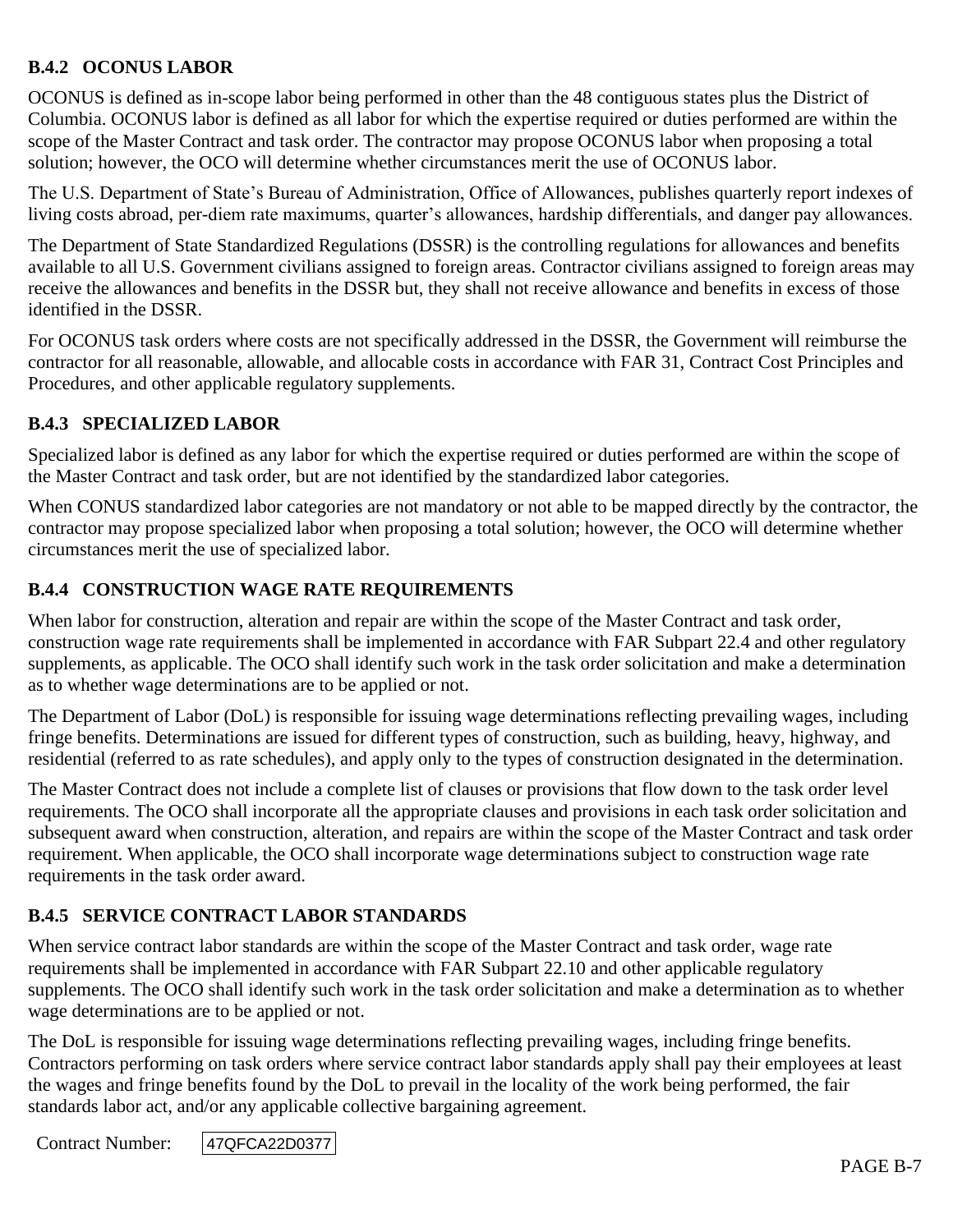### B.4.2 OCONUS LABOR

OCONUS is defined as in-scope labor being performed in other than the 48 contiguous states plus the District of Columbia. OCONUS labor is defined as all labor for which the expertise required or duties performed are within the scope of the Master Contract and task order. The contractor may propose OCONUS labor when proposing a total solution; however, the OCO will determine whether circumstances merit the use of OCONUS labor.

The U.S. Department of State's Bureau of Administration, Office of Allowances, publishes quarterly report indexes of living costs abroad, per-diem rate maximums, quarter's allowances, hardship differentials, and danger pay allowances.

The Department of State Standardized Regulations (DSSR) is the controlling regulations for allowances and benefits available to all U.S. Government civilians assigned to foreign areas. Contractor civilians assigned to foreign areas may receive the allowances and benefits in the DSSR but, they shall not receive allowance and benefits in excess of those identified in the DSSR.

For OCONUS task orders where costs are not specifically addressed in the DSSR, the Government will reimburse the contractor for all reasonable, allowable, and allocable costs in accordance with FAR 31, Contract Cost Principles and Procedures, and other applicable regulatory supplements.

### B.4.3 SPECIALIZED LABOR

Specialized labor is defined as any labor for which the expertise required or duties performed are within the scope of the Master Contract and task order, but are not identified by the standardized labor categories.

When CONUS standardized labor categories are not mandatory or not able to be mapped directly by the contractor, the contractor may propose specialized labor when proposing a total solution; however, the OCO will determine whether circumstances merit the use of specialized labor.

### B.4.4 CONSTRUCTION WAGE RATE REQUIREMENTS

When labor for construction, alteration and repair are within the scope of the Master Contract and task order, construction wage rate requirements shall be implemented in accordance with FAR Subpart 22.4 and other regulatory supplements, as applicable. The OCO shall identify such work in the task order solicitation and make a determination as to whether wage determinations are to be applied or not.

The Department of Labor (DoL) is responsible for issuing wage determinations reflecting prevailing wages, including fringe benefits. Determinations are issued for different types of construction, such as building, heavy, highway, and residential (referred to as rate schedules), and apply only to the types of construction designated in the determination.

The Master Contract does not include a complete list of clauses or provisions that flow down to the task order level requirements. The OCO shall incorporate all the appropriate clauses and provisions in each task order solicitation and subsequent award when construction, alteration, and repairs are within the scope of the Master Contract and task order requirement. When applicable, the OCO shall incorporate wage determinations subject to construction wage rate requirements in the task order award.

### B.4.5 SERVICE CONTRACT LABOR STANDARDS

When service contract labor standards are within the scope of the Master Contract and task order, wage rate requirements shall be implemented in accordance with FAR Subpart 22.10 and other applicable regulatory supplements. The OCO shall identify such work in the task order solicitation and make a determination as to whether wage determinations are to be applied or not.

The DoL is responsible for issuing wage determinations reflecting prevailing wages, including fringe benefits. Contractors performing on task orders where service contract labor standards apply shall pay their employees at least the wages and fringe benefits found by the DoL to prevail in the locality of the work being performed, the fair standards labor act, and/or any applicable collective bargaining agreement.

Contract Number: 47QFCA22D0377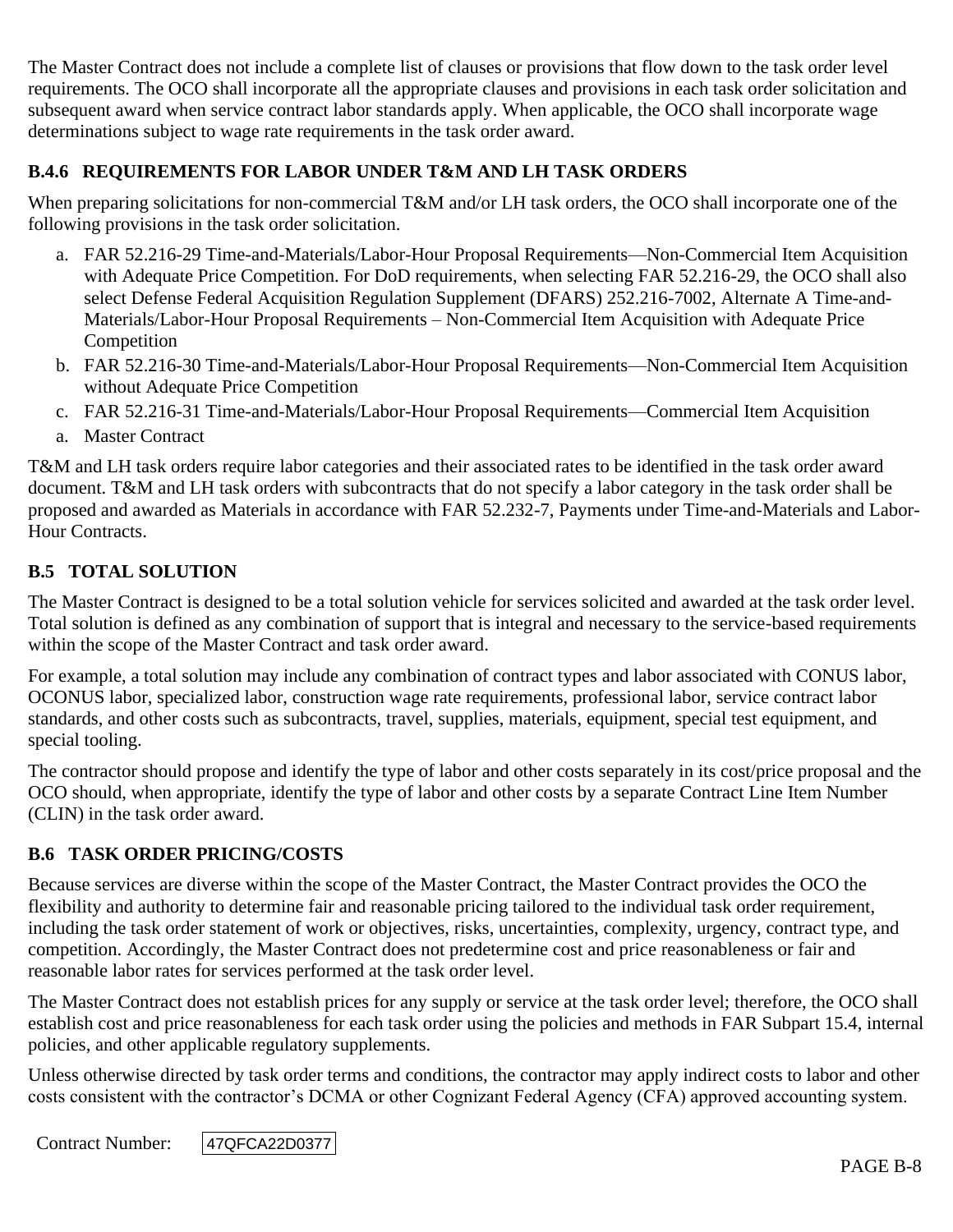The Master Contract does not include a complete list of clauses or provisions that flow down to the task order level requirements. The OCO shall incorporate all the appropriate clauses and provisions in each task order solicitation and subsequent award when service contract labor standards apply. When applicable, the OCO shall incorporate wage determinations subject to wage rate requirements in the task order award.

### B.4.6 REQUIREMENTS FOR LABOR UNDER T&M AND LH TASK ORDERS

When preparing solicitations for non-commercial T&M and/or LH task orders, the OCO shall incorporate one of the following provisions in the task order solicitation.

a. FAR 52.216-29 Time-and-Materials/Labor-Hour Proposal Requirements—Non-Commercial Item Acquisition with Adequate Price Competition. For DoD requirements, when selecting FAR 52.216-29, the OCO shall also select Defense Federal Acquisition Regulation Supplement (DFARS) 252.216-7002, Alternate A Time-and-Materials/Labor-Hour Proposal Requirements – Non-Commercial Item Acquisition with Adequate Price Competition
b. FAR 52.216-30 Time-and-Materials/Labor-Hour Proposal Requirements—Non-Commercial Item Acquisition without Adequate Price Competition
c. FAR 52.216-31 Time-and-Materials/Labor-Hour Proposal Requirements—Commercial Item Acquisition
a. Master Contract

T&M and LH task orders require labor categories and their associated rates to be identified in the task order award document. T&M and LH task orders with subcontracts that do not specify a labor category in the task order shall be proposed and awarded as Materials in accordance with FAR 52.232-7, Payments under Time-and-Materials and Labor-Hour Contracts.

## B.5 TOTAL SOLUTION

The Master Contract is designed to be a total solution vehicle for services solicited and awarded at the task order level. Total solution is defined as any combination of support that is integral and necessary to the service-based requirements within the scope of the Master Contract and task order award.

For example, a total solution may include any combination of contract types and labor associated with CONUS labor, OCONUS labor, specialized labor, construction wage rate requirements, professional labor, service contract labor standards, and other costs such as subcontracts, travel, supplies, materials, equipment, special test equipment, and special tooling.

The contractor should propose and identify the type of labor and other costs separately in its cost/price proposal and the OCO should, when appropriate, identify the type of labor and other costs by a separate Contract Line Item Number (CLIN) in the task order award.

## B.6 TASK ORDER PRICING/COSTS

Because services are diverse within the scope of the Master Contract, the Master Contract provides the OCO the flexibility and authority to determine fair and reasonable pricing tailored to the individual task order requirement, including the task order statement of work or objectives, risks, uncertainties, complexity, urgency, contract type, and competition. Accordingly, the Master Contract does not predetermine cost and price reasonableness or fair and reasonable labor rates for services performed at the task order level.

The Master Contract does not establish prices for any supply or service at the task order level; therefore, the OCO shall establish cost and price reasonableness for each task order using the policies and methods in FAR Subpart 15.4, internal policies, and other applicable regulatory supplements.

Unless otherwise directed by task order terms and conditions, the contractor may apply indirect costs to labor and other costs consistent with the contractor's DCMA or other Cognizant Federal Agency (CFA) approved accounting system.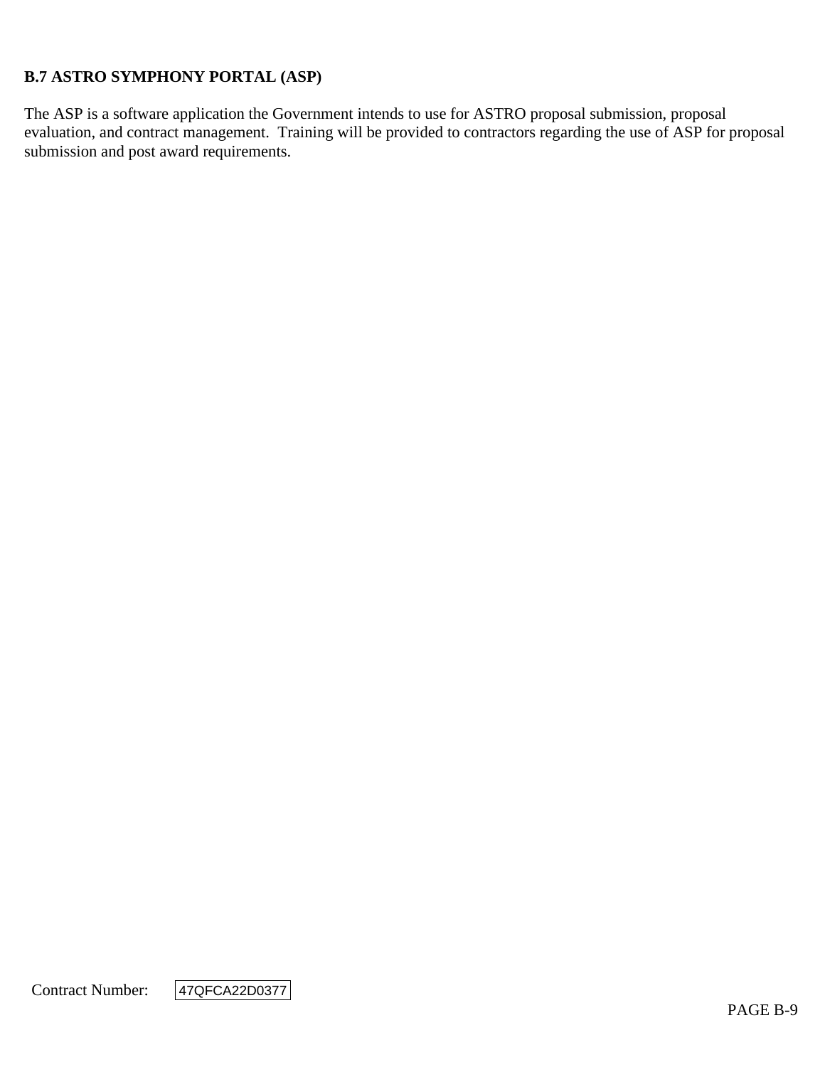## B.7 ASTRO SYMPHONY PORTAL (ASP)

The ASP is a software application the Government intends to use for ASTRO proposal submission, proposal evaluation, and contract management. Training will be provided to contractors regarding the use of ASP for proposal submission and post award requirements.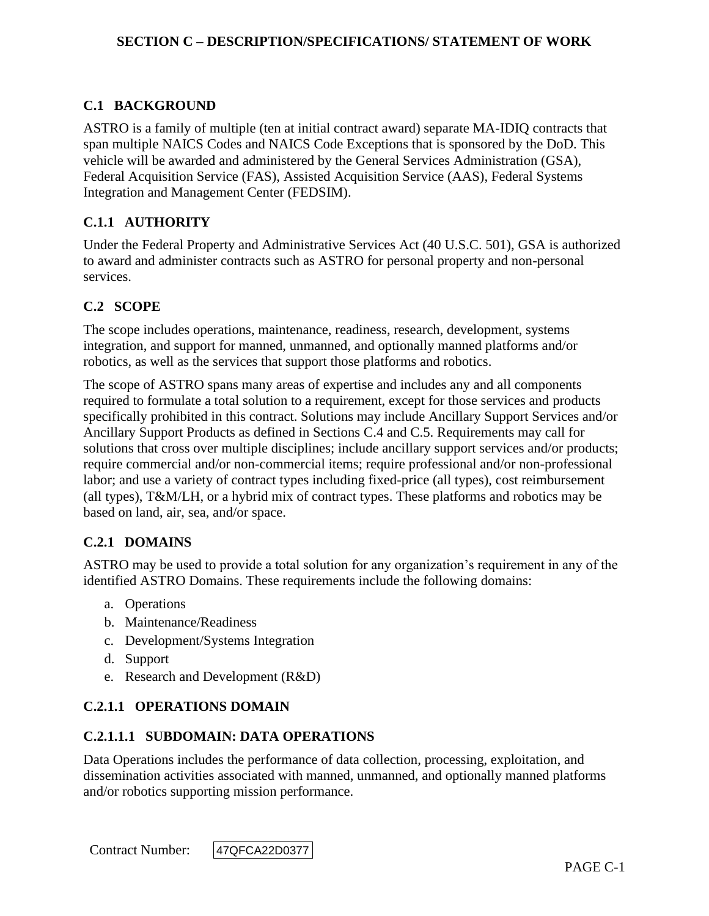# SECTION C – DESCRIPTION/SPECIFICATIONS/ STATEMENT OF WORK

## C.1 BACKGROUND

ASTRO is a family of multiple (ten at initial contract award) separate MA-IDIQ contracts that span multiple NAICS Codes and NAICS Code Exceptions that is sponsored by the DoD. This vehicle will be awarded and administered by the General Services Administration (GSA), Federal Acquisition Service (FAS), Assisted Acquisition Service (AAS), Federal Systems Integration and Management Center (FEDSIM).

### C.1.1 AUTHORITY

Under the Federal Property and Administrative Services Act (40 U.S.C. 501), GSA is authorized to award and administer contracts such as ASTRO for personal property and non-personal services.

## C.2 SCOPE

The scope includes operations, maintenance, readiness, research, development, systems integration, and support for manned, unmanned, and optionally manned platforms and/or robotics, as well as the services that support those platforms and robotics.

The scope of ASTRO spans many areas of expertise and includes any and all components required to formulate a total solution to a requirement, except for those services and products specifically prohibited in this contract. Solutions may include Ancillary Support Services and/or Ancillary Support Products as defined in Sections C.4 and C.5. Requirements may call for solutions that cross over multiple disciplines; include ancillary support services and/or products; require commercial and/or non-commercial items; require professional and/or non-professional labor; and use a variety of contract types including fixed-price (all types), cost reimbursement (all types), T&M/LH, or a hybrid mix of contract types. These platforms and robotics may be based on land, air, sea, and/or space.

### C.2.1 DOMAINS

ASTRO may be used to provide a total solution for any organization's requirement in any of the identified ASTRO Domains. These requirements include the following domains:

a. Operations
b. Maintenance/Readiness
c. Development/Systems Integration
d. Support
e. Research and Development (R&D)

#### C.2.1.1 OPERATIONS DOMAIN

##### C.2.1.1.1 SUBDOMAIN: DATA OPERATIONS

Data Operations includes the performance of data collection, processing, exploitation, and dissemination activities associated with manned, unmanned, and optionally manned platforms and/or robotics supporting mission performance.

Contract Number: 47QFCA22D0377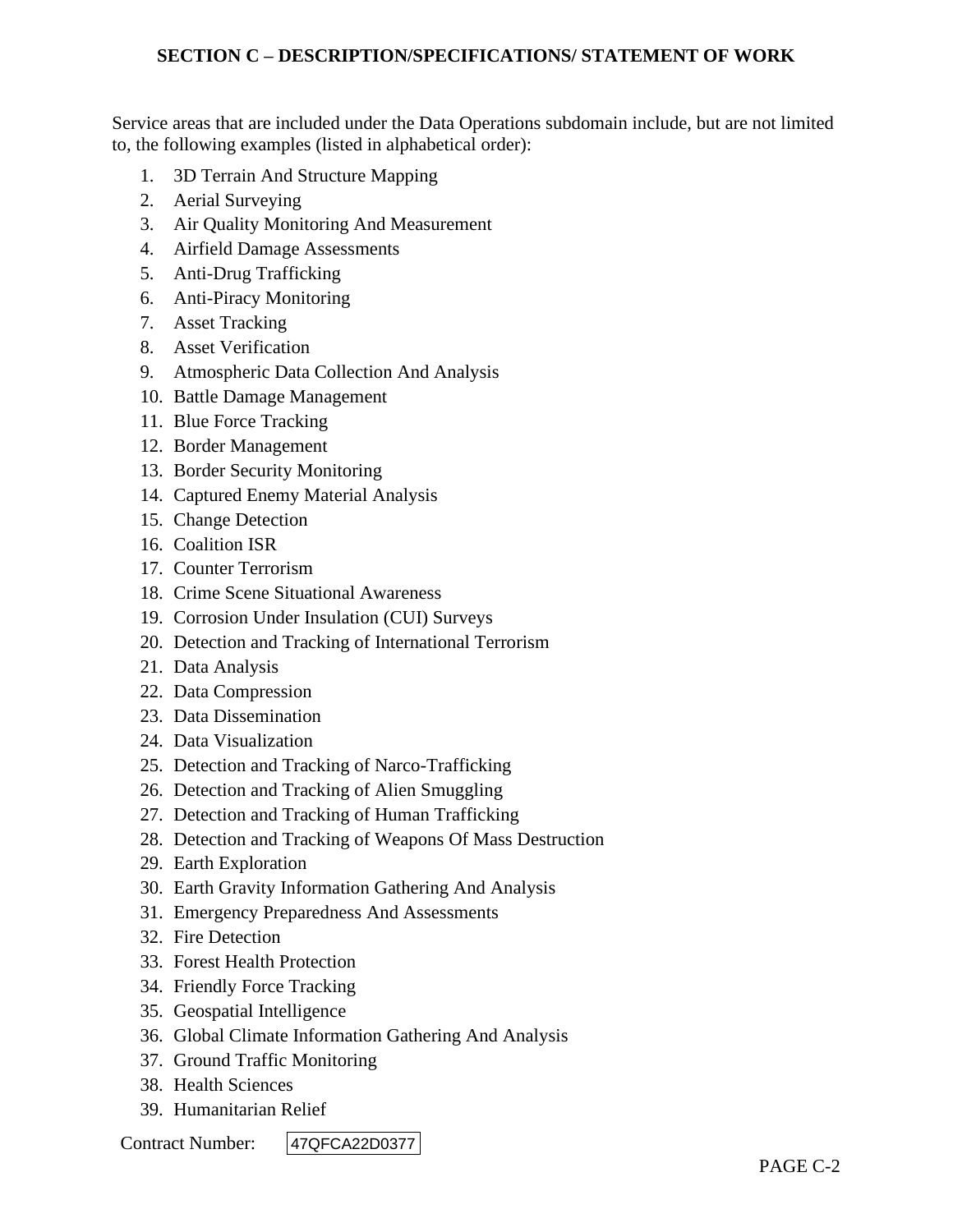## SECTION C – DESCRIPTION/SPECIFICATIONS/ STATEMENT OF WORK

Service areas that are included under the Data Operations subdomain include, but are not limited to, the following examples (listed in alphabetical order):

1. 3D Terrain And Structure Mapping
2. Aerial Surveying
3. Air Quality Monitoring And Measurement
4. Airfield Damage Assessments
5. Anti-Drug Trafficking
6. Anti-Piracy Monitoring
7. Asset Tracking
8. Asset Verification
9. Atmospheric Data Collection And Analysis
10. Battle Damage Management
11. Blue Force Tracking
12. Border Management
13. Border Security Monitoring
14. Captured Enemy Material Analysis
15. Change Detection
16. Coalition ISR
17. Counter Terrorism
18. Crime Scene Situational Awareness
19. Corrosion Under Insulation (CUI) Surveys
20. Detection and Tracking of International Terrorism
21. Data Analysis
22. Data Compression
23. Data Dissemination
24. Data Visualization
25. Detection and Tracking of Narco-Trafficking
26. Detection and Tracking of Alien Smuggling
27. Detection and Tracking of Human Trafficking
28. Detection and Tracking of Weapons Of Mass Destruction
29. Earth Exploration
30. Earth Gravity Information Gathering And Analysis
31. Emergency Preparedness And Assessments
32. Fire Detection
33. Forest Health Protection
34. Friendly Force Tracking
35. Geospatial Intelligence
36. Global Climate Information Gathering And Analysis
37. Ground Traffic Monitoring
38. Health Sciences
39. Humanitarian Relief

Contract Number: 47QFCA22D0377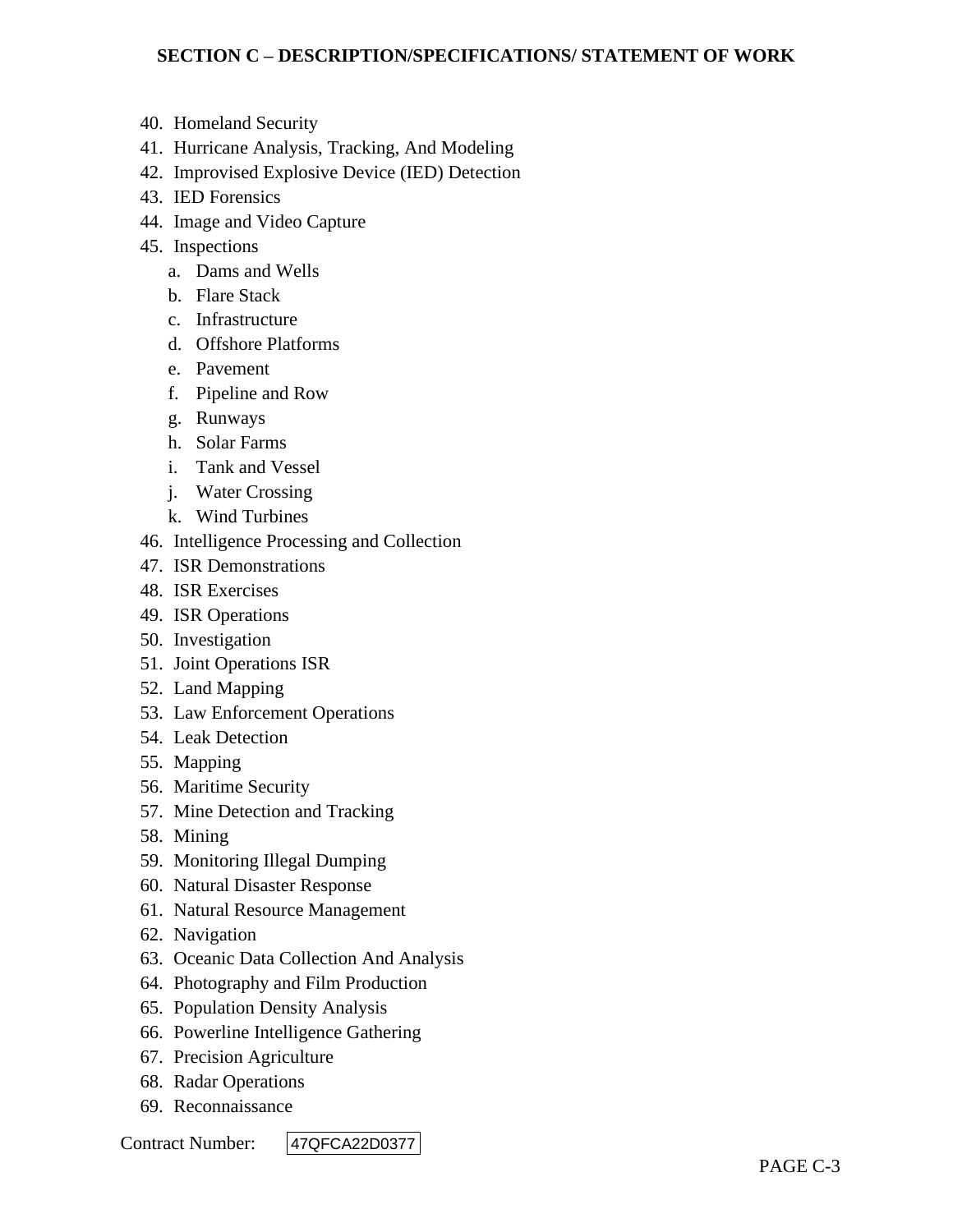40. Homeland Security
41. Hurricane Analysis, Tracking, And Modeling
42. Improvised Explosive Device (IED) Detection
43. IED Forensics
44. Image and Video Capture
45. Inspections
    a. Dams and Wells
    b. Flare Stack
    c. Infrastructure
    d. Offshore Platforms
    e. Pavement
    f. Pipeline and Row
    g. Runways
    h. Solar Farms
    i. Tank and Vessel
    j. Water Crossing
    k. Wind Turbines
46. Intelligence Processing and Collection
47. ISR Demonstrations
48. ISR Exercises
49. ISR Operations
50. Investigation
51. Joint Operations ISR
52. Land Mapping
53. Law Enforcement Operations
54. Leak Detection
55. Mapping
56. Maritime Security
57. Mine Detection and Tracking
58. Mining
59. Monitoring Illegal Dumping
60. Natural Disaster Response
61. Natural Resource Management
62. Navigation
63. Oceanic Data Collection And Analysis
64. Photography and Film Production
65. Population Density Analysis
66. Powerline Intelligence Gathering
67. Precision Agriculture
68. Radar Operations
69. Reconnaissance

Contract Number: 47QFCA22D0377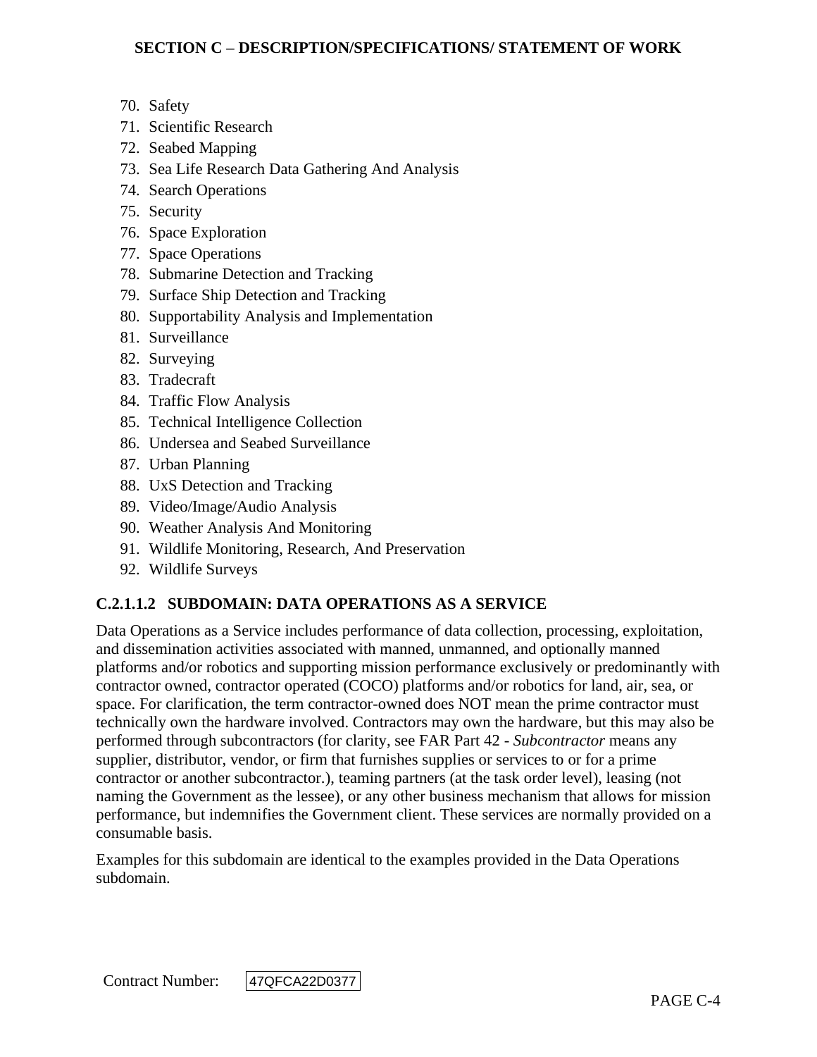70. Safety
71. Scientific Research
72. Seabed Mapping
73. Sea Life Research Data Gathering And Analysis
74. Search Operations
75. Security
76. Space Exploration
77. Space Operations
78. Submarine Detection and Tracking
79. Surface Ship Detection and Tracking
80. Supportability Analysis and Implementation
81. Surveillance
82. Surveying
83. Tradecraft
84. Traffic Flow Analysis
85. Technical Intelligence Collection
86. Undersea and Seabed Surveillance
87. Urban Planning
88. UxS Detection and Tracking
89. Video/Image/Audio Analysis
90. Weather Analysis And Monitoring
91. Wildlife Monitoring, Research, And Preservation
92. Wildlife Surveys

#### C.2.1.1.2 SUBDOMAIN: DATA OPERATIONS AS A SERVICE

Data Operations as a Service includes performance of data collection, processing, exploitation, and dissemination activities associated with manned, unmanned, and optionally manned platforms and/or robotics and supporting mission performance exclusively or predominantly with contractor owned, contractor operated (COCO) platforms and/or robotics for land, air, sea, or space. For clarification, the term contractor-owned does NOT mean the prime contractor must technically own the hardware involved. Contractors may own the hardware, but this may also be performed through subcontractors (for clarity, see FAR Part 42 - *Subcontractor* means any supplier, distributor, vendor, or firm that furnishes supplies or services to or for a prime contractor or another subcontractor.), teaming partners (at the task order level), leasing (not naming the Government as the lessee), or any other business mechanism that allows for mission performance, but indemnifies the Government client. These services are normally provided on a consumable basis.

Examples for this subdomain are identical to the examples provided in the Data Operations subdomain.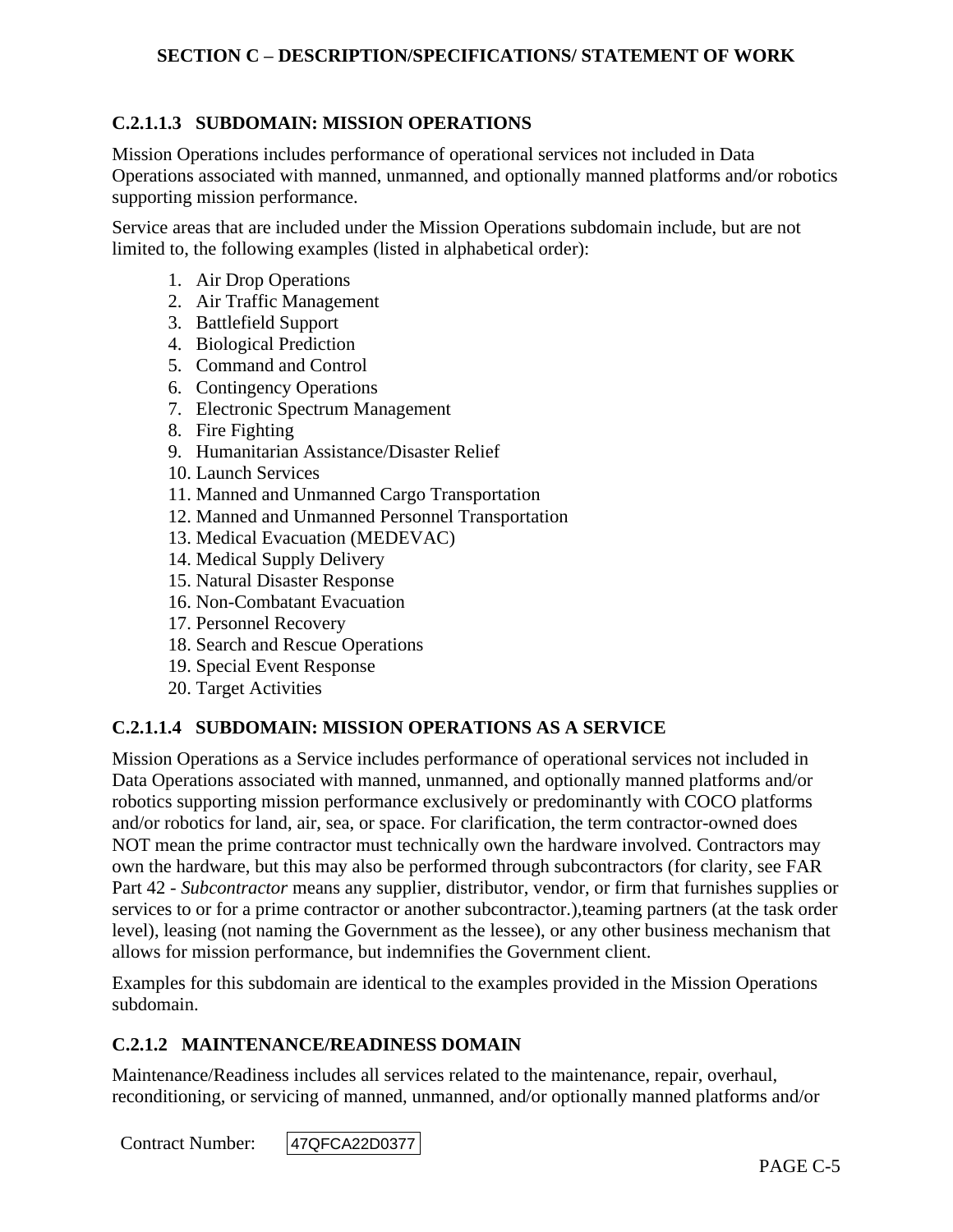#### C.2.1.1.3 SUBDOMAIN: MISSION OPERATIONS

Mission Operations includes performance of operational services not included in Data Operations associated with manned, unmanned, and optionally manned platforms and/or robotics supporting mission performance.

Service areas that are included under the Mission Operations subdomain include, but are not limited to, the following examples (listed in alphabetical order):

1. Air Drop Operations
2. Air Traffic Management
3. Battlefield Support
4. Biological Prediction
5. Command and Control
6. Contingency Operations
7. Electronic Spectrum Management
8. Fire Fighting
9. Humanitarian Assistance/Disaster Relief
10. Launch Services
11. Manned and Unmanned Cargo Transportation
12. Manned and Unmanned Personnel Transportation
13. Medical Evacuation (MEDEVAC)
14. Medical Supply Delivery
15. Natural Disaster Response
16. Non-Combatant Evacuation
17. Personnel Recovery
18. Search and Rescue Operations
19. Special Event Response
20. Target Activities

#### C.2.1.1.4 SUBDOMAIN: MISSION OPERATIONS AS A SERVICE

Mission Operations as a Service includes performance of operational services not included in Data Operations associated with manned, unmanned, and optionally manned platforms and/or robotics supporting mission performance exclusively or predominantly with COCO platforms and/or robotics for land, air, sea, or space. For clarification, the term contractor-owned does NOT mean the prime contractor must technically own the hardware involved. Contractors may own the hardware, but this may also be performed through subcontractors (for clarity, see FAR Part 42 - *Subcontractor* means any supplier, distributor, vendor, or firm that furnishes supplies or services to or for a prime contractor or another subcontractor.),teaming partners (at the task order level), leasing (not naming the Government as the lessee), or any other business mechanism that allows for mission performance, but indemnifies the Government client.

Examples for this subdomain are identical to the examples provided in the Mission Operations subdomain.

### C.2.1.2 MAINTENANCE/READINESS DOMAIN

Maintenance/Readiness includes all services related to the maintenance, repair, overhaul, reconditioning, or servicing of manned, unmanned, and/or optionally manned platforms and/or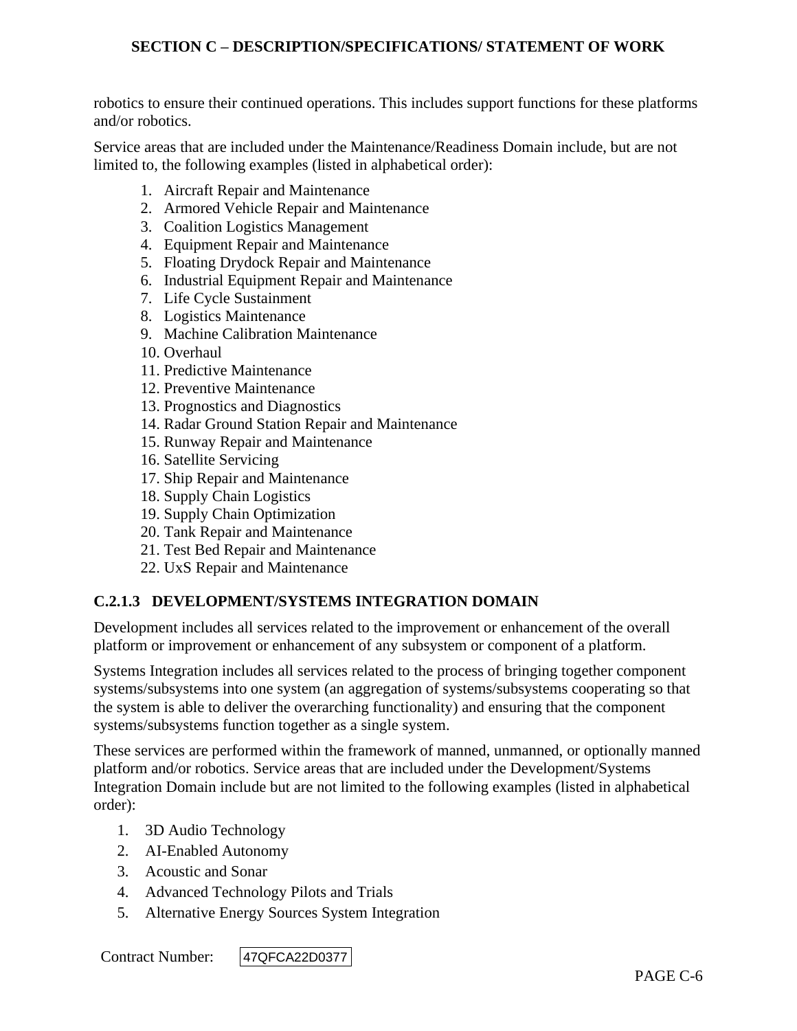robotics to ensure their continued operations. This includes support functions for these platforms and/or robotics.

Service areas that are included under the Maintenance/Readiness Domain include, but are not limited to, the following examples (listed in alphabetical order):

1. Aircraft Repair and Maintenance
2. Armored Vehicle Repair and Maintenance
3. Coalition Logistics Management
4. Equipment Repair and Maintenance
5. Floating Drydock Repair and Maintenance
6. Industrial Equipment Repair and Maintenance
7. Life Cycle Sustainment
8. Logistics Maintenance
9. Machine Calibration Maintenance
10. Overhaul
11. Predictive Maintenance
12. Preventive Maintenance
13. Prognostics and Diagnostics
14. Radar Ground Station Repair and Maintenance
15. Runway Repair and Maintenance
16. Satellite Servicing
17. Ship Repair and Maintenance
18. Supply Chain Logistics
19. Supply Chain Optimization
20. Tank Repair and Maintenance
21. Test Bed Repair and Maintenance
22. UxS Repair and Maintenance

### C.2.1.3 DEVELOPMENT/SYSTEMS INTEGRATION DOMAIN

Development includes all services related to the improvement or enhancement of the overall platform or improvement or enhancement of any subsystem or component of a platform.

Systems Integration includes all services related to the process of bringing together component systems/subsystems into one system (an aggregation of systems/subsystems cooperating so that the system is able to deliver the overarching functionality) and ensuring that the component systems/subsystems function together as a single system.

These services are performed within the framework of manned, unmanned, or optionally manned platform and/or robotics. Service areas that are included under the Development/Systems Integration Domain include but are not limited to the following examples (listed in alphabetical order):

1. 3D Audio Technology
2. AI-Enabled Autonomy
3. Acoustic and Sonar
4. Advanced Technology Pilots and Trials
5. Alternative Energy Sources System Integration

Contract Number: 47QFCA22D0377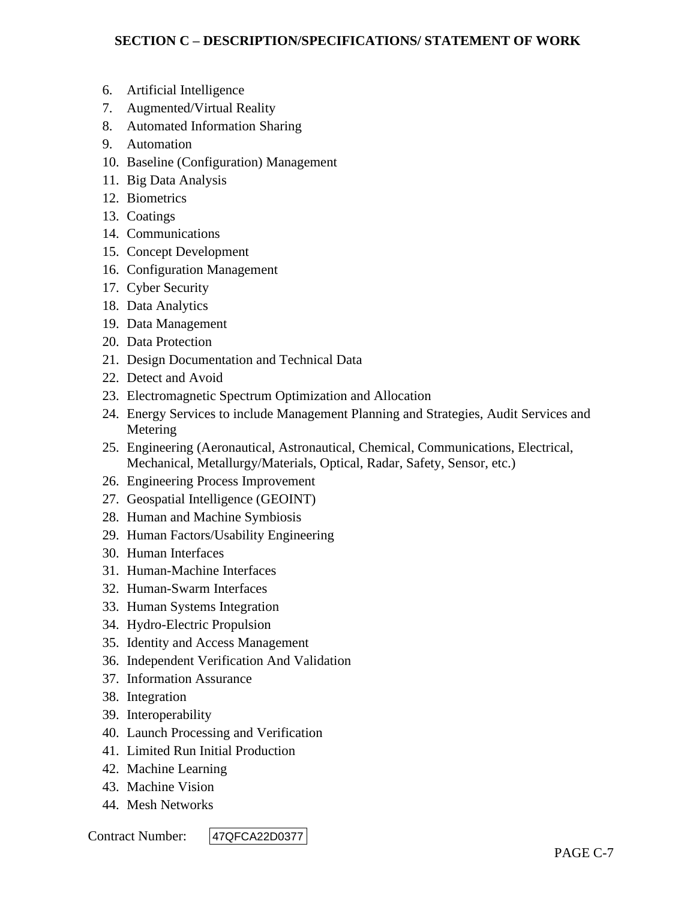6. Artificial Intelligence
7. Augmented/Virtual Reality
8. Automated Information Sharing
9. Automation
10. Baseline (Configuration) Management
11. Big Data Analysis
12. Biometrics
13. Coatings
14. Communications
15. Concept Development
16. Configuration Management
17. Cyber Security
18. Data Analytics
19. Data Management
20. Data Protection
21. Design Documentation and Technical Data
22. Detect and Avoid
23. Electromagnetic Spectrum Optimization and Allocation
24. Energy Services to include Management Planning and Strategies, Audit Services and Metering
25. Engineering (Aeronautical, Astronautical, Chemical, Communications, Electrical, Mechanical, Metallurgy/Materials, Optical, Radar, Safety, Sensor, etc.)
26. Engineering Process Improvement
27. Geospatial Intelligence (GEOINT)
28. Human and Machine Symbiosis
29. Human Factors/Usability Engineering
30. Human Interfaces
31. Human-Machine Interfaces
32. Human-Swarm Interfaces
33. Human Systems Integration
34. Hydro-Electric Propulsion
35. Identity and Access Management
36. Independent Verification And Validation
37. Information Assurance
38. Integration
39. Interoperability
40. Launch Processing and Verification
41. Limited Run Initial Production
42. Machine Learning
43. Machine Vision
44. Mesh Networks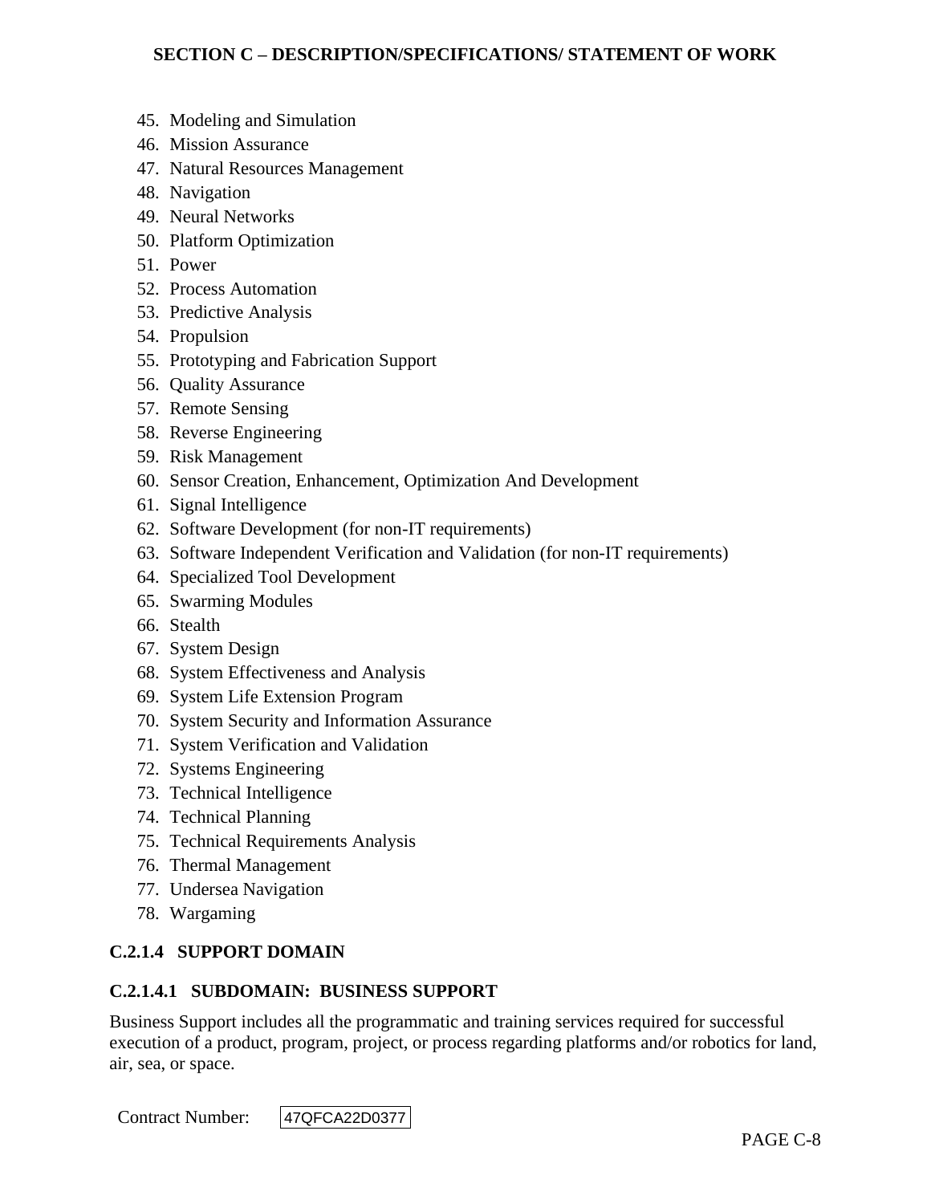45. Modeling and Simulation
46. Mission Assurance
47. Natural Resources Management
48. Navigation
49. Neural Networks
50. Platform Optimization
51. Power
52. Process Automation
53. Predictive Analysis
54. Propulsion
55. Prototyping and Fabrication Support
56. Quality Assurance
57. Remote Sensing
58. Reverse Engineering
59. Risk Management
60. Sensor Creation, Enhancement, Optimization And Development
61. Signal Intelligence
62. Software Development (for non-IT requirements)
63. Software Independent Verification and Validation (for non-IT requirements)
64. Specialized Tool Development
65. Swarming Modules
66. Stealth
67. System Design
68. System Effectiveness and Analysis
69. System Life Extension Program
70. System Security and Information Assurance
71. System Verification and Validation
72. Systems Engineering
73. Technical Intelligence
74. Technical Planning
75. Technical Requirements Analysis
76. Thermal Management
77. Undersea Navigation
78. Wargaming

### C.2.1.4 SUPPORT DOMAIN

#### C.2.1.4.1 SUBDOMAIN: BUSINESS SUPPORT

Business Support includes all the programmatic and training services required for successful execution of a product, program, project, or process regarding platforms and/or robotics for land, air, sea, or space.

Contract Number: 47QFCA22D0377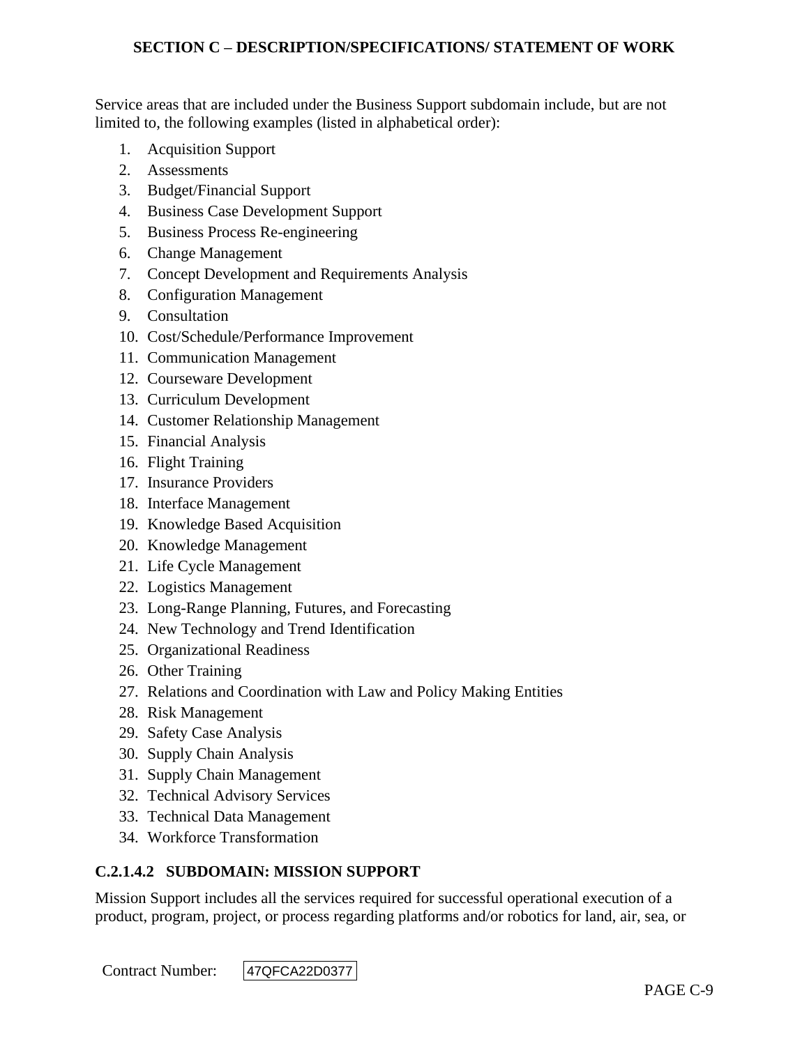Service areas that are included under the Business Support subdomain include, but are not limited to, the following examples (listed in alphabetical order):

1. Acquisition Support
2. Assessments
3. Budget/Financial Support
4. Business Case Development Support
5. Business Process Re-engineering
6. Change Management
7. Concept Development and Requirements Analysis
8. Configuration Management
9. Consultation
10. Cost/Schedule/Performance Improvement
11. Communication Management
12. Courseware Development
13. Curriculum Development
14. Customer Relationship Management
15. Financial Analysis
16. Flight Training
17. Insurance Providers
18. Interface Management
19. Knowledge Based Acquisition
20. Knowledge Management
21. Life Cycle Management
22. Logistics Management
23. Long-Range Planning, Futures, and Forecasting
24. New Technology and Trend Identification
25. Organizational Readiness
26. Other Training
27. Relations and Coordination with Law and Policy Making Entities
28. Risk Management
29. Safety Case Analysis
30. Supply Chain Analysis
31. Supply Chain Management
32. Technical Advisory Services
33. Technical Data Management
34. Workforce Transformation

### C.2.1.4.2 SUBDOMAIN: MISSION SUPPORT

Mission Support includes all the services required for successful operational execution of a product, program, project, or process regarding platforms and/or robotics for land, air, sea, or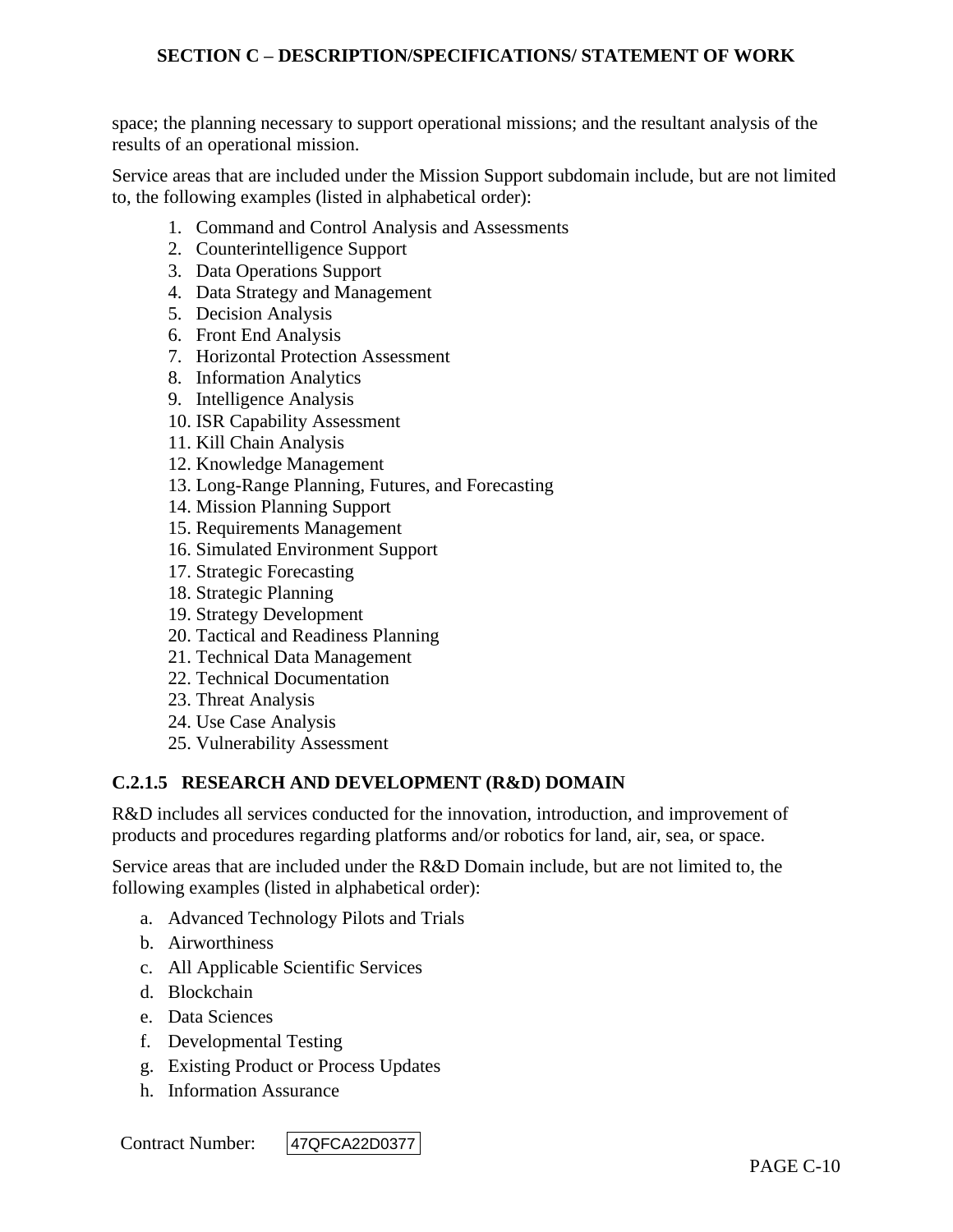space; the planning necessary to support operational missions; and the resultant analysis of the results of an operational mission.

Service areas that are included under the Mission Support subdomain include, but are not limited to, the following examples (listed in alphabetical order):

1. Command and Control Analysis and Assessments
2. Counterintelligence Support
3. Data Operations Support
4. Data Strategy and Management
5. Decision Analysis
6. Front End Analysis
7. Horizontal Protection Assessment
8. Information Analytics
9. Intelligence Analysis
10. ISR Capability Assessment
11. Kill Chain Analysis
12. Knowledge Management
13. Long-Range Planning, Futures, and Forecasting
14. Mission Planning Support
15. Requirements Management
16. Simulated Environment Support
17. Strategic Forecasting
18. Strategic Planning
19. Strategy Development
20. Tactical and Readiness Planning
21. Technical Data Management
22. Technical Documentation
23. Threat Analysis
24. Use Case Analysis
25. Vulnerability Assessment

### C.2.1.5 RESEARCH AND DEVELOPMENT (R&D) DOMAIN

R&D includes all services conducted for the innovation, introduction, and improvement of products and procedures regarding platforms and/or robotics for land, air, sea, or space.

Service areas that are included under the R&D Domain include, but are not limited to, the following examples (listed in alphabetical order):

a. Advanced Technology Pilots and Trials
b. Airworthiness
c. All Applicable Scientific Services
d. Blockchain
e. Data Sciences
f. Developmental Testing
g. Existing Product or Process Updates
h. Information Assurance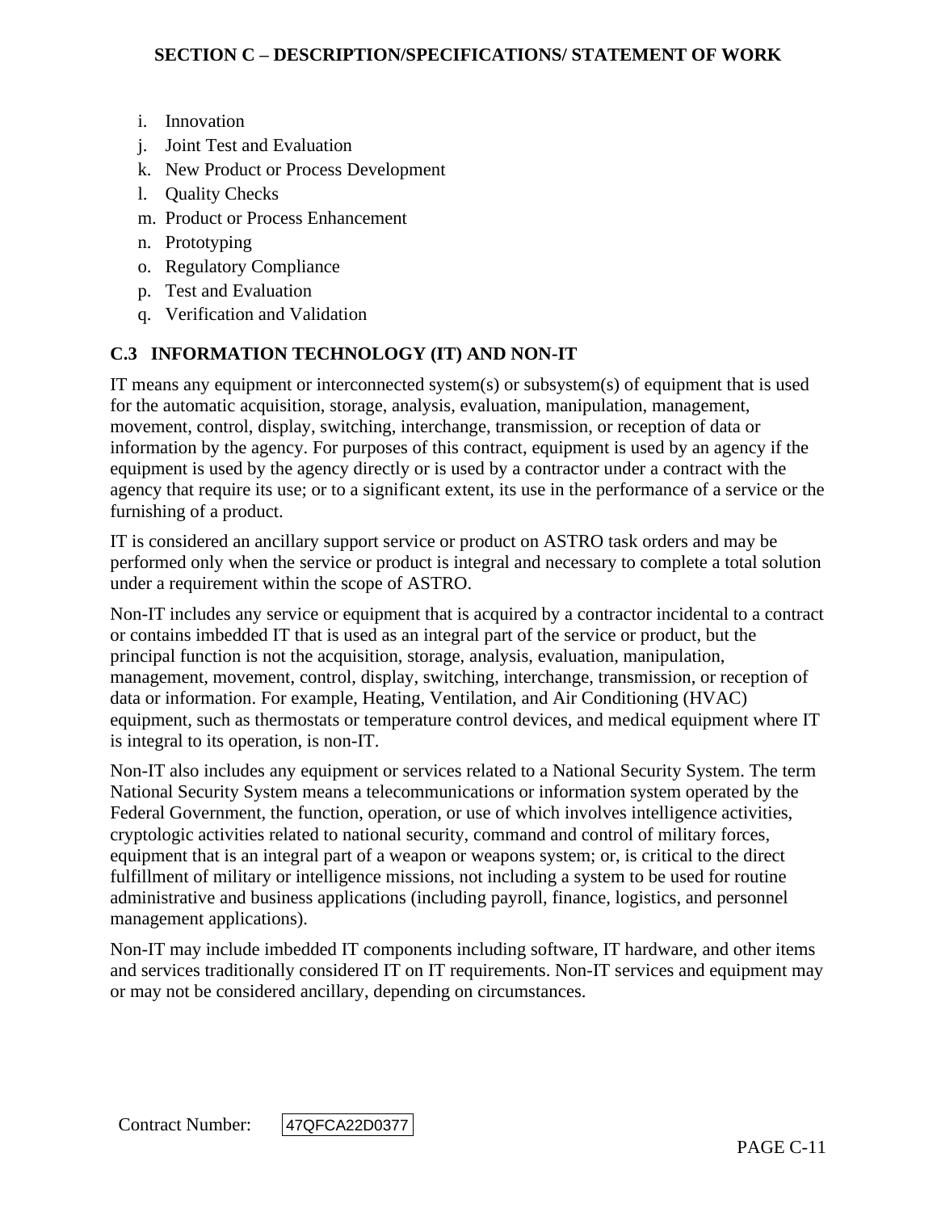i. Innovation
j. Joint Test and Evaluation
k. New Product or Process Development
l. Quality Checks
m. Product or Process Enhancement
n. Prototyping
o. Regulatory Compliance
p. Test and Evaluation
q. Verification and Validation

## C.3 INFORMATION TECHNOLOGY (IT) AND NON-IT

IT means any equipment or interconnected system(s) or subsystem(s) of equipment that is used for the automatic acquisition, storage, analysis, evaluation, manipulation, management, movement, control, display, switching, interchange, transmission, or reception of data or information by the agency. For purposes of this contract, equipment is used by an agency if the equipment is used by the agency directly or is used by a contractor under a contract with the agency that require its use; or to a significant extent, its use in the performance of a service or the furnishing of a product.

IT is considered an ancillary support service or product on ASTRO task orders and may be performed only when the service or product is integral and necessary to complete a total solution under a requirement within the scope of ASTRO.

Non-IT includes any service or equipment that is acquired by a contractor incidental to a contract or contains imbedded IT that is used as an integral part of the service or product, but the principal function is not the acquisition, storage, analysis, evaluation, manipulation, management, movement, control, display, switching, interchange, transmission, or reception of data or information. For example, Heating, Ventilation, and Air Conditioning (HVAC) equipment, such as thermostats or temperature control devices, and medical equipment where IT is integral to its operation, is non-IT.

Non-IT also includes any equipment or services related to a National Security System. The term National Security System means a telecommunications or information system operated by the Federal Government, the function, operation, or use of which involves intelligence activities, cryptologic activities related to national security, command and control of military forces, equipment that is an integral part of a weapon or weapons system; or, is critical to the direct fulfillment of military or intelligence missions, not including a system to be used for routine administrative and business applications (including payroll, finance, logistics, and personnel management applications).

Non-IT may include imbedded IT components including software, IT hardware, and other items and services traditionally considered IT on IT requirements. Non-IT services and equipment may or may not be considered ancillary, depending on circumstances.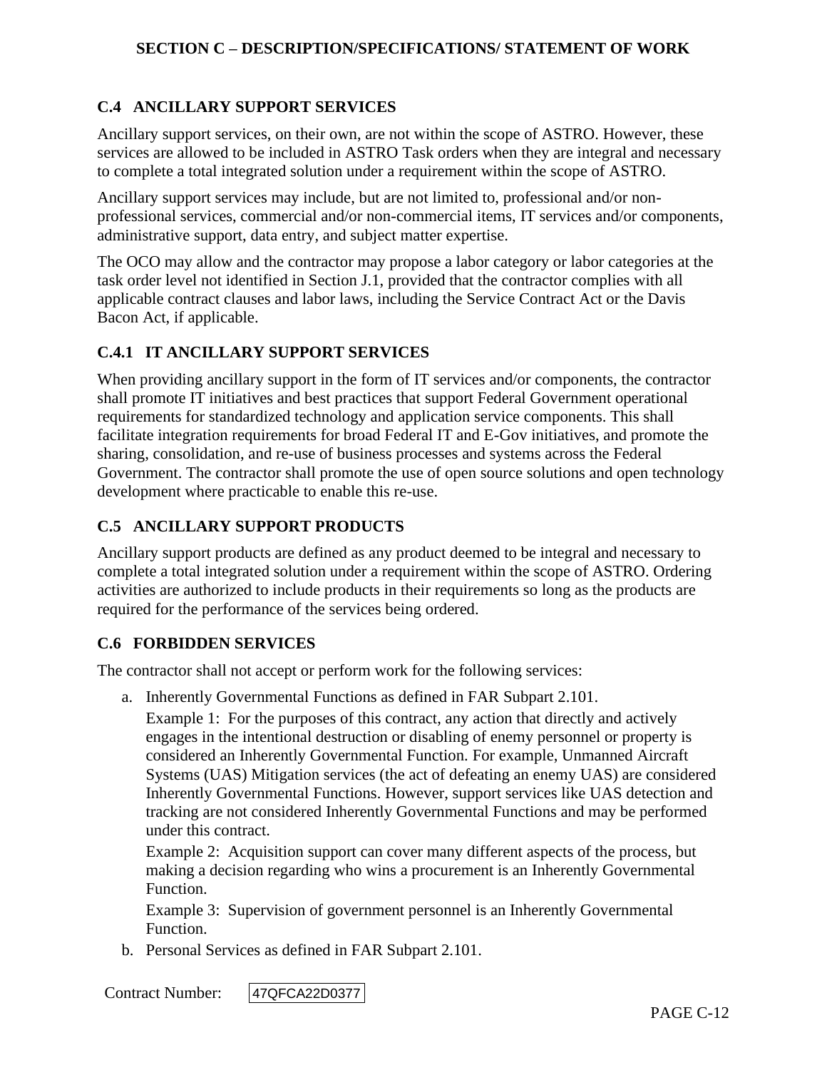## C.4 ANCILLARY SUPPORT SERVICES

Ancillary support services, on their own, are not within the scope of ASTRO. However, these services are allowed to be included in ASTRO Task orders when they are integral and necessary to complete a total integrated solution under a requirement within the scope of ASTRO.

Ancillary support services may include, but are not limited to, professional and/or non-professional services, commercial and/or non-commercial items, IT services and/or components, administrative support, data entry, and subject matter expertise.

The OCO may allow and the contractor may propose a labor category or labor categories at the task order level not identified in Section J.1, provided that the contractor complies with all applicable contract clauses and labor laws, including the Service Contract Act or the Davis Bacon Act, if applicable.

### C.4.1 IT ANCILLARY SUPPORT SERVICES

When providing ancillary support in the form of IT services and/or components, the contractor shall promote IT initiatives and best practices that support Federal Government operational requirements for standardized technology and application service components. This shall facilitate integration requirements for broad Federal IT and E-Gov initiatives, and promote the sharing, consolidation, and re-use of business processes and systems across the Federal Government. The contractor shall promote the use of open source solutions and open technology development where practicable to enable this re-use.

## C.5 ANCILLARY SUPPORT PRODUCTS

Ancillary support products are defined as any product deemed to be integral and necessary to complete a total integrated solution under a requirement within the scope of ASTRO. Ordering activities are authorized to include products in their requirements so long as the products are required for the performance of the services being ordered.

## C.6 FORBIDDEN SERVICES

The contractor shall not accept or perform work for the following services:

a. Inherently Governmental Functions as defined in FAR Subpart 2.101.

   Example 1: For the purposes of this contract, any action that directly and actively engages in the intentional destruction or disabling of enemy personnel or property is considered an Inherently Governmental Function. For example, Unmanned Aircraft Systems (UAS) Mitigation services (the act of defeating an enemy UAS) are considered Inherently Governmental Functions. However, support services like UAS detection and tracking are not considered Inherently Governmental Functions and may be performed under this contract.

   Example 2: Acquisition support can cover many different aspects of the process, but making a decision regarding who wins a procurement is an Inherently Governmental Function.

   Example 3: Supervision of government personnel is an Inherently Governmental Function.

b. Personal Services as defined in FAR Subpart 2.101.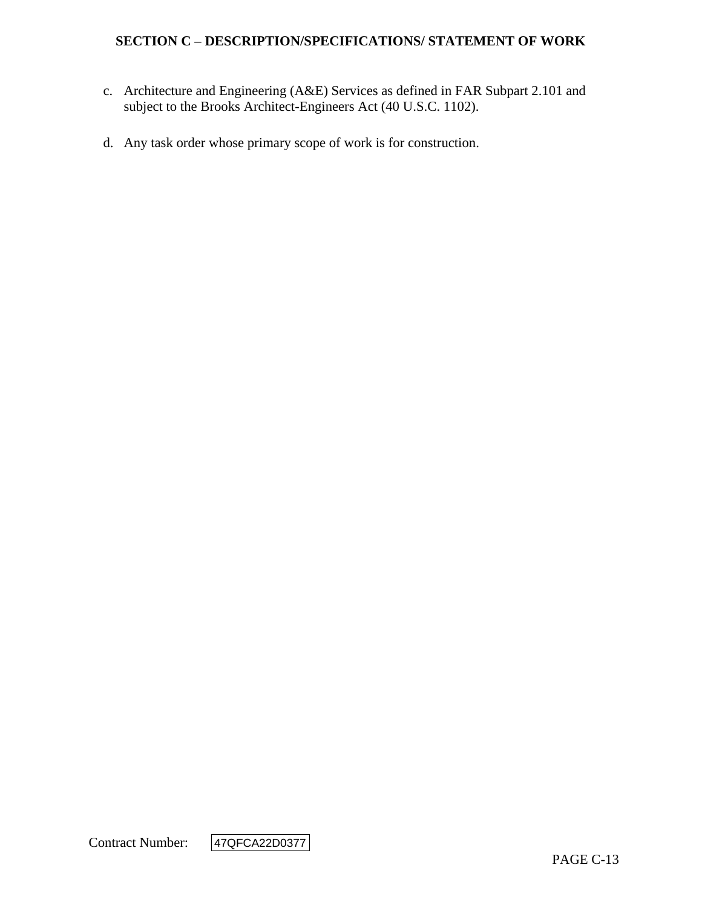c. Architecture and Engineering (A&E) Services as defined in FAR Subpart 2.101 and subject to the Brooks Architect-Engineers Act (40 U.S.C. 1102).

d. Any task order whose primary scope of work is for construction.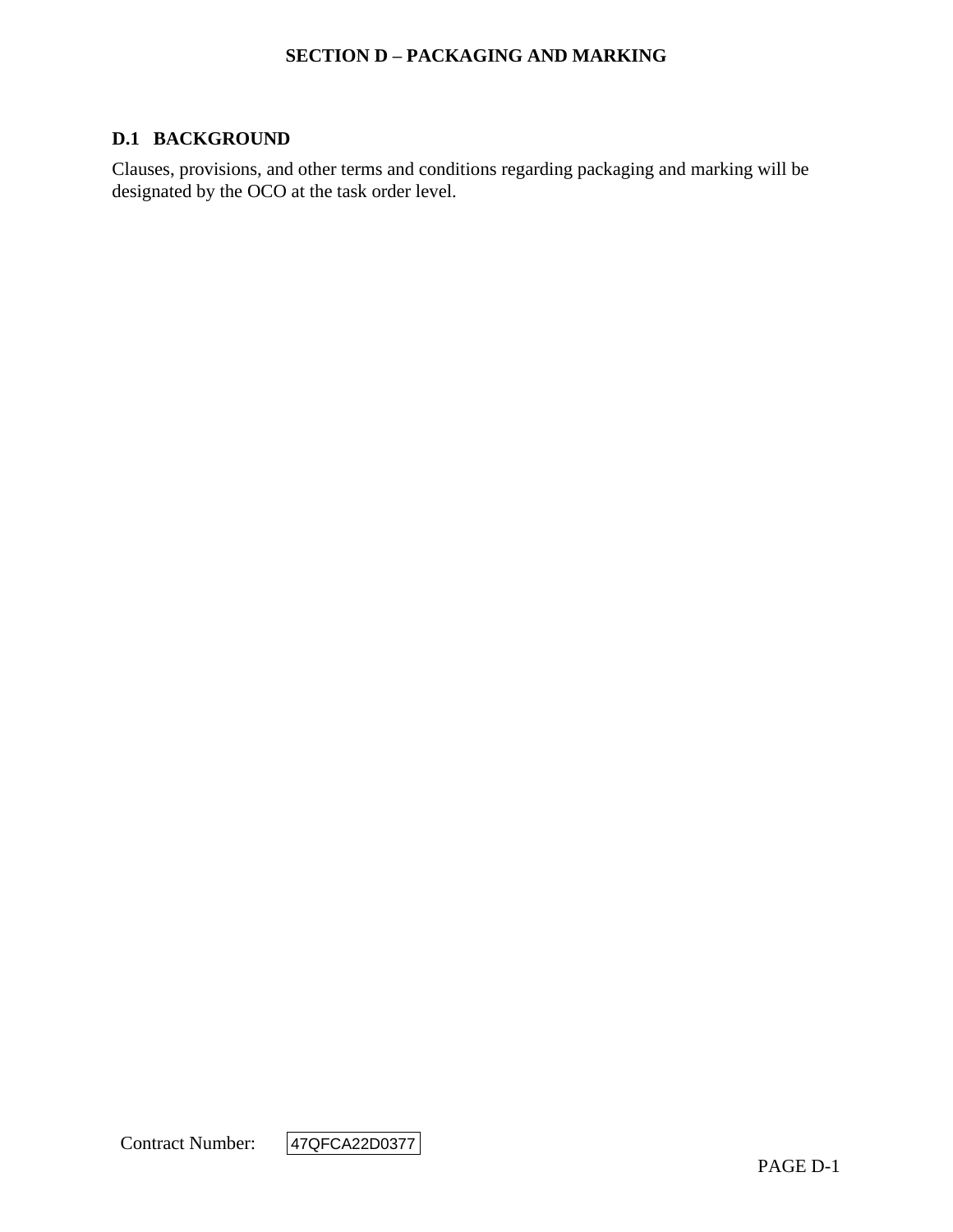# SECTION D – PACKAGING AND MARKING

## D.1 BACKGROUND

Clauses, provisions, and other terms and conditions regarding packaging and marking will be designated by the OCO at the task order level.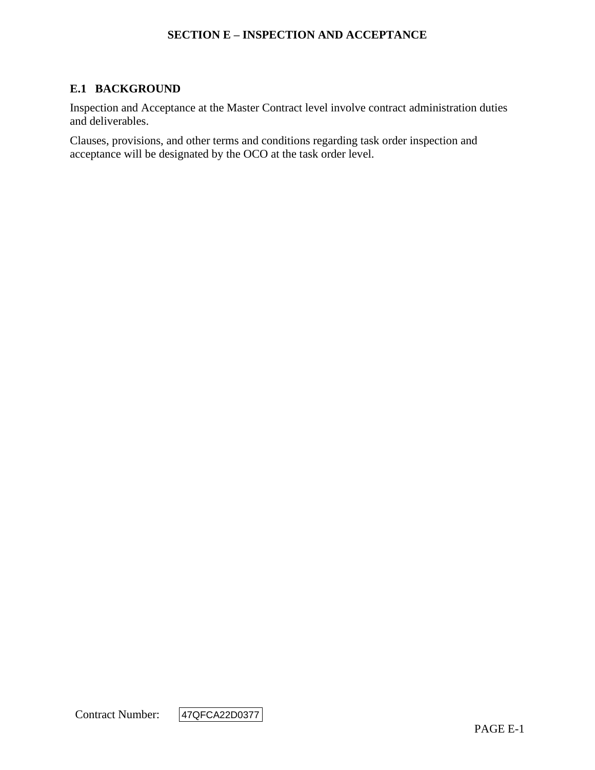# SECTION E – INSPECTION AND ACCEPTANCE

## E.1 BACKGROUND

Inspection and Acceptance at the Master Contract level involve contract administration duties and deliverables.

Clauses, provisions, and other terms and conditions regarding task order inspection and acceptance will be designated by the OCO at the task order level.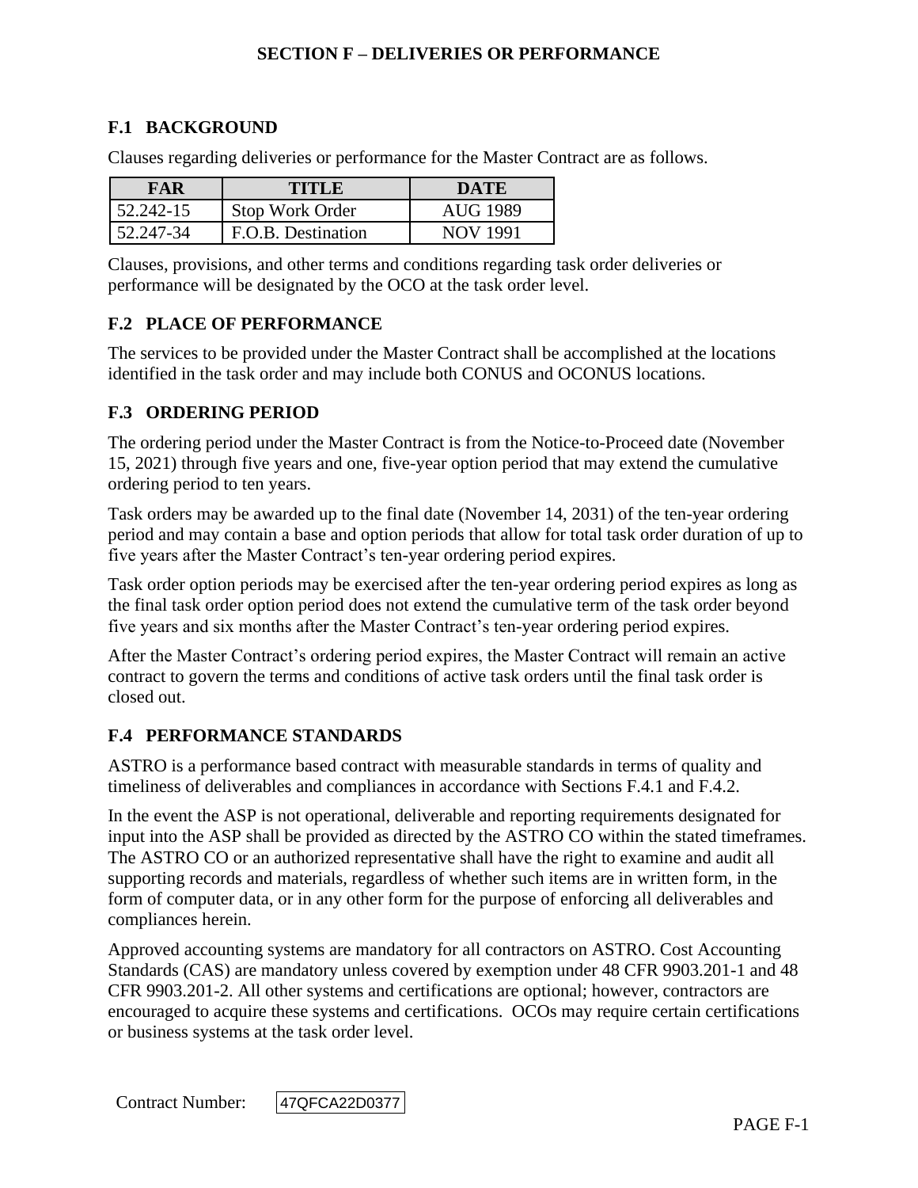# SECTION F – DELIVERIES OR PERFORMANCE

## F.1 BACKGROUND

Clauses regarding deliveries or performance for the Master Contract are as follows.

| FAR | TITLE | DATE |
|---|---|---|
| 52.242-15 | Stop Work Order | AUG 1989 |
| 52.247-34 | F.O.B. Destination | NOV 1991 |

Clauses, provisions, and other terms and conditions regarding task order deliveries or performance will be designated by the OCO at the task order level.

## F.2 PLACE OF PERFORMANCE

The services to be provided under the Master Contract shall be accomplished at the locations identified in the task order and may include both CONUS and OCONUS locations.

## F.3 ORDERING PERIOD

The ordering period under the Master Contract is from the Notice-to-Proceed date (November 15, 2021) through five years and one, five-year option period that may extend the cumulative ordering period to ten years.

Task orders may be awarded up to the final date (November 14, 2031) of the ten-year ordering period and may contain a base and option periods that allow for total task order duration of up to five years after the Master Contract's ten-year ordering period expires.

Task order option periods may be exercised after the ten-year ordering period expires as long as the final task order option period does not extend the cumulative term of the task order beyond five years and six months after the Master Contract's ten-year ordering period expires.

After the Master Contract's ordering period expires, the Master Contract will remain an active contract to govern the terms and conditions of active task orders until the final task order is closed out.

## F.4 PERFORMANCE STANDARDS

ASTRO is a performance based contract with measurable standards in terms of quality and timeliness of deliverables and compliances in accordance with Sections F.4.1 and F.4.2.

In the event the ASP is not operational, deliverable and reporting requirements designated for input into the ASP shall be provided as directed by the ASTRO CO within the stated timeframes. The ASTRO CO or an authorized representative shall have the right to examine and audit all supporting records and materials, regardless of whether such items are in written form, in the form of computer data, or in any other form for the purpose of enforcing all deliverables and compliances herein.

Approved accounting systems are mandatory for all contractors on ASTRO. Cost Accounting Standards (CAS) are mandatory unless covered by exemption under 48 CFR 9903.201-1 and 48 CFR 9903.201-2. All other systems and certifications are optional; however, contractors are encouraged to acquire these systems and certifications. OCOs may require certain certifications or business systems at the task order level.

Contract Number: 47QFCA22D0377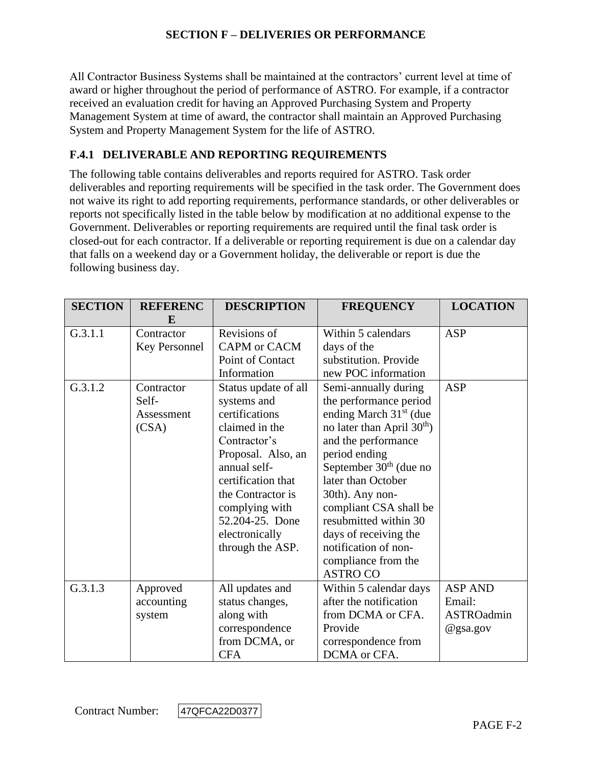## SECTION F – DELIVERIES OR PERFORMANCE

All Contractor Business Systems shall be maintained at the contractors' current level at time of award or higher throughout the period of performance of ASTRO. For example, if a contractor received an evaluation credit for having an Approved Purchasing System and Property Management System at time of award, the contractor shall maintain an Approved Purchasing System and Property Management System for the life of ASTRO.

### F.4.1 DELIVERABLE AND REPORTING REQUIREMENTS

The following table contains deliverables and reports required for ASTRO. Task order deliverables and reporting requirements will be specified in the task order. The Government does not waive its right to add reporting requirements, performance standards, or other deliverables or reports not specifically listed in the table below by modification at no additional expense to the Government. Deliverables or reporting requirements are required until the final task order is closed-out for each contractor. If a deliverable or reporting requirement is due on a calendar day that falls on a weekend day or a Government holiday, the deliverable or report is due the following business day.

| SECTION | REFERENCE | DESCRIPTION | FREQUENCY | LOCATION |
|---|---|---|---|---|
| G.3.1.1 | Contractor Key Personnel | Revisions of CAPM or CACM Point of Contact Information | Within 5 calendars days of the substitution. Provide new POC information | ASP |
| G.3.1.2 | Contractor Self-Assessment (CSA) | Status update of all systems and certifications claimed in the Contractor's Proposal. Also, an annual self-certification that the Contractor is complying with 52.204-25. Done electronically through the ASP. | Semi-annually during the performance period ending March 31st (due no later than April 30th) and the performance period ending September 30th (due no later than October 30th). Any non-compliant CSA shall be resubmitted within 30 days of receiving the notification of non-compliance from the ASTRO CO | ASP |
| G.3.1.3 | Approved accounting system | All updates and status changes, along with correspondence from DCMA, or CFA | Within 5 calendar days after the notification from DCMA or CFA. Provide correspondence from DCMA or CFA. | ASP AND Email: ASTROadmin@gsa.gov |

Contract Number: 47QFCA22D0377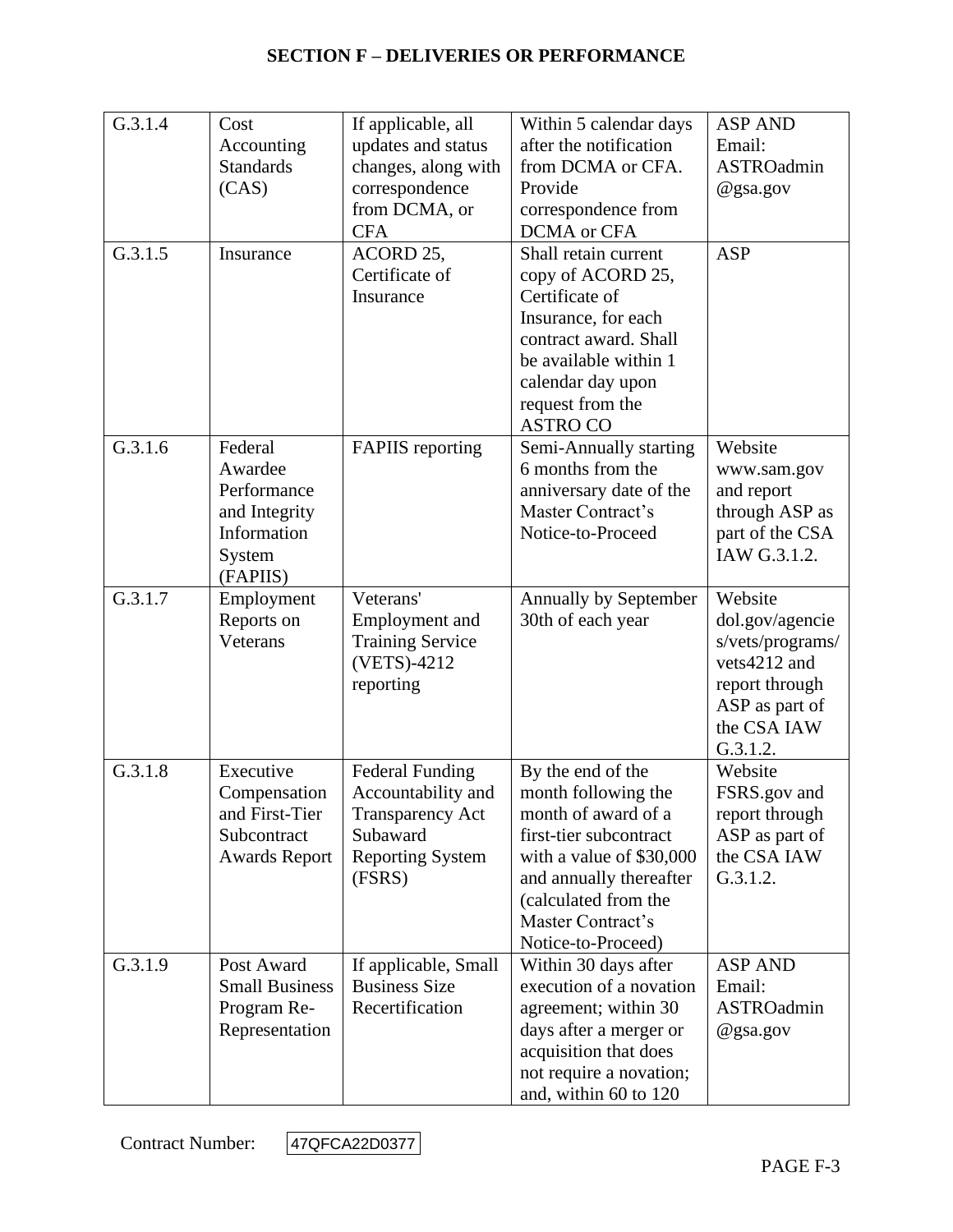## SECTION F – DELIVERIES OR PERFORMANCE

| | | | | |
|---|---|---|---|---|
| G.3.1.4 | Cost Accounting Standards (CAS) | If applicable, all updates and status changes, along with correspondence from DCMA, or CFA | Within 5 calendar days after the notification from DCMA or CFA. Provide correspondence from DCMA or CFA | ASP AND Email: ASTROadmin @gsa.gov |
| G.3.1.5 | Insurance | ACORD 25, Certificate of Insurance | Shall retain current copy of ACORD 25, Certificate of Insurance, for each contract award. Shall be available within 1 calendar day upon request from the ASTRO CO | ASP |
| G.3.1.6 | Federal Awardee Performance and Integrity Information System (FAPIIS) | FAPIIS reporting | Semi-Annually starting 6 months from the anniversary date of the Master Contract's Notice-to-Proceed | Website www.sam.gov and report through ASP as part of the CSA IAW G.3.1.2. |
| G.3.1.7 | Employment Reports on Veterans | Veterans' Employment and Training Service (VETS)-4212 reporting | Annually by September 30th of each year | Website dol.gov/agencies/vets/programs/vets4212 and report through ASP as part of the CSA IAW G.3.1.2. |
| G.3.1.8 | Executive Compensation and First-Tier Subcontract Awards Report | Federal Funding Accountability and Transparency Act Subaward Reporting System (FSRS) | By the end of the month following the month of award of a first-tier subcontract with a value of $30,000 and annually thereafter (calculated from the Master Contract's Notice-to-Proceed) | Website FSRS.gov and report through ASP as part of the CSA IAW G.3.1.2. |
| G.3.1.9 | Post Award Small Business Program Re-Representation | If applicable, Small Business Size Recertification | Within 30 days after execution of a novation agreement; within 30 days after a merger or acquisition that does not require a novation; and, within 60 to 120 | ASP AND Email: ASTROadmin @gsa.gov |

Contract Number: 47QFCA22D0377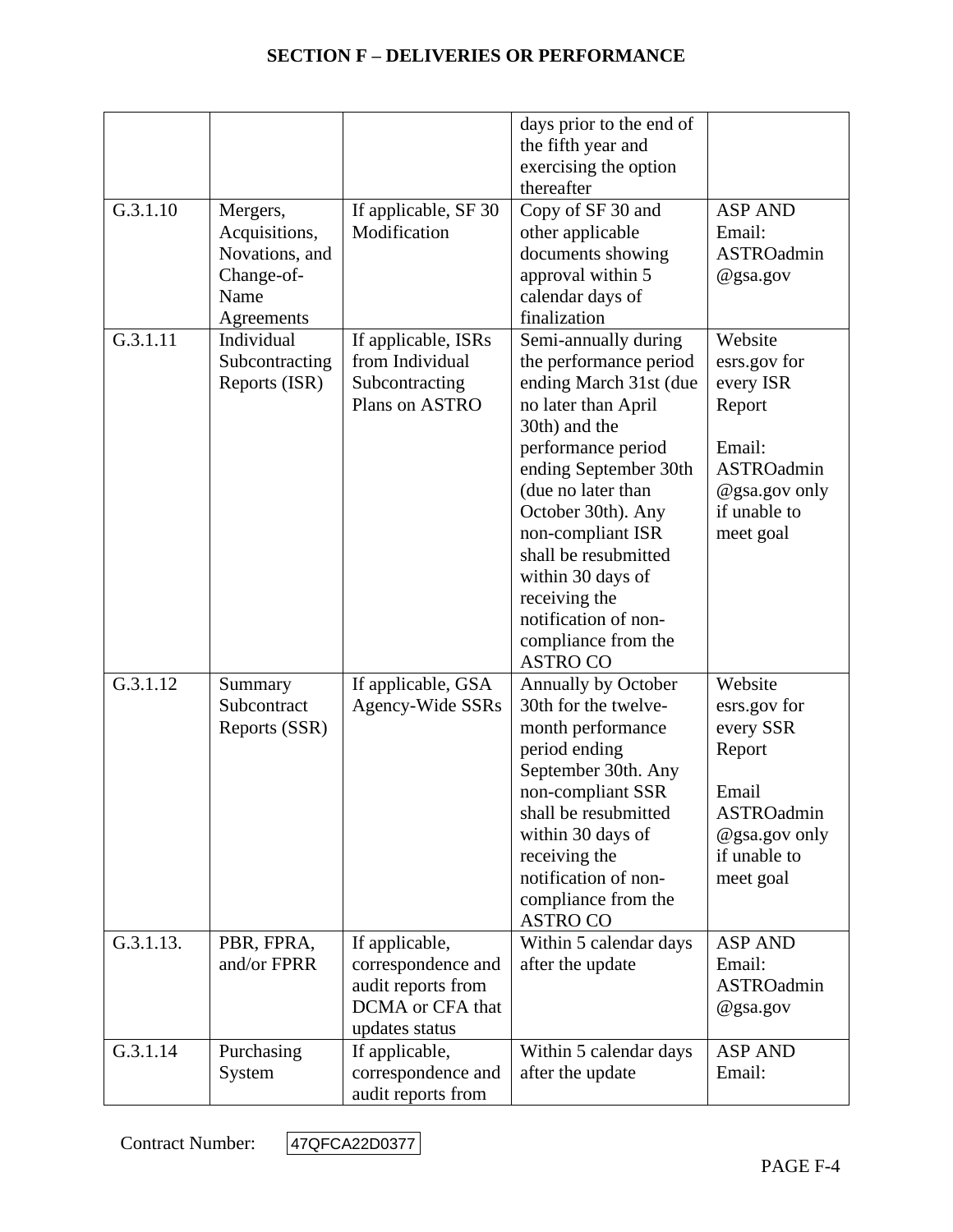## SECTION F – DELIVERIES OR PERFORMANCE

| | | | | |
|---|---|---|---|---|
| | | | days prior to the end of the fifth year and exercising the option thereafter | |
| G.3.1.10 | Mergers, Acquisitions, Novations, and Change-of-Name Agreements | If applicable, SF 30 Modification | Copy of SF 30 and other applicable documents showing approval within 5 calendar days of finalization | ASP AND Email: ASTROadmin @gsa.gov |
| G.3.1.11 | Individual Subcontracting Reports (ISR) | If applicable, ISRs from Individual Subcontracting Plans on ASTRO | Semi-annually during the performance period ending March 31st (due no later than April 30th) and the performance period ending September 30th (due no later than October 30th). Any non-compliant ISR shall be resubmitted within 30 days of receiving the notification of non-compliance from the ASTRO CO | Website esrs.gov for every ISR Report<br><br>Email: ASTROadmin @gsa.gov only if unable to meet goal |
| G.3.1.12 | Summary Subcontract Reports (SSR) | If applicable, GSA Agency-Wide SSRs | Annually by October 30th for the twelve-month performance period ending September 30th. Any non-compliant SSR shall be resubmitted within 30 days of receiving the notification of non-compliance from the ASTRO CO | Website esrs.gov for every SSR Report<br><br>Email ASTROadmin @gsa.gov only if unable to meet goal |
| G.3.1.13. | PBR, FPRA, and/or FPRR | If applicable, correspondence and audit reports from DCMA or CFA that updates status | Within 5 calendar days after the update | ASP AND Email: ASTROadmin @gsa.gov |
| G.3.1.14 | Purchasing System | If applicable, correspondence and audit reports from | Within 5 calendar days after the update | ASP AND Email: |

Contract Number: 47QFCA22D0377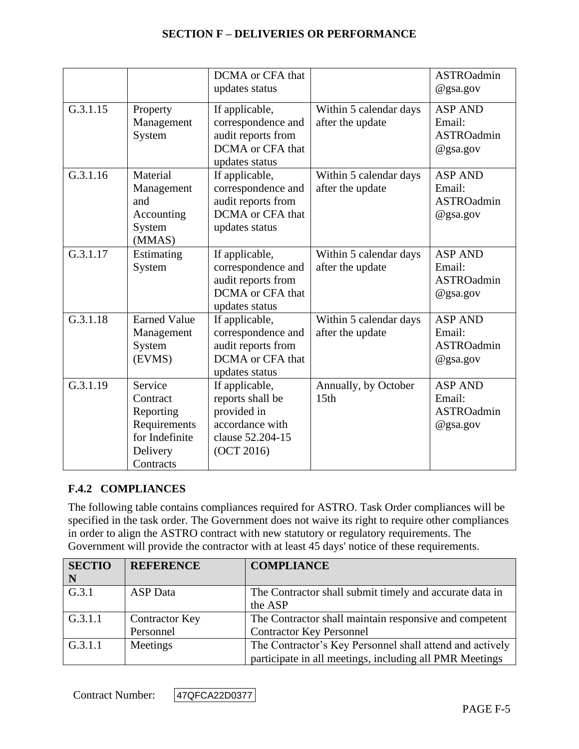| | | DCMA or CFA that updates status | | ASTROadmin @gsa.gov |
|---|---|---|---|---|
| G.3.1.15 | Property Management System | If applicable, correspondence and audit reports from DCMA or CFA that updates status | Within 5 calendar days after the update | ASP AND Email: ASTROadmin @gsa.gov |
| G.3.1.16 | Material Management and Accounting System (MMAS) | If applicable, correspondence and audit reports from DCMA or CFA that updates status | Within 5 calendar days after the update | ASP AND Email: ASTROadmin @gsa.gov |
| G.3.1.17 | Estimating System | If applicable, correspondence and audit reports from DCMA or CFA that updates status | Within 5 calendar days after the update | ASP AND Email: ASTROadmin @gsa.gov |
| G.3.1.18 | Earned Value Management System (EVMS) | If applicable, correspondence and audit reports from DCMA or CFA that updates status | Within 5 calendar days after the update | ASP AND Email: ASTROadmin @gsa.gov |
| G.3.1.19 | Service Contract Reporting Requirements for Indefinite Delivery Contracts | If applicable, reports shall be provided in accordance with clause 52.204-15 (OCT 2016) | Annually, by October 15th | ASP AND Email: ASTROadmin @gsa.gov |

### F.4.2 COMPLIANCES

The following table contains compliances required for ASTRO. Task Order compliances will be specified in the task order. The Government does not waive its right to require other compliances in order to align the ASTRO contract with new statutory or regulatory requirements. The Government will provide the contractor with at least 45 days' notice of these requirements.

| SECTION | REFERENCE | COMPLIANCE |
|---|---|---|
| G.3.1 | ASP Data | The Contractor shall submit timely and accurate data in the ASP |
| G.3.1.1 | Contractor Key Personnel | The Contractor shall maintain responsive and competent Contractor Key Personnel |
| G.3.1.1 | Meetings | The Contractor's Key Personnel shall attend and actively participate in all meetings, including all PMR Meetings |

Contract Number: 47QFCA22D0377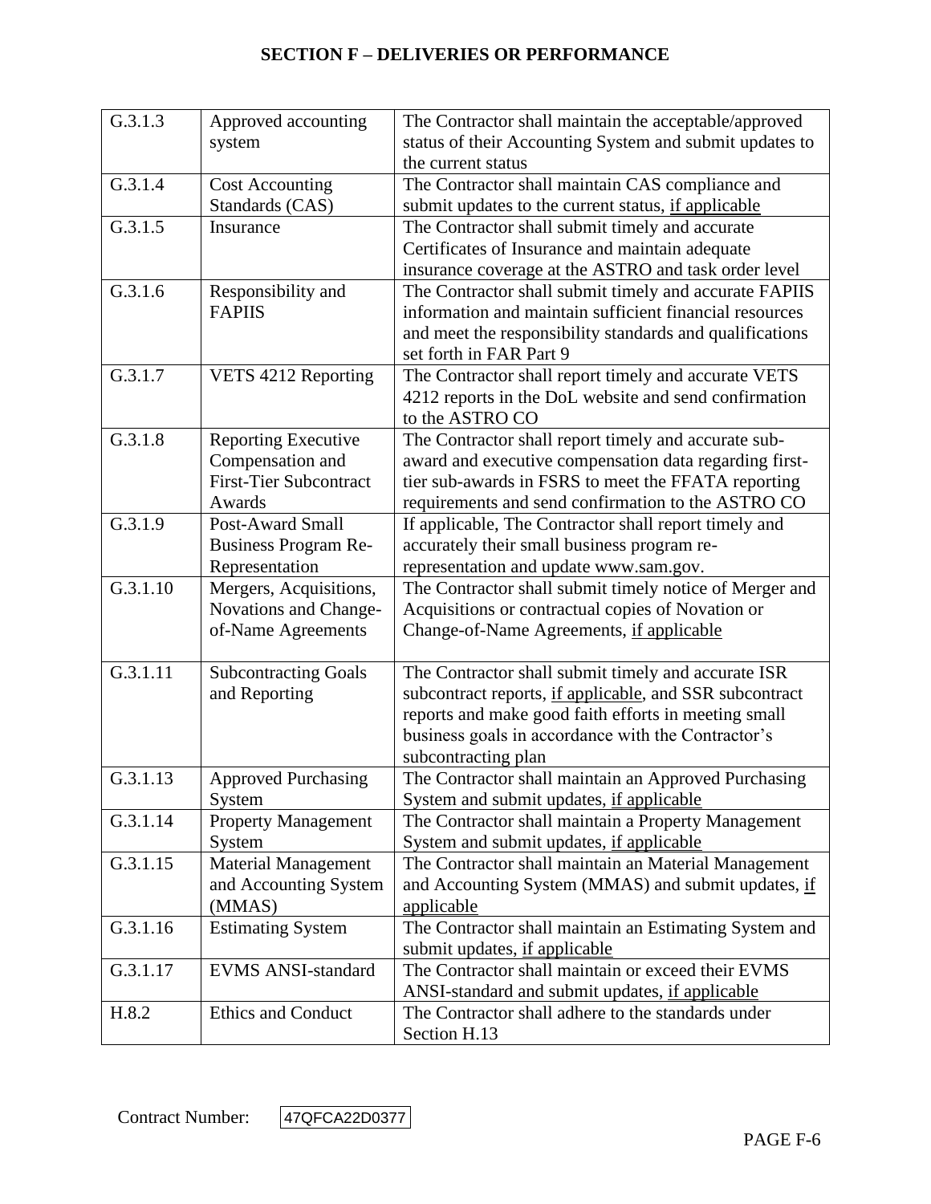## SECTION F – DELIVERIES OR PERFORMANCE

| | | |
|---|---|---|
| G.3.1.3 | Approved accounting system | The Contractor shall maintain the acceptable/approved status of their Accounting System and submit updates to the current status |
| G.3.1.4 | Cost Accounting Standards (CAS) | The Contractor shall maintain CAS compliance and submit updates to the current status, <u>if applicable</u> |
| G.3.1.5 | Insurance | The Contractor shall submit timely and accurate Certificates of Insurance and maintain adequate insurance coverage at the ASTRO and task order level |
| G.3.1.6 | Responsibility and FAPIIS | The Contractor shall submit timely and accurate FAPIIS information and maintain sufficient financial resources and meet the responsibility standards and qualifications set forth in FAR Part 9 |
| G.3.1.7 | VETS 4212 Reporting | The Contractor shall report timely and accurate VETS 4212 reports in the DoL website and send confirmation to the ASTRO CO |
| G.3.1.8 | Reporting Executive Compensation and First-Tier Subcontract Awards | The Contractor shall report timely and accurate sub-award and executive compensation data regarding first-tier sub-awards in FSRS to meet the FFATA reporting requirements and send confirmation to the ASTRO CO |
| G.3.1.9 | Post-Award Small Business Program Re-Representation | If applicable, The Contractor shall report timely and accurately their small business program re-representation and update www.sam.gov. |
| G.3.1.10 | Mergers, Acquisitions, Novations and Change-of-Name Agreements | The Contractor shall submit timely notice of Merger and Acquisitions or contractual copies of Novation or Change-of-Name Agreements, <u>if applicable</u> |
| G.3.1.11 | Subcontracting Goals and Reporting | The Contractor shall submit timely and accurate ISR subcontract reports, <u>if applicable</u>, and SSR subcontract reports and make good faith efforts in meeting small business goals in accordance with the Contractor's subcontracting plan |
| G.3.1.13 | Approved Purchasing System | The Contractor shall maintain an Approved Purchasing System and submit updates, <u>if applicable</u> |
| G.3.1.14 | Property Management System | The Contractor shall maintain a Property Management System and submit updates, <u>if applicable</u> |
| G.3.1.15 | Material Management and Accounting System (MMAS) | The Contractor shall maintain an Material Management and Accounting System (MMAS) and submit updates, <u>if applicable</u> |
| G.3.1.16 | Estimating System | The Contractor shall maintain an Estimating System and submit updates, <u>if applicable</u> |
| G.3.1.17 | EVMS ANSI-standard | The Contractor shall maintain or exceed their EVMS ANSI-standard and submit updates, <u>if applicable</u> |
| H.8.2 | Ethics and Conduct | The Contractor shall adhere to the standards under Section H.13 |

Contract Number: 47QFCA22D0377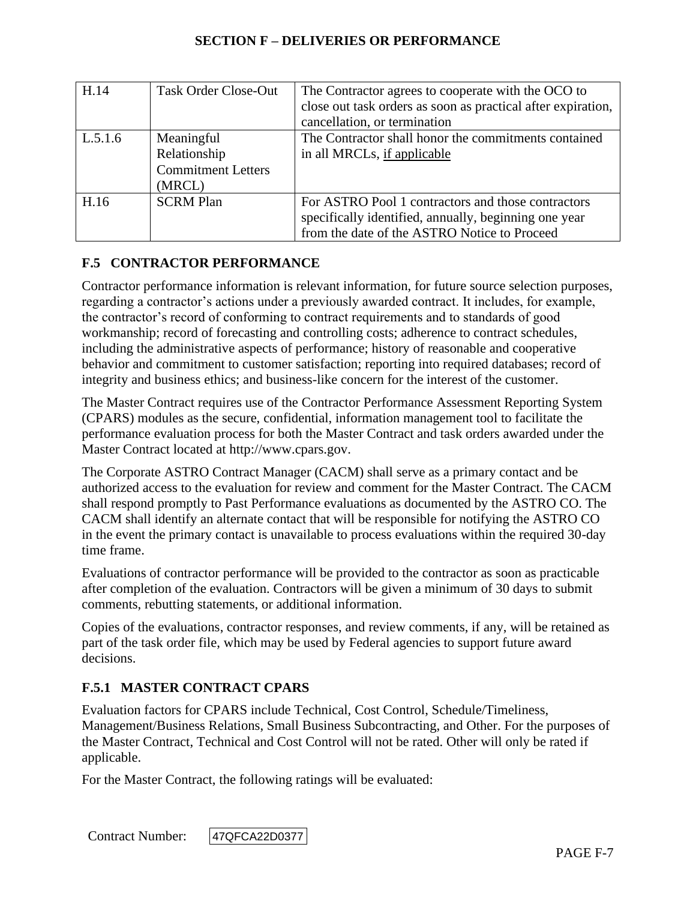| H.14 | Task Order Close-Out | The Contractor agrees to cooperate with the OCO to close out task orders as soon as practical after expiration, cancellation, or termination |
|---|---|---|
| L.5.1.6 | Meaningful Relationship Commitment Letters (MRCL) | The Contractor shall honor the commitments contained in all MRCLs, if applicable |
| H.16 | SCRM Plan | For ASTRO Pool 1 contractors and those contractors specifically identified, annually, beginning one year from the date of the ASTRO Notice to Proceed |

## F.5 CONTRACTOR PERFORMANCE

Contractor performance information is relevant information, for future source selection purposes, regarding a contractor's actions under a previously awarded contract. It includes, for example, the contractor's record of conforming to contract requirements and to standards of good workmanship; record of forecasting and controlling costs; adherence to contract schedules, including the administrative aspects of performance; history of reasonable and cooperative behavior and commitment to customer satisfaction; reporting into required databases; record of integrity and business ethics; and business-like concern for the interest of the customer.

The Master Contract requires use of the Contractor Performance Assessment Reporting System (CPARS) modules as the secure, confidential, information management tool to facilitate the performance evaluation process for both the Master Contract and task orders awarded under the Master Contract located at http://www.cpars.gov.

The Corporate ASTRO Contract Manager (CACM) shall serve as a primary contact and be authorized access to the evaluation for review and comment for the Master Contract. The CACM shall respond promptly to Past Performance evaluations as documented by the ASTRO CO. The CACM shall identify an alternate contact that will be responsible for notifying the ASTRO CO in the event the primary contact is unavailable to process evaluations within the required 30-day time frame.

Evaluations of contractor performance will be provided to the contractor as soon as practicable after completion of the evaluation. Contractors will be given a minimum of 30 days to submit comments, rebutting statements, or additional information.

Copies of the evaluations, contractor responses, and review comments, if any, will be retained as part of the task order file, which may be used by Federal agencies to support future award decisions.

### F.5.1 MASTER CONTRACT CPARS

Evaluation factors for CPARS include Technical, Cost Control, Schedule/Timeliness, Management/Business Relations, Small Business Subcontracting, and Other. For the purposes of the Master Contract, Technical and Cost Control will not be rated. Other will only be rated if applicable.

For the Master Contract, the following ratings will be evaluated: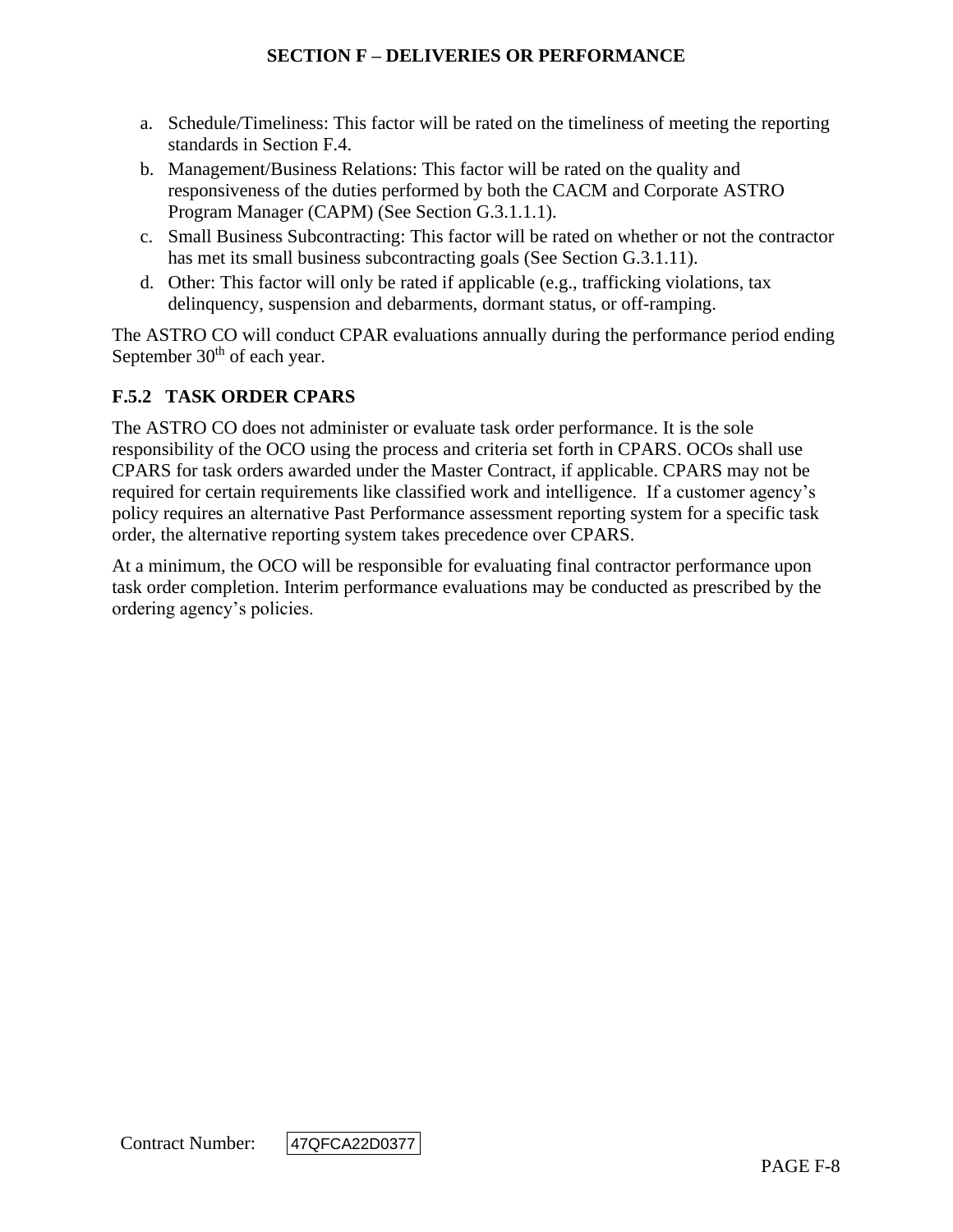a. Schedule/Timeliness: This factor will be rated on the timeliness of meeting the reporting standards in Section F.4.
b. Management/Business Relations: This factor will be rated on the quality and responsiveness of the duties performed by both the CACM and Corporate ASTRO Program Manager (CAPM) (See Section G.3.1.1.1).
c. Small Business Subcontracting: This factor will be rated on whether or not the contractor has met its small business subcontracting goals (See Section G.3.1.11).
d. Other: This factor will only be rated if applicable (e.g., trafficking violations, tax delinquency, suspension and debarments, dormant status, or off-ramping.

The ASTRO CO will conduct CPAR evaluations annually during the performance period ending September 30th of each year.

### F.5.2 TASK ORDER CPARS

The ASTRO CO does not administer or evaluate task order performance. It is the sole responsibility of the OCO using the process and criteria set forth in CPARS. OCOs shall use CPARS for task orders awarded under the Master Contract, if applicable. CPARS may not be required for certain requirements like classified work and intelligence. If a customer agency's policy requires an alternative Past Performance assessment reporting system for a specific task order, the alternative reporting system takes precedence over CPARS.

At a minimum, the OCO will be responsible for evaluating final contractor performance upon task order completion. Interim performance evaluations may be conducted as prescribed by the ordering agency's policies.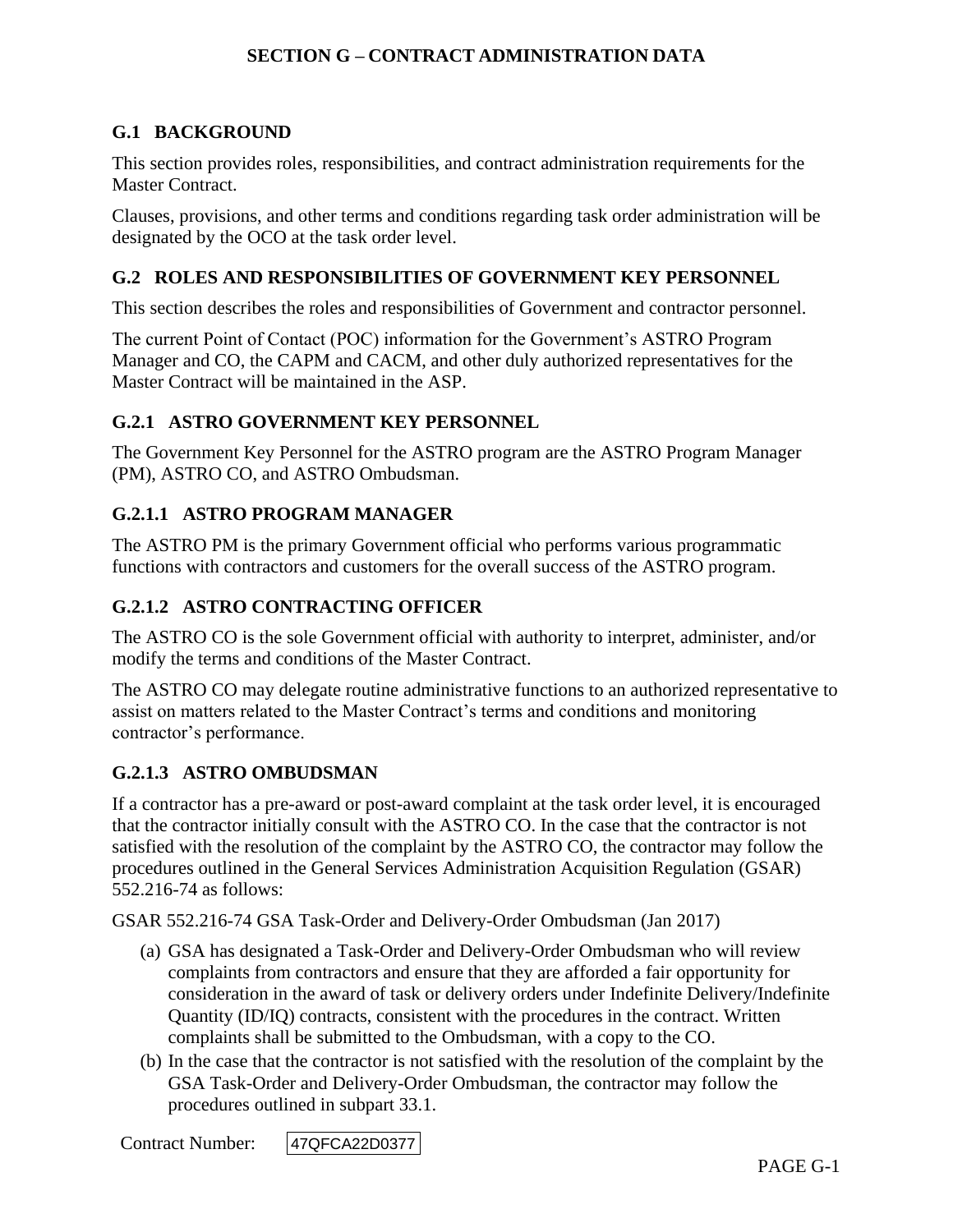# SECTION G – CONTRACT ADMINISTRATION DATA

## G.1 BACKGROUND

This section provides roles, responsibilities, and contract administration requirements for the Master Contract.

Clauses, provisions, and other terms and conditions regarding task order administration will be designated by the OCO at the task order level.

## G.2 ROLES AND RESPONSIBILITIES OF GOVERNMENT KEY PERSONNEL

This section describes the roles and responsibilities of Government and contractor personnel.

The current Point of Contact (POC) information for the Government's ASTRO Program Manager and CO, the CAPM and CACM, and other duly authorized representatives for the Master Contract will be maintained in the ASP.

### G.2.1 ASTRO GOVERNMENT KEY PERSONNEL

The Government Key Personnel for the ASTRO program are the ASTRO Program Manager (PM), ASTRO CO, and ASTRO Ombudsman.

#### G.2.1.1 ASTRO PROGRAM MANAGER

The ASTRO PM is the primary Government official who performs various programmatic functions with contractors and customers for the overall success of the ASTRO program.

#### G.2.1.2 ASTRO CONTRACTING OFFICER

The ASTRO CO is the sole Government official with authority to interpret, administer, and/or modify the terms and conditions of the Master Contract.

The ASTRO CO may delegate routine administrative functions to an authorized representative to assist on matters related to the Master Contract's terms and conditions and monitoring contractor's performance.

#### G.2.1.3 ASTRO OMBUDSMAN

If a contractor has a pre-award or post-award complaint at the task order level, it is encouraged that the contractor initially consult with the ASTRO CO. In the case that the contractor is not satisfied with the resolution of the complaint by the ASTRO CO, the contractor may follow the procedures outlined in the General Services Administration Acquisition Regulation (GSAR) 552.216-74 as follows:

GSAR 552.216-74 GSA Task-Order and Delivery-Order Ombudsman (Jan 2017)

(a) GSA has designated a Task-Order and Delivery-Order Ombudsman who will review complaints from contractors and ensure that they are afforded a fair opportunity for consideration in the award of task or delivery orders under Indefinite Delivery/Indefinite Quantity (ID/IQ) contracts, consistent with the procedures in the contract. Written complaints shall be submitted to the Ombudsman, with a copy to the CO.

(b) In the case that the contractor is not satisfied with the resolution of the complaint by the GSA Task-Order and Delivery-Order Ombudsman, the contractor may follow the procedures outlined in subpart 33.1.

Contract Number: 47QFCA22D0377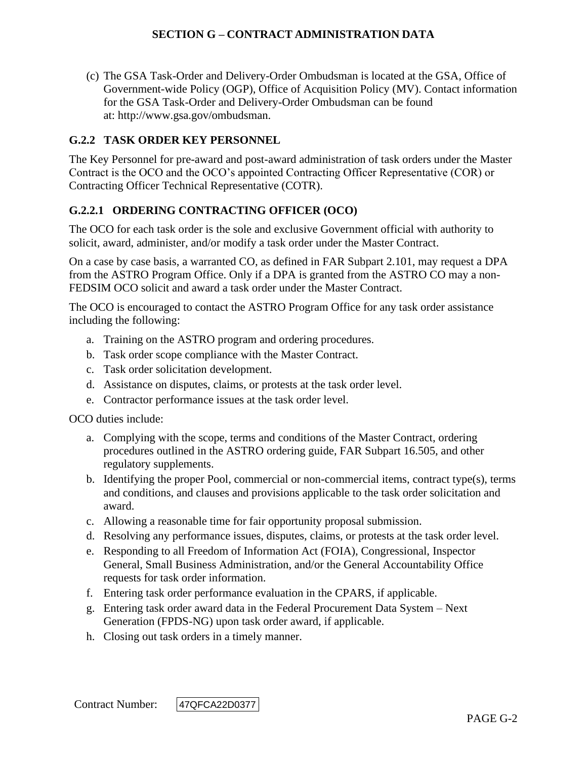(c) The GSA Task-Order and Delivery-Order Ombudsman is located at the GSA, Office of Government-wide Policy (OGP), Office of Acquisition Policy (MV). Contact information for the GSA Task-Order and Delivery-Order Ombudsman can be found at: http://www.gsa.gov/ombudsman.

### G.2.2 TASK ORDER KEY PERSONNEL

The Key Personnel for pre-award and post-award administration of task orders under the Master Contract is the OCO and the OCO's appointed Contracting Officer Representative (COR) or Contracting Officer Technical Representative (COTR).

#### G.2.2.1 ORDERING CONTRACTING OFFICER (OCO)

The OCO for each task order is the sole and exclusive Government official with authority to solicit, award, administer, and/or modify a task order under the Master Contract.

On a case by case basis, a warranted CO, as defined in FAR Subpart 2.101, may request a DPA from the ASTRO Program Office. Only if a DPA is granted from the ASTRO CO may a non-FEDSIM OCO solicit and award a task order under the Master Contract.

The OCO is encouraged to contact the ASTRO Program Office for any task order assistance including the following:

a. Training on the ASTRO program and ordering procedures.
b. Task order scope compliance with the Master Contract.
c. Task order solicitation development.
d. Assistance on disputes, claims, or protests at the task order level.
e. Contractor performance issues at the task order level.

OCO duties include:

a. Complying with the scope, terms and conditions of the Master Contract, ordering procedures outlined in the ASTRO ordering guide, FAR Subpart 16.505, and other regulatory supplements.
b. Identifying the proper Pool, commercial or non-commercial items, contract type(s), terms and conditions, and clauses and provisions applicable to the task order solicitation and award.
c. Allowing a reasonable time for fair opportunity proposal submission.
d. Resolving any performance issues, disputes, claims, or protests at the task order level.
e. Responding to all Freedom of Information Act (FOIA), Congressional, Inspector General, Small Business Administration, and/or the General Accountability Office requests for task order information.
f. Entering task order performance evaluation in the CPARS, if applicable.
g. Entering task order award data in the Federal Procurement Data System – Next Generation (FPDS-NG) upon task order award, if applicable.
h. Closing out task orders in a timely manner.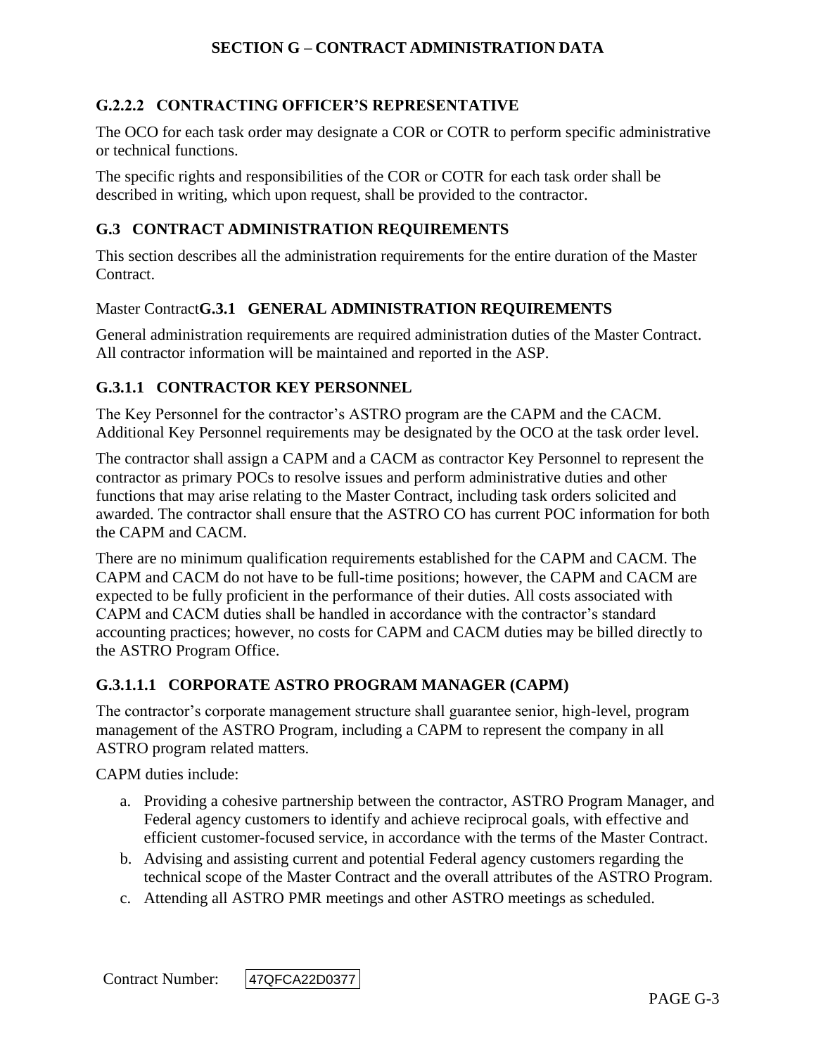### G.2.2.2 CONTRACTING OFFICER'S REPRESENTATIVE

The OCO for each task order may designate a COR or COTR to perform specific administrative or technical functions.

The specific rights and responsibilities of the COR or COTR for each task order shall be described in writing, which upon request, shall be provided to the contractor.

## G.3 CONTRACT ADMINISTRATION REQUIREMENTS

This section describes all the administration requirements for the entire duration of the Master Contract.

Master Contract**G.3.1 GENERAL ADMINISTRATION REQUIREMENTS**

General administration requirements are required administration duties of the Master Contract. All contractor information will be maintained and reported in the ASP.

### G.3.1.1 CONTRACTOR KEY PERSONNEL

The Key Personnel for the contractor's ASTRO program are the CAPM and the CACM. Additional Key Personnel requirements may be designated by the OCO at the task order level.

The contractor shall assign a CAPM and a CACM as contractor Key Personnel to represent the contractor as primary POCs to resolve issues and perform administrative duties and other functions that may arise relating to the Master Contract, including task orders solicited and awarded. The contractor shall ensure that the ASTRO CO has current POC information for both the CAPM and CACM.

There are no minimum qualification requirements established for the CAPM and CACM. The CAPM and CACM do not have to be full-time positions; however, the CAPM and CACM are expected to be fully proficient in the performance of their duties. All costs associated with CAPM and CACM duties shall be handled in accordance with the contractor's standard accounting practices; however, no costs for CAPM and CACM duties may be billed directly to the ASTRO Program Office.

#### G.3.1.1.1 CORPORATE ASTRO PROGRAM MANAGER (CAPM)

The contractor's corporate management structure shall guarantee senior, high-level, program management of the ASTRO Program, including a CAPM to represent the company in all ASTRO program related matters.

CAPM duties include:

a. Providing a cohesive partnership between the contractor, ASTRO Program Manager, and Federal agency customers to identify and achieve reciprocal goals, with effective and efficient customer-focused service, in accordance with the terms of the Master Contract.
b. Advising and assisting current and potential Federal agency customers regarding the technical scope of the Master Contract and the overall attributes of the ASTRO Program.
c. Attending all ASTRO PMR meetings and other ASTRO meetings as scheduled.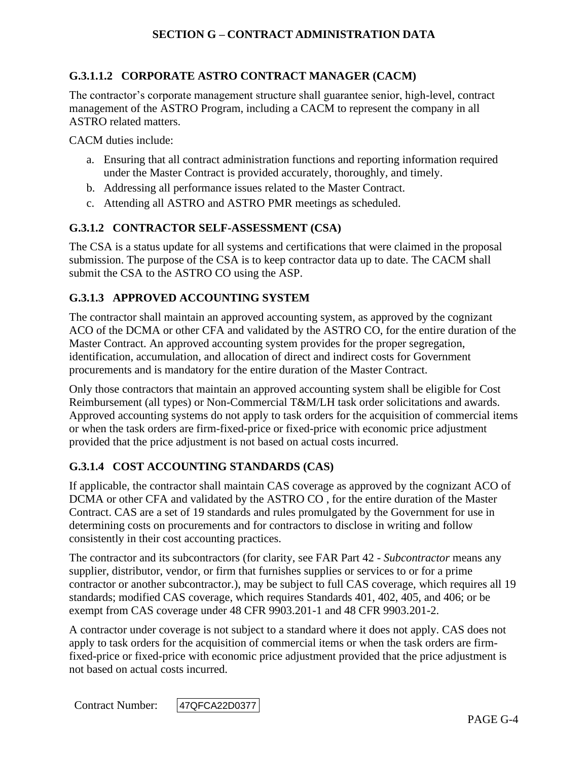#### G.3.1.1.2 CORPORATE ASTRO CONTRACT MANAGER (CACM)

The contractor's corporate management structure shall guarantee senior, high-level, contract management of the ASTRO Program, including a CACM to represent the company in all ASTRO related matters.

CACM duties include:

a. Ensuring that all contract administration functions and reporting information required under the Master Contract is provided accurately, thoroughly, and timely.
b. Addressing all performance issues related to the Master Contract.
c. Attending all ASTRO and ASTRO PMR meetings as scheduled.

### G.3.1.2 CONTRACTOR SELF-ASSESSMENT (CSA)

The CSA is a status update for all systems and certifications that were claimed in the proposal submission. The purpose of the CSA is to keep contractor data up to date. The CACM shall submit the CSA to the ASTRO CO using the ASP.

### G.3.1.3 APPROVED ACCOUNTING SYSTEM

The contractor shall maintain an approved accounting system, as approved by the cognizant ACO of the DCMA or other CFA and validated by the ASTRO CO, for the entire duration of the Master Contract. An approved accounting system provides for the proper segregation, identification, accumulation, and allocation of direct and indirect costs for Government procurements and is mandatory for the entire duration of the Master Contract.

Only those contractors that maintain an approved accounting system shall be eligible for Cost Reimbursement (all types) or Non-Commercial T&M/LH task order solicitations and awards. Approved accounting systems do not apply to task orders for the acquisition of commercial items or when the task orders are firm-fixed-price or fixed-price with economic price adjustment provided that the price adjustment is not based on actual costs incurred.

### G.3.1.4 COST ACCOUNTING STANDARDS (CAS)

If applicable, the contractor shall maintain CAS coverage as approved by the cognizant ACO of DCMA or other CFA and validated by the ASTRO CO , for the entire duration of the Master Contract. CAS are a set of 19 standards and rules promulgated by the Government for use in determining costs on procurements and for contractors to disclose in writing and follow consistently in their cost accounting practices.

The contractor and its subcontractors (for clarity, see FAR Part 42 - *Subcontractor* means any supplier, distributor, vendor, or firm that furnishes supplies or services to or for a prime contractor or another subcontractor.), may be subject to full CAS coverage, which requires all 19 standards; modified CAS coverage, which requires Standards 401, 402, 405, and 406; or be exempt from CAS coverage under 48 CFR 9903.201-1 and 48 CFR 9903.201-2.

A contractor under coverage is not subject to a standard where it does not apply. CAS does not apply to task orders for the acquisition of commercial items or when the task orders are firm-fixed-price or fixed-price with economic price adjustment provided that the price adjustment is not based on actual costs incurred.

Contract Number: 47QFCA22D0377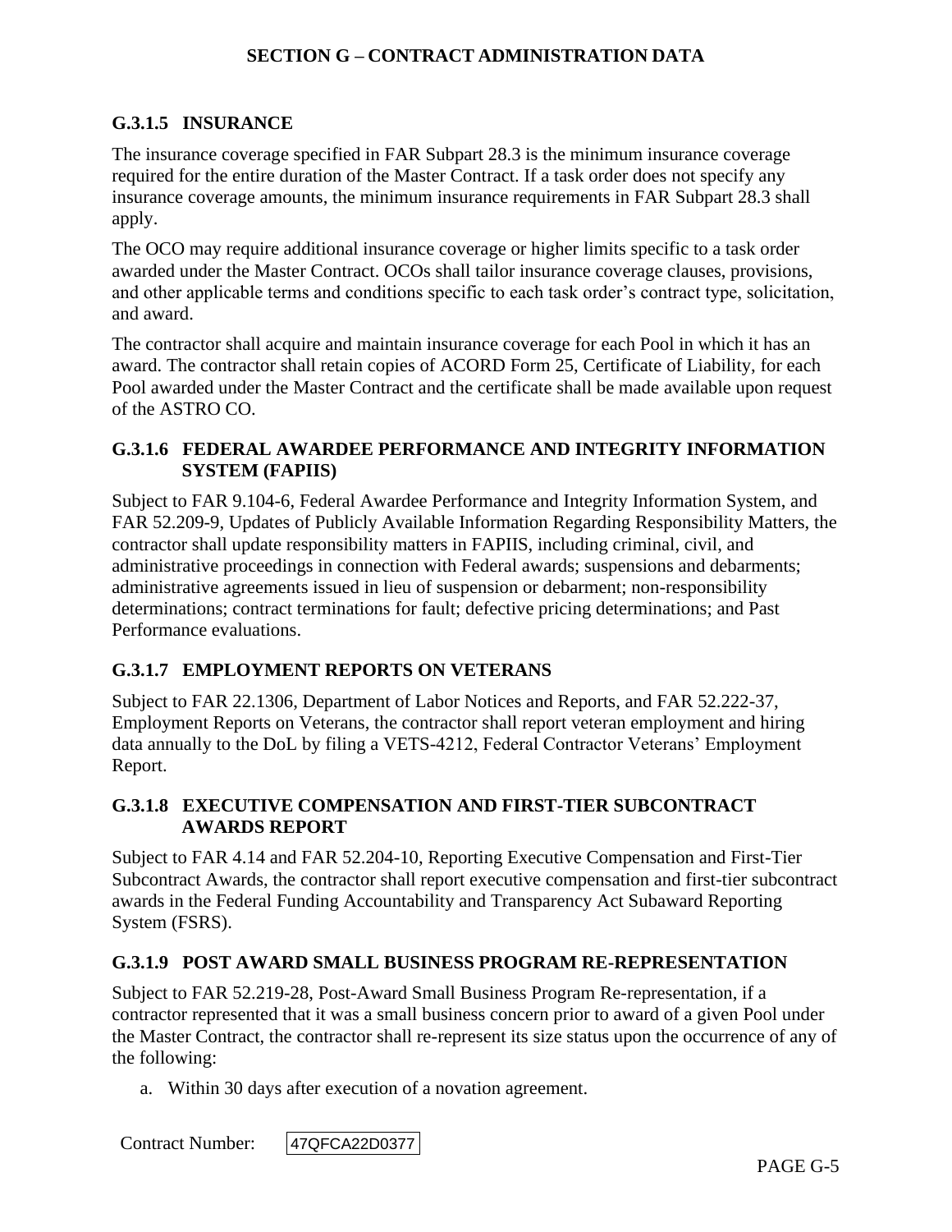#### G.3.1.5 INSURANCE

The insurance coverage specified in FAR Subpart 28.3 is the minimum insurance coverage required for the entire duration of the Master Contract. If a task order does not specify any insurance coverage amounts, the minimum insurance requirements in FAR Subpart 28.3 shall apply.

The OCO may require additional insurance coverage or higher limits specific to a task order awarded under the Master Contract. OCOs shall tailor insurance coverage clauses, provisions, and other applicable terms and conditions specific to each task order's contract type, solicitation, and award.

The contractor shall acquire and maintain insurance coverage for each Pool in which it has an award. The contractor shall retain copies of ACORD Form 25, Certificate of Liability, for each Pool awarded under the Master Contract and the certificate shall be made available upon request of the ASTRO CO.

#### G.3.1.6 FEDERAL AWARDEE PERFORMANCE AND INTEGRITY INFORMATION SYSTEM (FAPIIS)

Subject to FAR 9.104-6, Federal Awardee Performance and Integrity Information System, and FAR 52.209-9, Updates of Publicly Available Information Regarding Responsibility Matters, the contractor shall update responsibility matters in FAPIIS, including criminal, civil, and administrative proceedings in connection with Federal awards; suspensions and debarments; administrative agreements issued in lieu of suspension or debarment; non-responsibility determinations; contract terminations for fault; defective pricing determinations; and Past Performance evaluations.

#### G.3.1.7 EMPLOYMENT REPORTS ON VETERANS

Subject to FAR 22.1306, Department of Labor Notices and Reports, and FAR 52.222-37, Employment Reports on Veterans, the contractor shall report veteran employment and hiring data annually to the DoL by filing a VETS-4212, Federal Contractor Veterans' Employment Report.

#### G.3.1.8 EXECUTIVE COMPENSATION AND FIRST-TIER SUBCONTRACT AWARDS REPORT

Subject to FAR 4.14 and FAR 52.204-10, Reporting Executive Compensation and First-Tier Subcontract Awards, the contractor shall report executive compensation and first-tier subcontract awards in the Federal Funding Accountability and Transparency Act Subaward Reporting System (FSRS).

#### G.3.1.9 POST AWARD SMALL BUSINESS PROGRAM RE-REPRESENTATION

Subject to FAR 52.219-28, Post-Award Small Business Program Re-representation, if a contractor represented that it was a small business concern prior to award of a given Pool under the Master Contract, the contractor shall re-represent its size status upon the occurrence of any of the following:

a. Within 30 days after execution of a novation agreement.

Contract Number: 47QFCA22D0377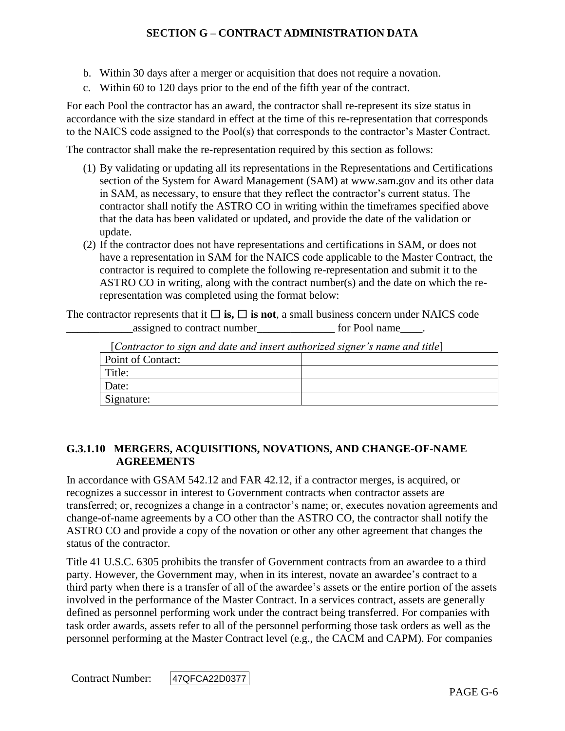b. Within 30 days after a merger or acquisition that does not require a novation.
c. Within 60 to 120 days prior to the end of the fifth year of the contract.

For each Pool the contractor has an award, the contractor shall re-represent its size status in accordance with the size standard in effect at the time of this re-representation that corresponds to the NAICS code assigned to the Pool(s) that corresponds to the contractor's Master Contract.

The contractor shall make the re-representation required by this section as follows:

(1) By validating or updating all its representations in the Representations and Certifications section of the System for Award Management (SAM) at www.sam.gov and its other data in SAM, as necessary, to ensure that they reflect the contractor's current status. The contractor shall notify the ASTRO CO in writing within the timeframes specified above that the data has been validated or updated, and provide the date of the validation or update.
(2) If the contractor does not have representations and certifications in SAM, or does not have a representation in SAM for the NAICS code applicable to the Master Contract, the contractor is required to complete the following re-representation and submit it to the ASTRO CO in writing, along with the contract number(s) and the date on which the re-representation was completed using the format below:

The contractor represents that it ☐ **is,** ☐ **is not**, a small business concern under NAICS code ____________assigned to contract number______________ for Pool name____.

[*Contractor to sign and date and insert authorized signer's name and title*]

| Point of Contact: | |
|---|---|
| Title: | |
| Date: | |
| Signature: | |

### G.3.1.10 MERGERS, ACQUISITIONS, NOVATIONS, AND CHANGE-OF-NAME AGREEMENTS

In accordance with GSAM 542.12 and FAR 42.12, if a contractor merges, is acquired, or recognizes a successor in interest to Government contracts when contractor assets are transferred; or, recognizes a change in a contractor's name; or, executes novation agreements and change-of-name agreements by a CO other than the ASTRO CO, the contractor shall notify the ASTRO CO and provide a copy of the novation or other any other agreement that changes the status of the contractor.

Title 41 U.S.C. 6305 prohibits the transfer of Government contracts from an awardee to a third party. However, the Government may, when in its interest, novate an awardee's contract to a third party when there is a transfer of all of the awardee's assets or the entire portion of the assets involved in the performance of the Master Contract. In a services contract, assets are generally defined as personnel performing work under the contract being transferred. For companies with task order awards, assets refer to all of the personnel performing those task orders as well as the personnel performing at the Master Contract level (e.g., the CACM and CAPM). For companies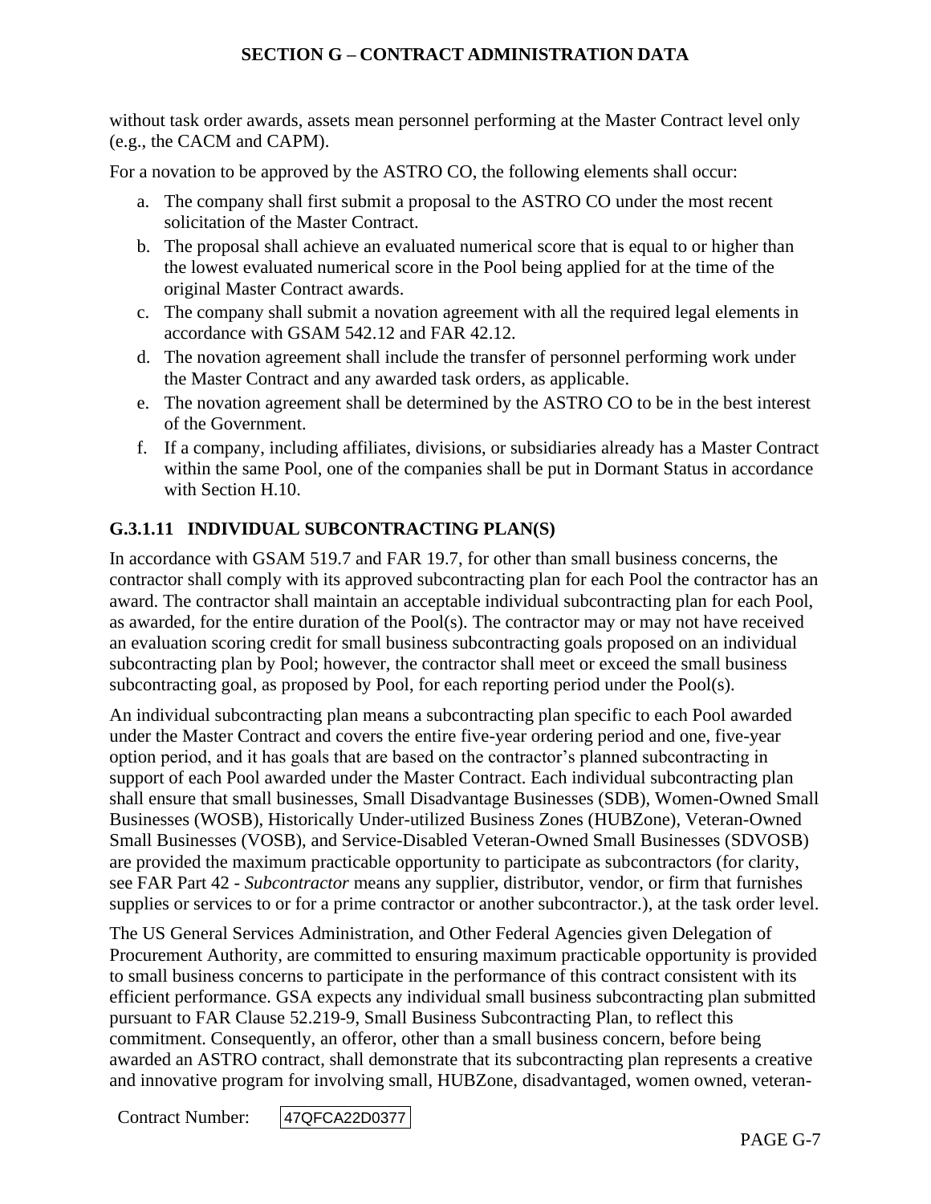without task order awards, assets mean personnel performing at the Master Contract level only (e.g., the CACM and CAPM).

For a novation to be approved by the ASTRO CO, the following elements shall occur:

a. The company shall first submit a proposal to the ASTRO CO under the most recent solicitation of the Master Contract.
b. The proposal shall achieve an evaluated numerical score that is equal to or higher than the lowest evaluated numerical score in the Pool being applied for at the time of the original Master Contract awards.
c. The company shall submit a novation agreement with all the required legal elements in accordance with GSAM 542.12 and FAR 42.12.
d. The novation agreement shall include the transfer of personnel performing work under the Master Contract and any awarded task orders, as applicable.
e. The novation agreement shall be determined by the ASTRO CO to be in the best interest of the Government.
f. If a company, including affiliates, divisions, or subsidiaries already has a Master Contract within the same Pool, one of the companies shall be put in Dormant Status in accordance with Section H.10.

### G.3.1.11 INDIVIDUAL SUBCONTRACTING PLAN(S)

In accordance with GSAM 519.7 and FAR 19.7, for other than small business concerns, the contractor shall comply with its approved subcontracting plan for each Pool the contractor has an award. The contractor shall maintain an acceptable individual subcontracting plan for each Pool, as awarded, for the entire duration of the Pool(s). The contractor may or may not have received an evaluation scoring credit for small business subcontracting goals proposed on an individual subcontracting plan by Pool; however, the contractor shall meet or exceed the small business subcontracting goal, as proposed by Pool, for each reporting period under the Pool(s).

An individual subcontracting plan means a subcontracting plan specific to each Pool awarded under the Master Contract and covers the entire five-year ordering period and one, five-year option period, and it has goals that are based on the contractor's planned subcontracting in support of each Pool awarded under the Master Contract. Each individual subcontracting plan shall ensure that small businesses, Small Disadvantage Businesses (SDB), Women-Owned Small Businesses (WOSB), Historically Under-utilized Business Zones (HUBZone), Veteran-Owned Small Businesses (VOSB), and Service-Disabled Veteran-Owned Small Businesses (SDVOSB) are provided the maximum practicable opportunity to participate as subcontractors (for clarity, see FAR Part 42 - *Subcontractor* means any supplier, distributor, vendor, or firm that furnishes supplies or services to or for a prime contractor or another subcontractor.), at the task order level.

The US General Services Administration, and Other Federal Agencies given Delegation of Procurement Authority, are committed to ensuring maximum practicable opportunity is provided to small business concerns to participate in the performance of this contract consistent with its efficient performance. GSA expects any individual small business subcontracting plan submitted pursuant to FAR Clause 52.219-9, Small Business Subcontracting Plan, to reflect this commitment. Consequently, an offeror, other than a small business concern, before being awarded an ASTRO contract, shall demonstrate that its subcontracting plan represents a creative and innovative program for involving small, HUBZone, disadvantaged, women owned, veteran-

Contract Number: 47QFCA22D0377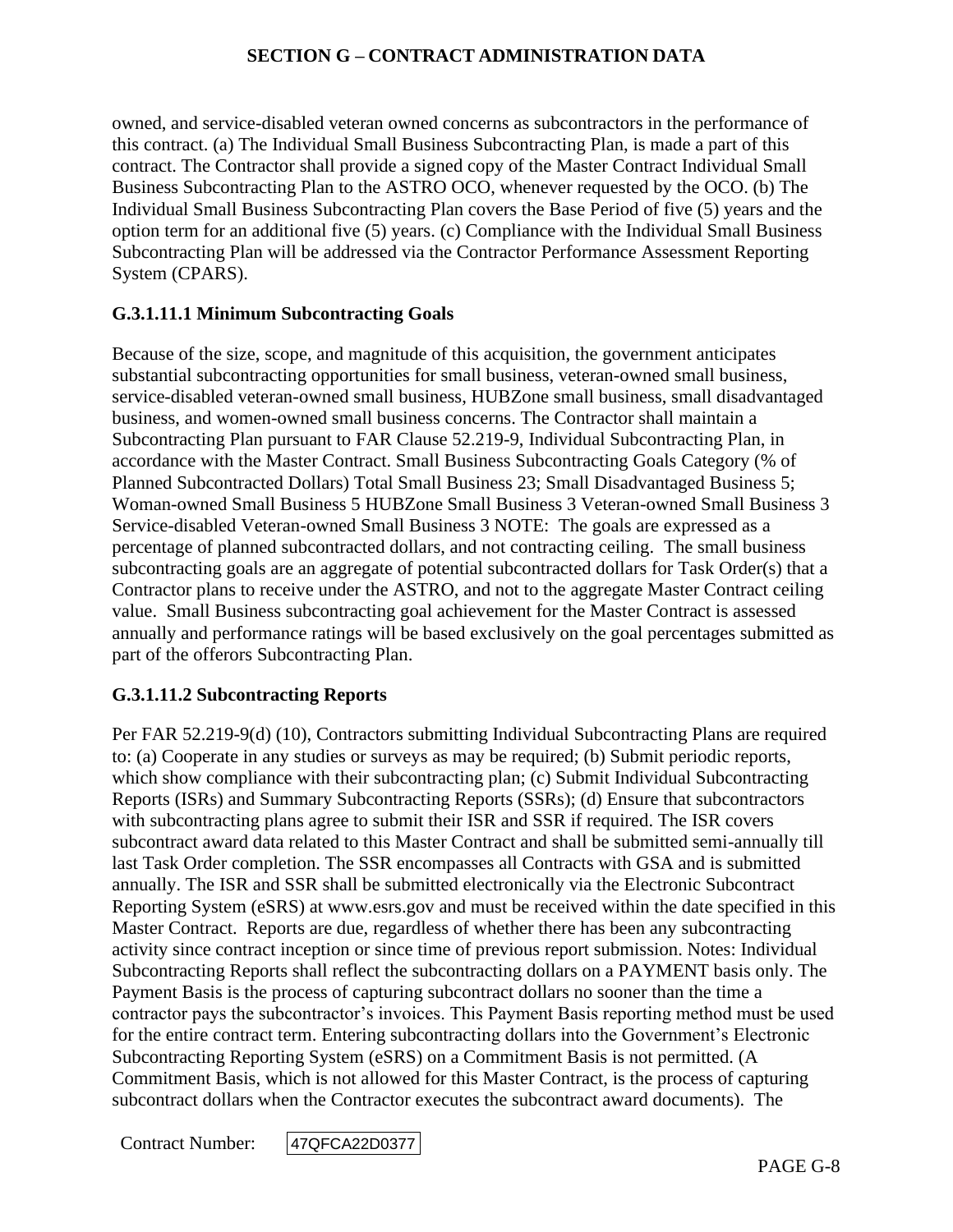owned, and service-disabled veteran owned concerns as subcontractors in the performance of this contract. (a) The Individual Small Business Subcontracting Plan, is made a part of this contract. The Contractor shall provide a signed copy of the Master Contract Individual Small Business Subcontracting Plan to the ASTRO OCO, whenever requested by the OCO. (b) The Individual Small Business Subcontracting Plan covers the Base Period of five (5) years and the option term for an additional five (5) years. (c) Compliance with the Individual Small Business Subcontracting Plan will be addressed via the Contractor Performance Assessment Reporting System (CPARS).

### G.3.1.11.1 Minimum Subcontracting Goals

Because of the size, scope, and magnitude of this acquisition, the government anticipates substantial subcontracting opportunities for small business, veteran-owned small business, service-disabled veteran-owned small business, HUBZone small business, small disadvantaged business, and women-owned small business concerns. The Contractor shall maintain a Subcontracting Plan pursuant to FAR Clause 52.219-9, Individual Subcontracting Plan, in accordance with the Master Contract. Small Business Subcontracting Goals Category (% of Planned Subcontracted Dollars) Total Small Business 23; Small Disadvantaged Business 5; Woman-owned Small Business 5 HUBZone Small Business 3 Veteran-owned Small Business 3 Service-disabled Veteran-owned Small Business 3 NOTE: The goals are expressed as a percentage of planned subcontracted dollars, and not contracting ceiling. The small business subcontracting goals are an aggregate of potential subcontracted dollars for Task Order(s) that a Contractor plans to receive under the ASTRO, and not to the aggregate Master Contract ceiling value. Small Business subcontracting goal achievement for the Master Contract is assessed annually and performance ratings will be based exclusively on the goal percentages submitted as part of the offerors Subcontracting Plan.

### G.3.1.11.2 Subcontracting Reports

Per FAR 52.219-9(d) (10), Contractors submitting Individual Subcontracting Plans are required to: (a) Cooperate in any studies or surveys as may be required; (b) Submit periodic reports, which show compliance with their subcontracting plan; (c) Submit Individual Subcontracting Reports (ISRs) and Summary Subcontracting Reports (SSRs); (d) Ensure that subcontractors with subcontracting plans agree to submit their ISR and SSR if required. The ISR covers subcontract award data related to this Master Contract and shall be submitted semi-annually till last Task Order completion. The SSR encompasses all Contracts with GSA and is submitted annually. The ISR and SSR shall be submitted electronically via the Electronic Subcontract Reporting System (eSRS) at www.esrs.gov and must be received within the date specified in this Master Contract. Reports are due, regardless of whether there has been any subcontracting activity since contract inception or since time of previous report submission. Notes: Individual Subcontracting Reports shall reflect the subcontracting dollars on a PAYMENT basis only. The Payment Basis is the process of capturing subcontract dollars no sooner than the time a contractor pays the subcontractor's invoices. This Payment Basis reporting method must be used for the entire contract term. Entering subcontracting dollars into the Government's Electronic Subcontracting Reporting System (eSRS) on a Commitment Basis is not permitted. (A Commitment Basis, which is not allowed for this Master Contract, is the process of capturing subcontract dollars when the Contractor executes the subcontract award documents). The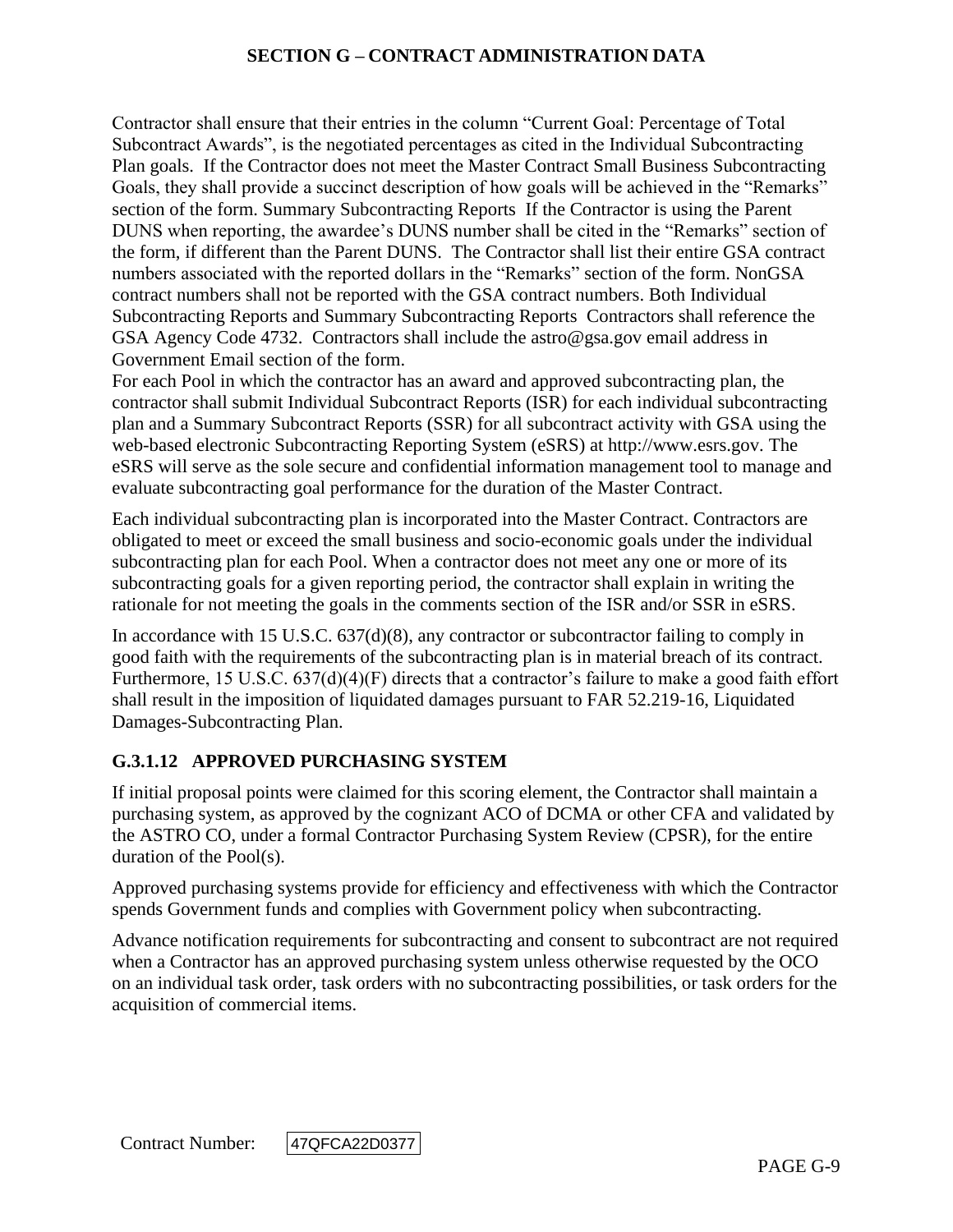Contractor shall ensure that their entries in the column "Current Goal: Percentage of Total Subcontract Awards", is the negotiated percentages as cited in the Individual Subcontracting Plan goals. If the Contractor does not meet the Master Contract Small Business Subcontracting Goals, they shall provide a succinct description of how goals will be achieved in the "Remarks" section of the form. Summary Subcontracting Reports If the Contractor is using the Parent DUNS when reporting, the awardee's DUNS number shall be cited in the "Remarks" section of the form, if different than the Parent DUNS. The Contractor shall list their entire GSA contract numbers associated with the reported dollars in the "Remarks" section of the form. NonGSA contract numbers shall not be reported with the GSA contract numbers. Both Individual Subcontracting Reports and Summary Subcontracting Reports Contractors shall reference the GSA Agency Code 4732. Contractors shall include the astro@gsa.gov email address in Government Email section of the form.

For each Pool in which the contractor has an award and approved subcontracting plan, the contractor shall submit Individual Subcontract Reports (ISR) for each individual subcontracting plan and a Summary Subcontract Reports (SSR) for all subcontract activity with GSA using the web-based electronic Subcontracting Reporting System (eSRS) at http://www.esrs.gov. The eSRS will serve as the sole secure and confidential information management tool to manage and evaluate subcontracting goal performance for the duration of the Master Contract.

Each individual subcontracting plan is incorporated into the Master Contract. Contractors are obligated to meet or exceed the small business and socio-economic goals under the individual subcontracting plan for each Pool. When a contractor does not meet any one or more of its subcontracting goals for a given reporting period, the contractor shall explain in writing the rationale for not meeting the goals in the comments section of the ISR and/or SSR in eSRS.

In accordance with 15 U.S.C. 637(d)(8), any contractor or subcontractor failing to comply in good faith with the requirements of the subcontracting plan is in material breach of its contract. Furthermore, 15 U.S.C. 637(d)(4)(F) directs that a contractor's failure to make a good faith effort shall result in the imposition of liquidated damages pursuant to FAR 52.219-16, Liquidated Damages-Subcontracting Plan.

### G.3.1.12 APPROVED PURCHASING SYSTEM

If initial proposal points were claimed for this scoring element, the Contractor shall maintain a purchasing system, as approved by the cognizant ACO of DCMA or other CFA and validated by the ASTRO CO, under a formal Contractor Purchasing System Review (CPSR), for the entire duration of the Pool(s).

Approved purchasing systems provide for efficiency and effectiveness with which the Contractor spends Government funds and complies with Government policy when subcontracting.

Advance notification requirements for subcontracting and consent to subcontract are not required when a Contractor has an approved purchasing system unless otherwise requested by the OCO on an individual task order, task orders with no subcontracting possibilities, or task orders for the acquisition of commercial items.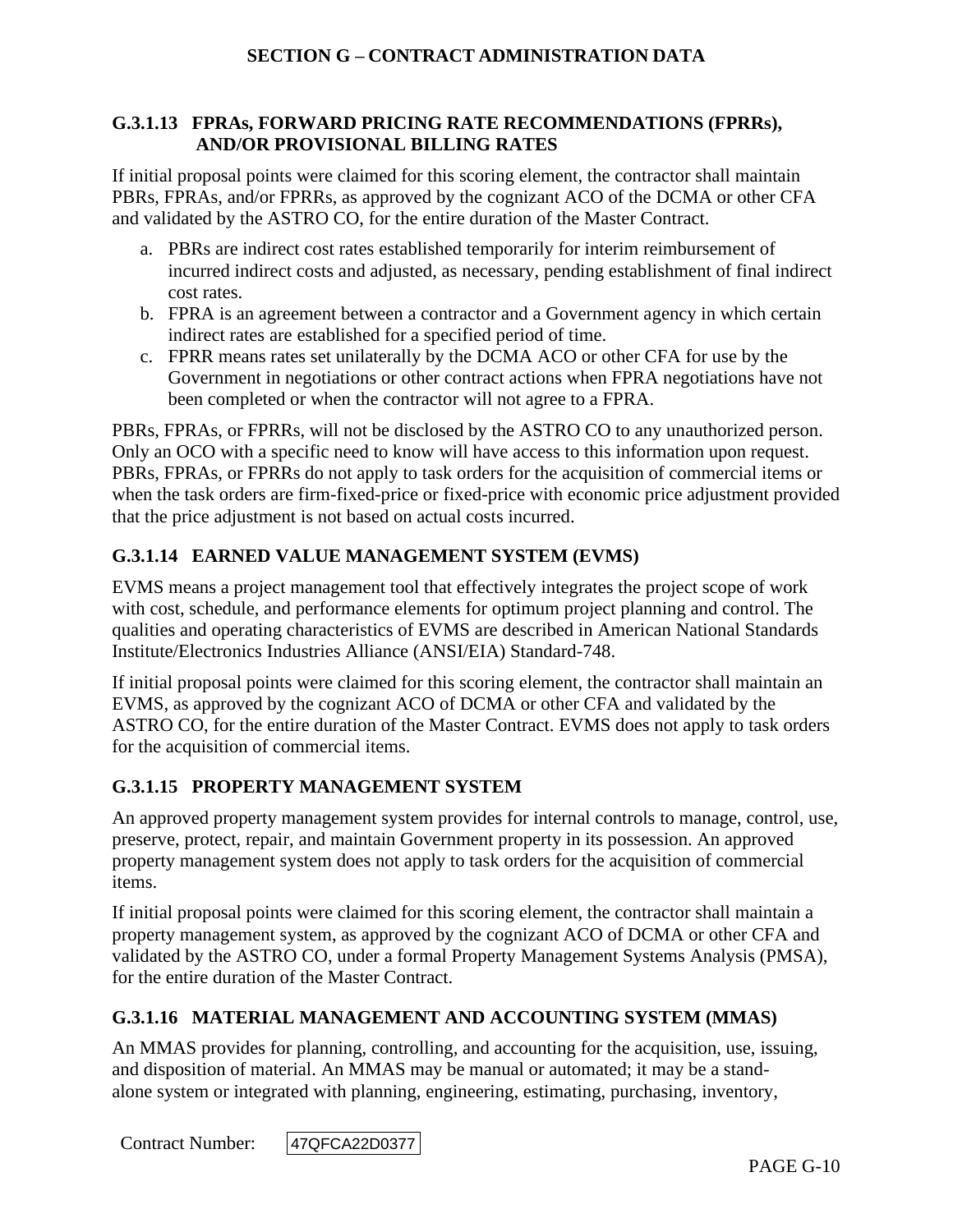### G.3.1.13 FPRAs, FORWARD PRICING RATE RECOMMENDATIONS (FPRRs), AND/OR PROVISIONAL BILLING RATES

If initial proposal points were claimed for this scoring element, the contractor shall maintain PBRs, FPRAs, and/or FPRRs, as approved by the cognizant ACO of the DCMA or other CFA and validated by the ASTRO CO, for the entire duration of the Master Contract.

a. PBRs are indirect cost rates established temporarily for interim reimbursement of incurred indirect costs and adjusted, as necessary, pending establishment of final indirect cost rates.
b. FPRA is an agreement between a contractor and a Government agency in which certain indirect rates are established for a specified period of time.
c. FPRR means rates set unilaterally by the DCMA ACO or other CFA for use by the Government in negotiations or other contract actions when FPRA negotiations have not been completed or when the contractor will not agree to a FPRA.

PBRs, FPRAs, or FPRRs, will not be disclosed by the ASTRO CO to any unauthorized person. Only an OCO with a specific need to know will have access to this information upon request. PBRs, FPRAs, or FPRRs do not apply to task orders for the acquisition of commercial items or when the task orders are firm-fixed-price or fixed-price with economic price adjustment provided that the price adjustment is not based on actual costs incurred.

### G.3.1.14 EARNED VALUE MANAGEMENT SYSTEM (EVMS)

EVMS means a project management tool that effectively integrates the project scope of work with cost, schedule, and performance elements for optimum project planning and control. The qualities and operating characteristics of EVMS are described in American National Standards Institute/Electronics Industries Alliance (ANSI/EIA) Standard-748.

If initial proposal points were claimed for this scoring element, the contractor shall maintain an EVMS, as approved by the cognizant ACO of DCMA or other CFA and validated by the ASTRO CO, for the entire duration of the Master Contract. EVMS does not apply to task orders for the acquisition of commercial items.

### G.3.1.15 PROPERTY MANAGEMENT SYSTEM

An approved property management system provides for internal controls to manage, control, use, preserve, protect, repair, and maintain Government property in its possession. An approved property management system does not apply to task orders for the acquisition of commercial items.

If initial proposal points were claimed for this scoring element, the contractor shall maintain a property management system, as approved by the cognizant ACO of DCMA or other CFA and validated by the ASTRO CO, under a formal Property Management Systems Analysis (PMSA), for the entire duration of the Master Contract.

### G.3.1.16 MATERIAL MANAGEMENT AND ACCOUNTING SYSTEM (MMAS)

An MMAS provides for planning, controlling, and accounting for the acquisition, use, issuing, and disposition of material. An MMAS may be manual or automated; it may be a stand-alone system or integrated with planning, engineering, estimating, purchasing, inventory,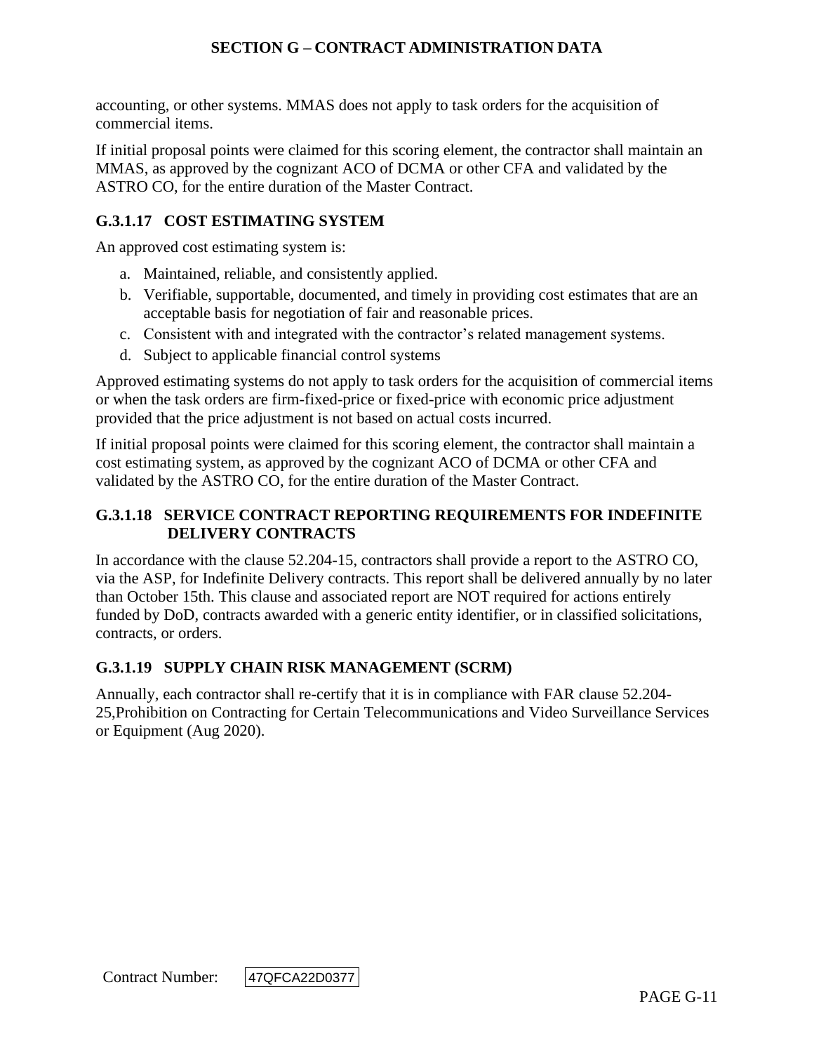accounting, or other systems. MMAS does not apply to task orders for the acquisition of commercial items.

If initial proposal points were claimed for this scoring element, the contractor shall maintain an MMAS, as approved by the cognizant ACO of DCMA or other CFA and validated by the ASTRO CO, for the entire duration of the Master Contract.

### G.3.1.17 COST ESTIMATING SYSTEM

An approved cost estimating system is:

a. Maintained, reliable, and consistently applied.
b. Verifiable, supportable, documented, and timely in providing cost estimates that are an acceptable basis for negotiation of fair and reasonable prices.
c. Consistent with and integrated with the contractor's related management systems.
d. Subject to applicable financial control systems

Approved estimating systems do not apply to task orders for the acquisition of commercial items or when the task orders are firm-fixed-price or fixed-price with economic price adjustment provided that the price adjustment is not based on actual costs incurred.

If initial proposal points were claimed for this scoring element, the contractor shall maintain a cost estimating system, as approved by the cognizant ACO of DCMA or other CFA and validated by the ASTRO CO, for the entire duration of the Master Contract.

### G.3.1.18 SERVICE CONTRACT REPORTING REQUIREMENTS FOR INDEFINITE DELIVERY CONTRACTS

In accordance with the clause 52.204-15, contractors shall provide a report to the ASTRO CO, via the ASP, for Indefinite Delivery contracts. This report shall be delivered annually by no later than October 15th. This clause and associated report are NOT required for actions entirely funded by DoD, contracts awarded with a generic entity identifier, or in classified solicitations, contracts, or orders.

### G.3.1.19 SUPPLY CHAIN RISK MANAGEMENT (SCRM)

Annually, each contractor shall re-certify that it is in compliance with FAR clause 52.204-25,Prohibition on Contracting for Certain Telecommunications and Video Surveillance Services or Equipment (Aug 2020).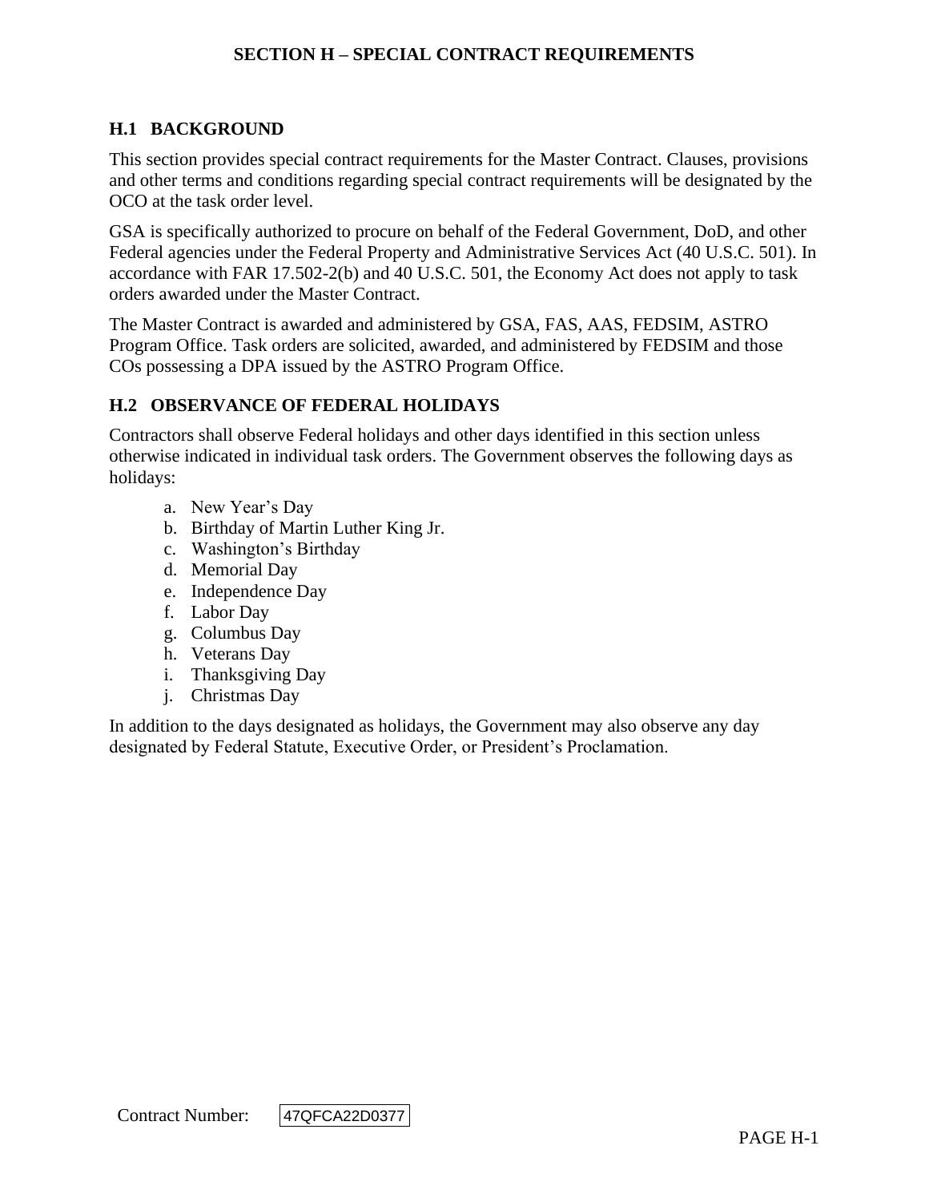# SECTION H – SPECIAL CONTRACT REQUIREMENTS

## H.1 BACKGROUND

This section provides special contract requirements for the Master Contract. Clauses, provisions and other terms and conditions regarding special contract requirements will be designated by the OCO at the task order level.

GSA is specifically authorized to procure on behalf of the Federal Government, DoD, and other Federal agencies under the Federal Property and Administrative Services Act (40 U.S.C. 501). In accordance with FAR 17.502-2(b) and 40 U.S.C. 501, the Economy Act does not apply to task orders awarded under the Master Contract.

The Master Contract is awarded and administered by GSA, FAS, AAS, FEDSIM, ASTRO Program Office. Task orders are solicited, awarded, and administered by FEDSIM and those COs possessing a DPA issued by the ASTRO Program Office.

## H.2 OBSERVANCE OF FEDERAL HOLIDAYS

Contractors shall observe Federal holidays and other days identified in this section unless otherwise indicated in individual task orders. The Government observes the following days as holidays:

a. New Year's Day
b. Birthday of Martin Luther King Jr.
c. Washington's Birthday
d. Memorial Day
e. Independence Day
f. Labor Day
g. Columbus Day
h. Veterans Day
i. Thanksgiving Day
j. Christmas Day

In addition to the days designated as holidays, the Government may also observe any day designated by Federal Statute, Executive Order, or President's Proclamation.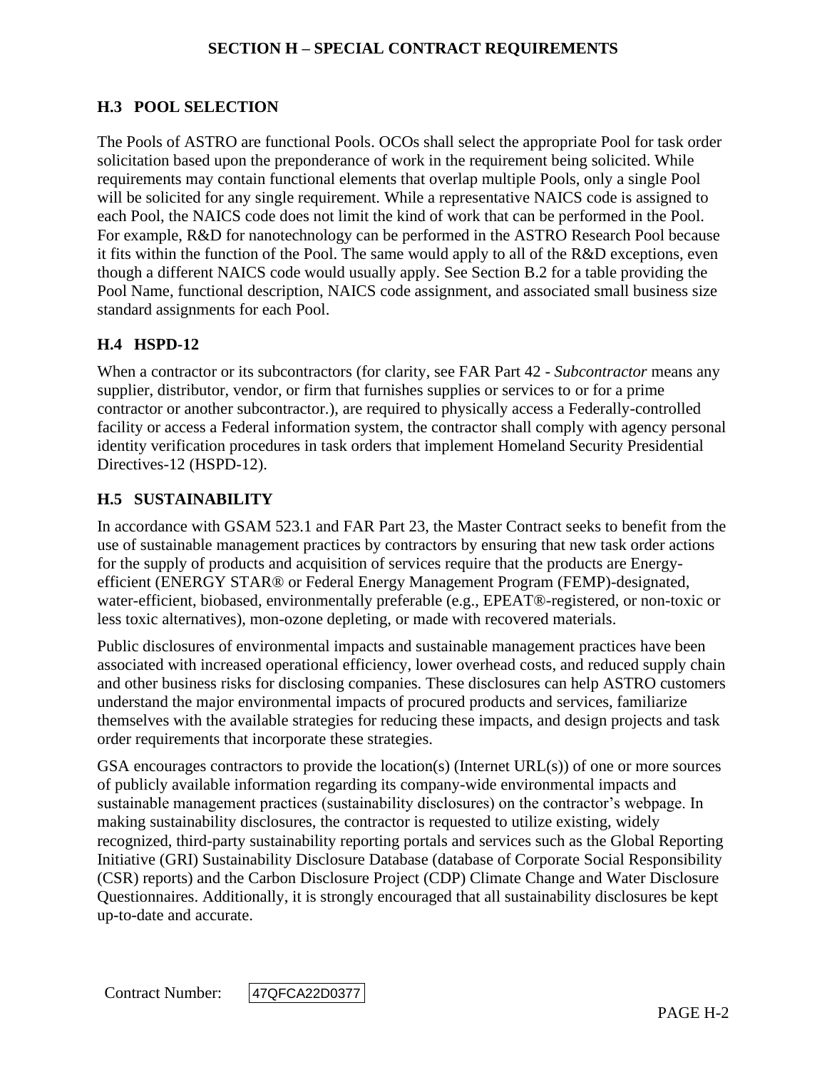## H.3 POOL SELECTION

The Pools of ASTRO are functional Pools. OCOs shall select the appropriate Pool for task order solicitation based upon the preponderance of work in the requirement being solicited. While requirements may contain functional elements that overlap multiple Pools, only a single Pool will be solicited for any single requirement. While a representative NAICS code is assigned to each Pool, the NAICS code does not limit the kind of work that can be performed in the Pool. For example, R&D for nanotechnology can be performed in the ASTRO Research Pool because it fits within the function of the Pool. The same would apply to all of the R&D exceptions, even though a different NAICS code would usually apply. See Section B.2 for a table providing the Pool Name, functional description, NAICS code assignment, and associated small business size standard assignments for each Pool.

## H.4 HSPD-12

When a contractor or its subcontractors (for clarity, see FAR Part 42 - *Subcontractor* means any supplier, distributor, vendor, or firm that furnishes supplies or services to or for a prime contractor or another subcontractor.), are required to physically access a Federally-controlled facility or access a Federal information system, the contractor shall comply with agency personal identity verification procedures in task orders that implement Homeland Security Presidential Directives-12 (HSPD-12).

## H.5 SUSTAINABILITY

In accordance with GSAM 523.1 and FAR Part 23, the Master Contract seeks to benefit from the use of sustainable management practices by contractors by ensuring that new task order actions for the supply of products and acquisition of services require that the products are Energy-efficient (ENERGY STAR® or Federal Energy Management Program (FEMP)-designated, water-efficient, biobased, environmentally preferable (e.g., EPEAT®-registered, or non-toxic or less toxic alternatives), mon-ozone depleting, or made with recovered materials.

Public disclosures of environmental impacts and sustainable management practices have been associated with increased operational efficiency, lower overhead costs, and reduced supply chain and other business risks for disclosing companies. These disclosures can help ASTRO customers understand the major environmental impacts of procured products and services, familiarize themselves with the available strategies for reducing these impacts, and design projects and task order requirements that incorporate these strategies.

GSA encourages contractors to provide the location(s) (Internet URL(s)) of one or more sources of publicly available information regarding its company-wide environmental impacts and sustainable management practices (sustainability disclosures) on the contractor's webpage. In making sustainability disclosures, the contractor is requested to utilize existing, widely recognized, third-party sustainability reporting portals and services such as the Global Reporting Initiative (GRI) Sustainability Disclosure Database (database of Corporate Social Responsibility (CSR) reports) and the Carbon Disclosure Project (CDP) Climate Change and Water Disclosure Questionnaires. Additionally, it is strongly encouraged that all sustainability disclosures be kept up-to-date and accurate.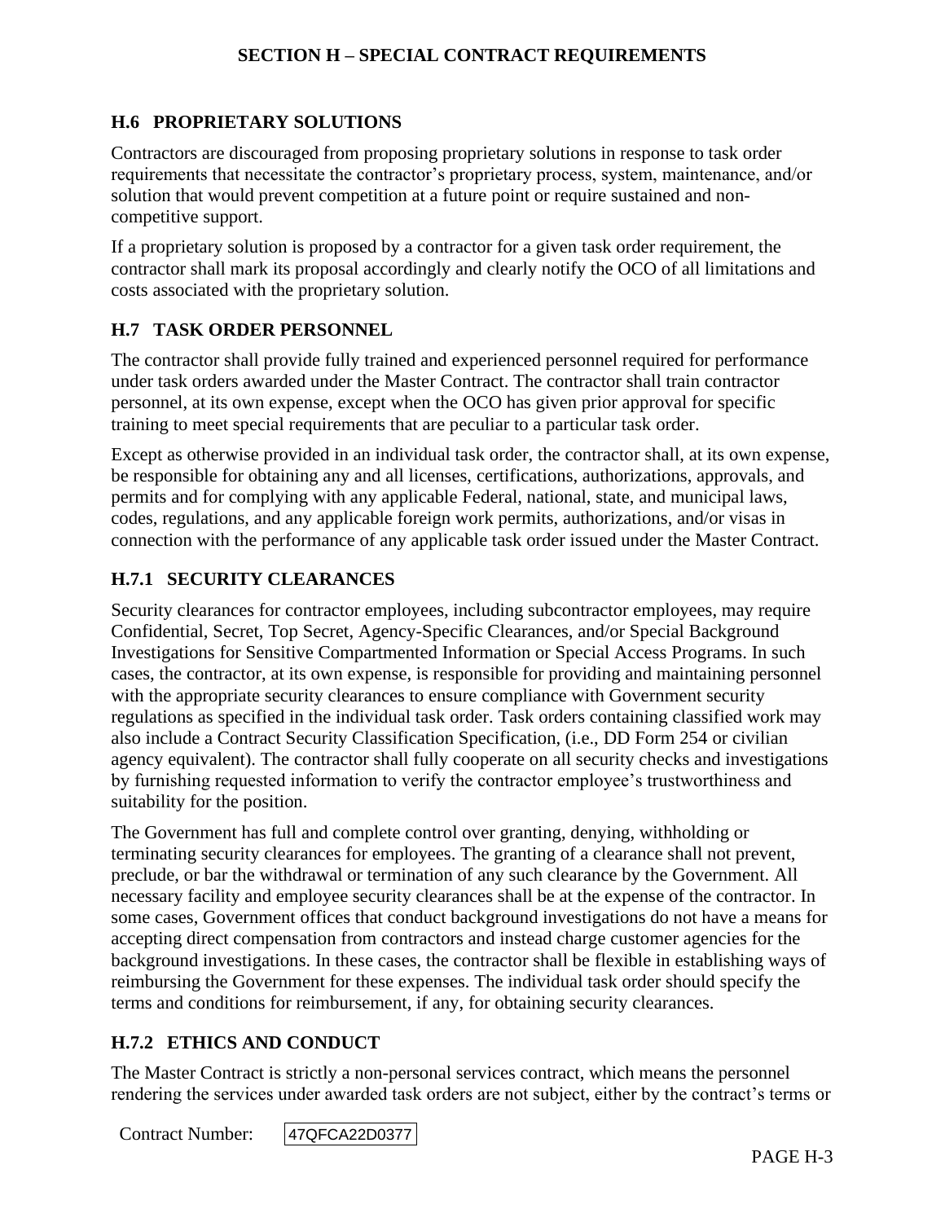## H.6 PROPRIETARY SOLUTIONS

Contractors are discouraged from proposing proprietary solutions in response to task order requirements that necessitate the contractor's proprietary process, system, maintenance, and/or solution that would prevent competition at a future point or require sustained and non-competitive support.

If a proprietary solution is proposed by a contractor for a given task order requirement, the contractor shall mark its proposal accordingly and clearly notify the OCO of all limitations and costs associated with the proprietary solution.

## H.7 TASK ORDER PERSONNEL

The contractor shall provide fully trained and experienced personnel required for performance under task orders awarded under the Master Contract. The contractor shall train contractor personnel, at its own expense, except when the OCO has given prior approval for specific training to meet special requirements that are peculiar to a particular task order.

Except as otherwise provided in an individual task order, the contractor shall, at its own expense, be responsible for obtaining any and all licenses, certifications, authorizations, approvals, and permits and for complying with any applicable Federal, national, state, and municipal laws, codes, regulations, and any applicable foreign work permits, authorizations, and/or visas in connection with the performance of any applicable task order issued under the Master Contract.

### H.7.1 SECURITY CLEARANCES

Security clearances for contractor employees, including subcontractor employees, may require Confidential, Secret, Top Secret, Agency-Specific Clearances, and/or Special Background Investigations for Sensitive Compartmented Information or Special Access Programs. In such cases, the contractor, at its own expense, is responsible for providing and maintaining personnel with the appropriate security clearances to ensure compliance with Government security regulations as specified in the individual task order. Task orders containing classified work may also include a Contract Security Classification Specification, (i.e., DD Form 254 or civilian agency equivalent). The contractor shall fully cooperate on all security checks and investigations by furnishing requested information to verify the contractor employee's trustworthiness and suitability for the position.

The Government has full and complete control over granting, denying, withholding or terminating security clearances for employees. The granting of a clearance shall not prevent, preclude, or bar the withdrawal or termination of any such clearance by the Government. All necessary facility and employee security clearances shall be at the expense of the contractor. In some cases, Government offices that conduct background investigations do not have a means for accepting direct compensation from contractors and instead charge customer agencies for the background investigations. In these cases, the contractor shall be flexible in establishing ways of reimbursing the Government for these expenses. The individual task order should specify the terms and conditions for reimbursement, if any, for obtaining security clearances.

### H.7.2 ETHICS AND CONDUCT

The Master Contract is strictly a non-personal services contract, which means the personnel rendering the services under awarded task orders are not subject, either by the contract's terms or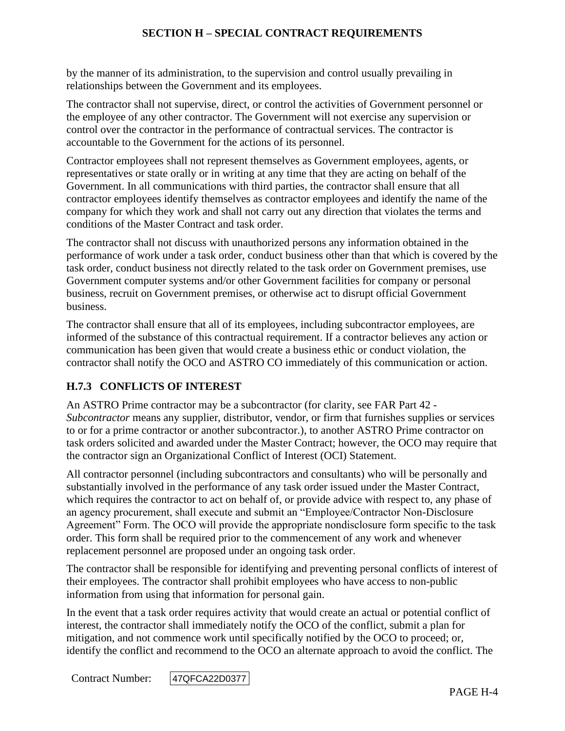by the manner of its administration, to the supervision and control usually prevailing in relationships between the Government and its employees.

The contractor shall not supervise, direct, or control the activities of Government personnel or the employee of any other contractor. The Government will not exercise any supervision or control over the contractor in the performance of contractual services. The contractor is accountable to the Government for the actions of its personnel.

Contractor employees shall not represent themselves as Government employees, agents, or representatives or state orally or in writing at any time that they are acting on behalf of the Government. In all communications with third parties, the contractor shall ensure that all contractor employees identify themselves as contractor employees and identify the name of the company for which they work and shall not carry out any direction that violates the terms and conditions of the Master Contract and task order.

The contractor shall not discuss with unauthorized persons any information obtained in the performance of work under a task order, conduct business other than that which is covered by the task order, conduct business not directly related to the task order on Government premises, use Government computer systems and/or other Government facilities for company or personal business, recruit on Government premises, or otherwise act to disrupt official Government business.

The contractor shall ensure that all of its employees, including subcontractor employees, are informed of the substance of this contractual requirement. If a contractor believes any action or communication has been given that would create a business ethic or conduct violation, the contractor shall notify the OCO and ASTRO CO immediately of this communication or action.

### H.7.3 CONFLICTS OF INTEREST

An ASTRO Prime contractor may be a subcontractor (for clarity, see FAR Part 42 - *Subcontractor* means any supplier, distributor, vendor, or firm that furnishes supplies or services to or for a prime contractor or another subcontractor.), to another ASTRO Prime contractor on task orders solicited and awarded under the Master Contract; however, the OCO may require that the contractor sign an Organizational Conflict of Interest (OCI) Statement.

All contractor personnel (including subcontractors and consultants) who will be personally and substantially involved in the performance of any task order issued under the Master Contract, which requires the contractor to act on behalf of, or provide advice with respect to, any phase of an agency procurement, shall execute and submit an "Employee/Contractor Non-Disclosure Agreement" Form. The OCO will provide the appropriate nondisclosure form specific to the task order. This form shall be required prior to the commencement of any work and whenever replacement personnel are proposed under an ongoing task order.

The contractor shall be responsible for identifying and preventing personal conflicts of interest of their employees. The contractor shall prohibit employees who have access to non-public information from using that information for personal gain.

In the event that a task order requires activity that would create an actual or potential conflict of interest, the contractor shall immediately notify the OCO of the conflict, submit a plan for mitigation, and not commence work until specifically notified by the OCO to proceed; or, identify the conflict and recommend to the OCO an alternate approach to avoid the conflict. The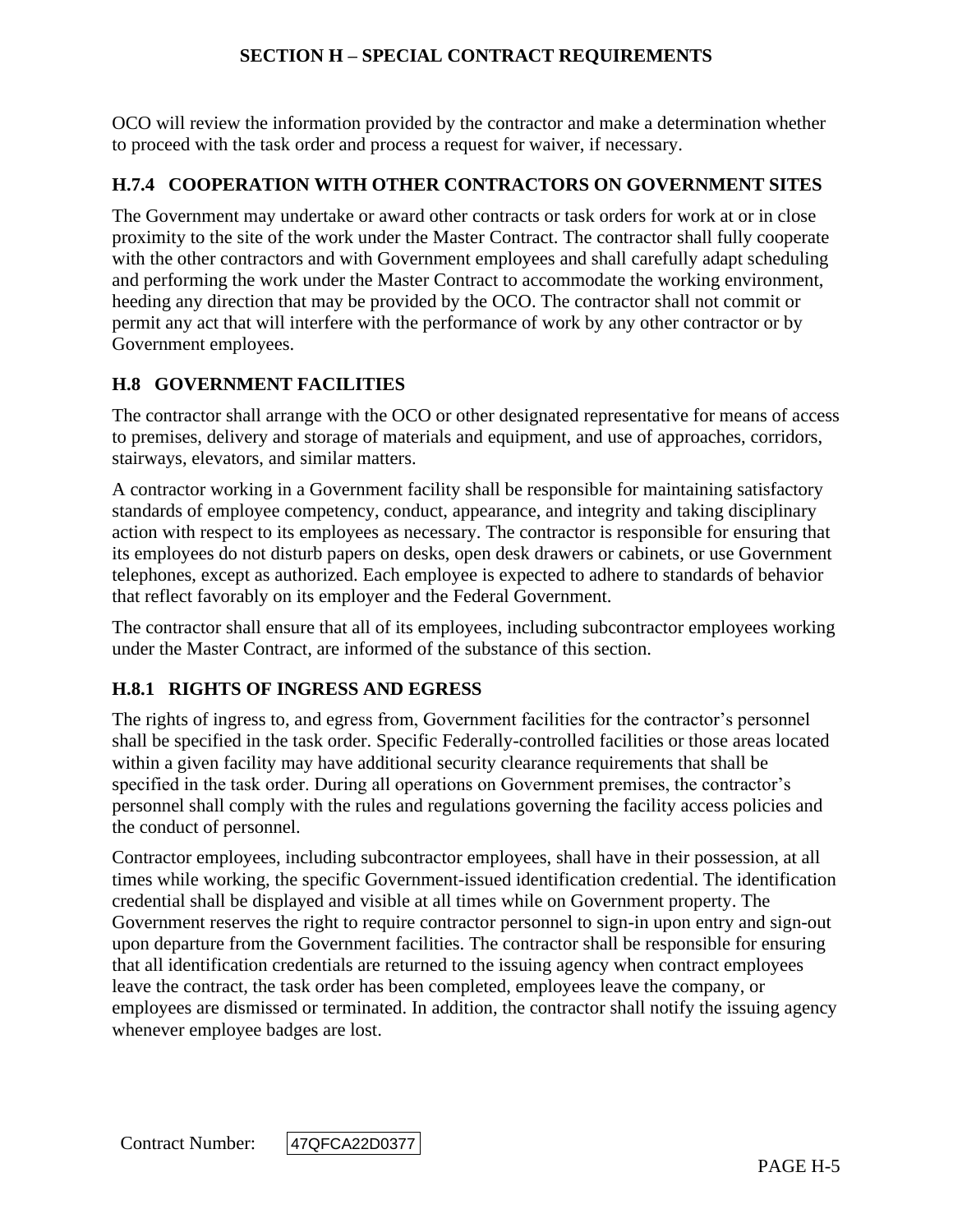OCO will review the information provided by the contractor and make a determination whether to proceed with the task order and process a request for waiver, if necessary.

### H.7.4 COOPERATION WITH OTHER CONTRACTORS ON GOVERNMENT SITES

The Government may undertake or award other contracts or task orders for work at or in close proximity to the site of the work under the Master Contract. The contractor shall fully cooperate with the other contractors and with Government employees and shall carefully adapt scheduling and performing the work under the Master Contract to accommodate the working environment, heeding any direction that may be provided by the OCO. The contractor shall not commit or permit any act that will interfere with the performance of work by any other contractor or by Government employees.

## H.8 GOVERNMENT FACILITIES

The contractor shall arrange with the OCO or other designated representative for means of access to premises, delivery and storage of materials and equipment, and use of approaches, corridors, stairways, elevators, and similar matters.

A contractor working in a Government facility shall be responsible for maintaining satisfactory standards of employee competency, conduct, appearance, and integrity and taking disciplinary action with respect to its employees as necessary. The contractor is responsible for ensuring that its employees do not disturb papers on desks, open desk drawers or cabinets, or use Government telephones, except as authorized. Each employee is expected to adhere to standards of behavior that reflect favorably on its employer and the Federal Government.

The contractor shall ensure that all of its employees, including subcontractor employees working under the Master Contract, are informed of the substance of this section.

### H.8.1 RIGHTS OF INGRESS AND EGRESS

The rights of ingress to, and egress from, Government facilities for the contractor's personnel shall be specified in the task order. Specific Federally-controlled facilities or those areas located within a given facility may have additional security clearance requirements that shall be specified in the task order. During all operations on Government premises, the contractor's personnel shall comply with the rules and regulations governing the facility access policies and the conduct of personnel.

Contractor employees, including subcontractor employees, shall have in their possession, at all times while working, the specific Government-issued identification credential. The identification credential shall be displayed and visible at all times while on Government property. The Government reserves the right to require contractor personnel to sign-in upon entry and sign-out upon departure from the Government facilities. The contractor shall be responsible for ensuring that all identification credentials are returned to the issuing agency when contract employees leave the contract, the task order has been completed, employees leave the company, or employees are dismissed or terminated. In addition, the contractor shall notify the issuing agency whenever employee badges are lost.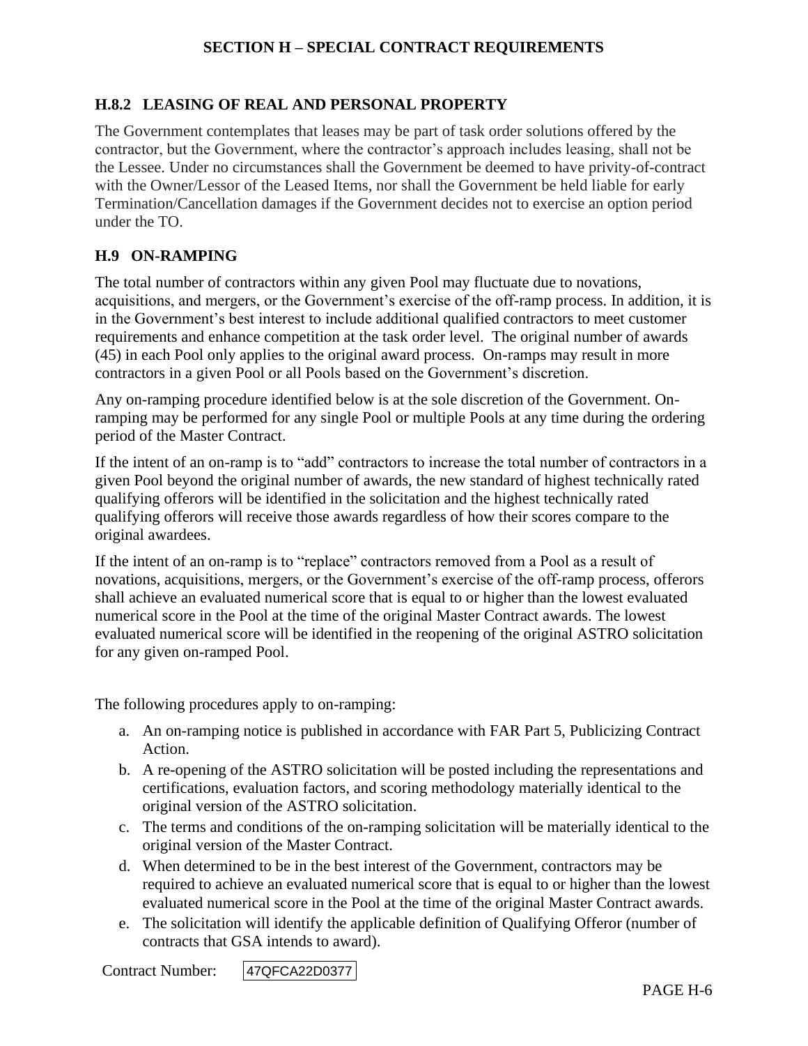## H.8.2 LEASING OF REAL AND PERSONAL PROPERTY

The Government contemplates that leases may be part of task order solutions offered by the contractor, but the Government, where the contractor's approach includes leasing, shall not be the Lessee. Under no circumstances shall the Government be deemed to have privity-of-contract with the Owner/Lessor of the Leased Items, nor shall the Government be held liable for early Termination/Cancellation damages if the Government decides not to exercise an option period under the TO.

## H.9 ON-RAMPING

The total number of contractors within any given Pool may fluctuate due to novations, acquisitions, and mergers, or the Government's exercise of the off-ramp process. In addition, it is in the Government's best interest to include additional qualified contractors to meet customer requirements and enhance competition at the task order level. The original number of awards (45) in each Pool only applies to the original award process. On-ramps may result in more contractors in a given Pool or all Pools based on the Government's discretion.

Any on-ramping procedure identified below is at the sole discretion of the Government. On-ramping may be performed for any single Pool or multiple Pools at any time during the ordering period of the Master Contract.

If the intent of an on-ramp is to "add" contractors to increase the total number of contractors in a given Pool beyond the original number of awards, the new standard of highest technically rated qualifying offerors will be identified in the solicitation and the highest technically rated qualifying offerors will receive those awards regardless of how their scores compare to the original awardees.

If the intent of an on-ramp is to "replace" contractors removed from a Pool as a result of novations, acquisitions, mergers, or the Government's exercise of the off-ramp process, offerors shall achieve an evaluated numerical score that is equal to or higher than the lowest evaluated numerical score in the Pool at the time of the original Master Contract awards. The lowest evaluated numerical score will be identified in the reopening of the original ASTRO solicitation for any given on-ramped Pool.

The following procedures apply to on-ramping:

a. An on-ramping notice is published in accordance with FAR Part 5, Publicizing Contract Action.
b. A re-opening of the ASTRO solicitation will be posted including the representations and certifications, evaluation factors, and scoring methodology materially identical to the original version of the ASTRO solicitation.
c. The terms and conditions of the on-ramping solicitation will be materially identical to the original version of the Master Contract.
d. When determined to be in the best interest of the Government, contractors may be required to achieve an evaluated numerical score that is equal to or higher than the lowest evaluated numerical score in the Pool at the time of the original Master Contract awards.
e. The solicitation will identify the applicable definition of Qualifying Offeror (number of contracts that GSA intends to award).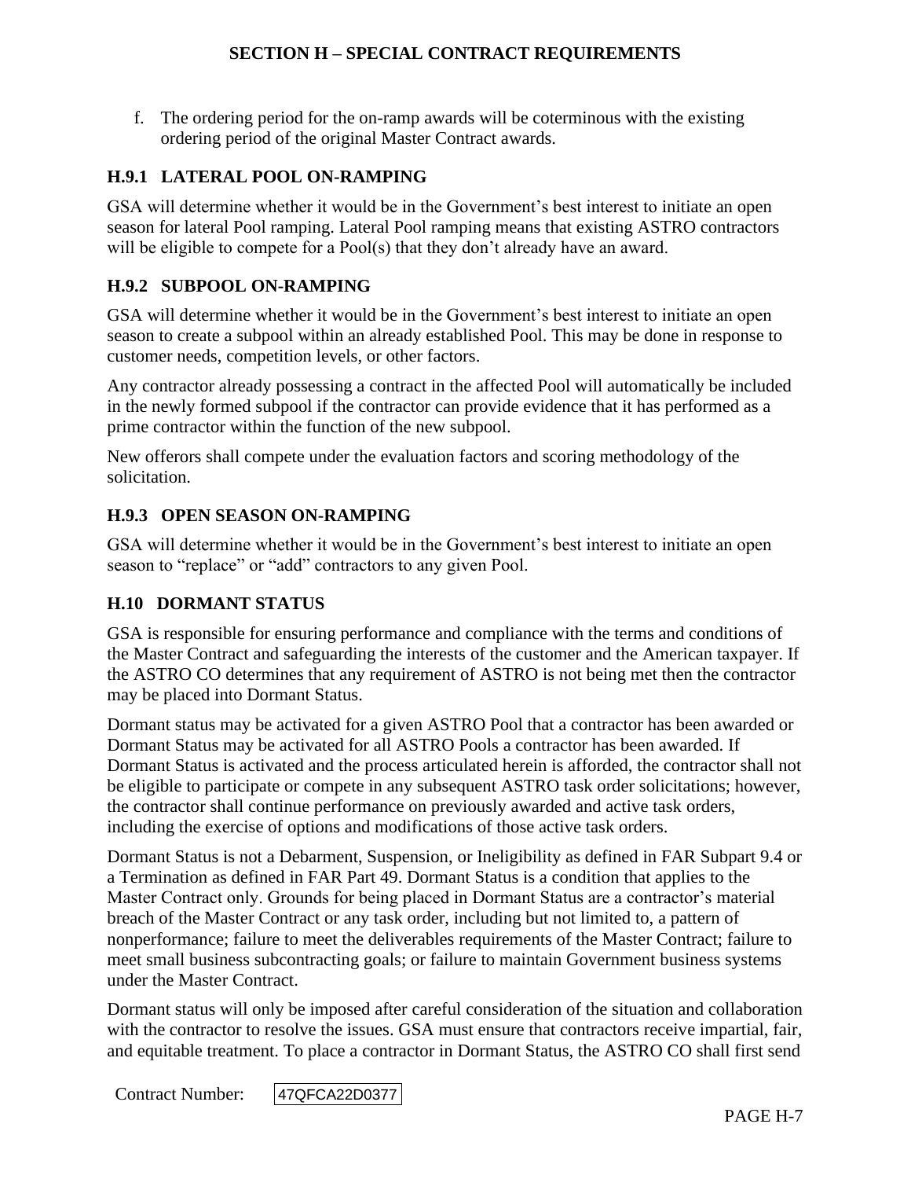f. The ordering period for the on-ramp awards will be coterminous with the existing ordering period of the original Master Contract awards.

### H.9.1 LATERAL POOL ON-RAMPING

GSA will determine whether it would be in the Government's best interest to initiate an open season for lateral Pool ramping. Lateral Pool ramping means that existing ASTRO contractors will be eligible to compete for a Pool(s) that they don't already have an award.

### H.9.2 SUBPOOL ON-RAMPING

GSA will determine whether it would be in the Government's best interest to initiate an open season to create a subpool within an already established Pool. This may be done in response to customer needs, competition levels, or other factors.

Any contractor already possessing a contract in the affected Pool will automatically be included in the newly formed subpool if the contractor can provide evidence that it has performed as a prime contractor within the function of the new subpool.

New offerors shall compete under the evaluation factors and scoring methodology of the solicitation.

### H.9.3 OPEN SEASON ON-RAMPING

GSA will determine whether it would be in the Government's best interest to initiate an open season to "replace" or "add" contractors to any given Pool.

## H.10 DORMANT STATUS

GSA is responsible for ensuring performance and compliance with the terms and conditions of the Master Contract and safeguarding the interests of the customer and the American taxpayer. If the ASTRO CO determines that any requirement of ASTRO is not being met then the contractor may be placed into Dormant Status.

Dormant status may be activated for a given ASTRO Pool that a contractor has been awarded or Dormant Status may be activated for all ASTRO Pools a contractor has been awarded. If Dormant Status is activated and the process articulated herein is afforded, the contractor shall not be eligible to participate or compete in any subsequent ASTRO task order solicitations; however, the contractor shall continue performance on previously awarded and active task orders, including the exercise of options and modifications of those active task orders.

Dormant Status is not a Debarment, Suspension, or Ineligibility as defined in FAR Subpart 9.4 or a Termination as defined in FAR Part 49. Dormant Status is a condition that applies to the Master Contract only. Grounds for being placed in Dormant Status are a contractor's material breach of the Master Contract or any task order, including but not limited to, a pattern of nonperformance; failure to meet the deliverables requirements of the Master Contract; failure to meet small business subcontracting goals; or failure to maintain Government business systems under the Master Contract.

Dormant status will only be imposed after careful consideration of the situation and collaboration with the contractor to resolve the issues. GSA must ensure that contractors receive impartial, fair, and equitable treatment. To place a contractor in Dormant Status, the ASTRO CO shall first send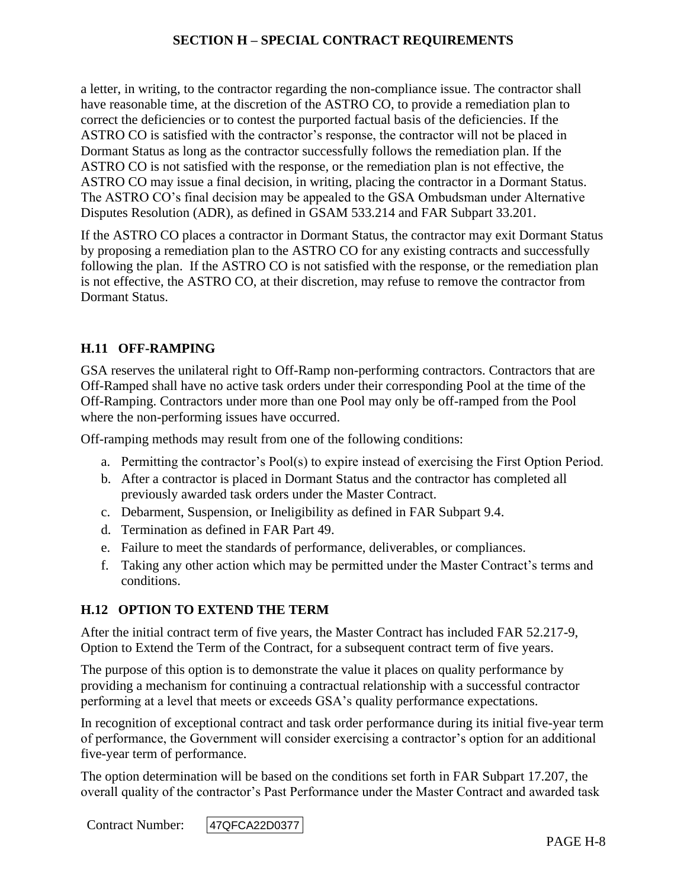a letter, in writing, to the contractor regarding the non-compliance issue. The contractor shall have reasonable time, at the discretion of the ASTRO CO, to provide a remediation plan to correct the deficiencies or to contest the purported factual basis of the deficiencies. If the ASTRO CO is satisfied with the contractor's response, the contractor will not be placed in Dormant Status as long as the contractor successfully follows the remediation plan. If the ASTRO CO is not satisfied with the response, or the remediation plan is not effective, the ASTRO CO may issue a final decision, in writing, placing the contractor in a Dormant Status. The ASTRO CO's final decision may be appealed to the GSA Ombudsman under Alternative Disputes Resolution (ADR), as defined in GSAM 533.214 and FAR Subpart 33.201.

If the ASTRO CO places a contractor in Dormant Status, the contractor may exit Dormant Status by proposing a remediation plan to the ASTRO CO for any existing contracts and successfully following the plan. If the ASTRO CO is not satisfied with the response, or the remediation plan is not effective, the ASTRO CO, at their discretion, may refuse to remove the contractor from Dormant Status.

### H.11 OFF-RAMPING

GSA reserves the unilateral right to Off-Ramp non-performing contractors. Contractors that are Off-Ramped shall have no active task orders under their corresponding Pool at the time of the Off-Ramping. Contractors under more than one Pool may only be off-ramped from the Pool where the non-performing issues have occurred.

Off-ramping methods may result from one of the following conditions:

a. Permitting the contractor's Pool(s) to expire instead of exercising the First Option Period.
b. After a contractor is placed in Dormant Status and the contractor has completed all previously awarded task orders under the Master Contract.
c. Debarment, Suspension, or Ineligibility as defined in FAR Subpart 9.4.
d. Termination as defined in FAR Part 49.
e. Failure to meet the standards of performance, deliverables, or compliances.
f. Taking any other action which may be permitted under the Master Contract's terms and conditions.

### H.12 OPTION TO EXTEND THE TERM

After the initial contract term of five years, the Master Contract has included FAR 52.217-9, Option to Extend the Term of the Contract, for a subsequent contract term of five years.

The purpose of this option is to demonstrate the value it places on quality performance by providing a mechanism for continuing a contractual relationship with a successful contractor performing at a level that meets or exceeds GSA's quality performance expectations.

In recognition of exceptional contract and task order performance during its initial five-year term of performance, the Government will consider exercising a contractor's option for an additional five-year term of performance.

The option determination will be based on the conditions set forth in FAR Subpart 17.207, the overall quality of the contractor's Past Performance under the Master Contract and awarded task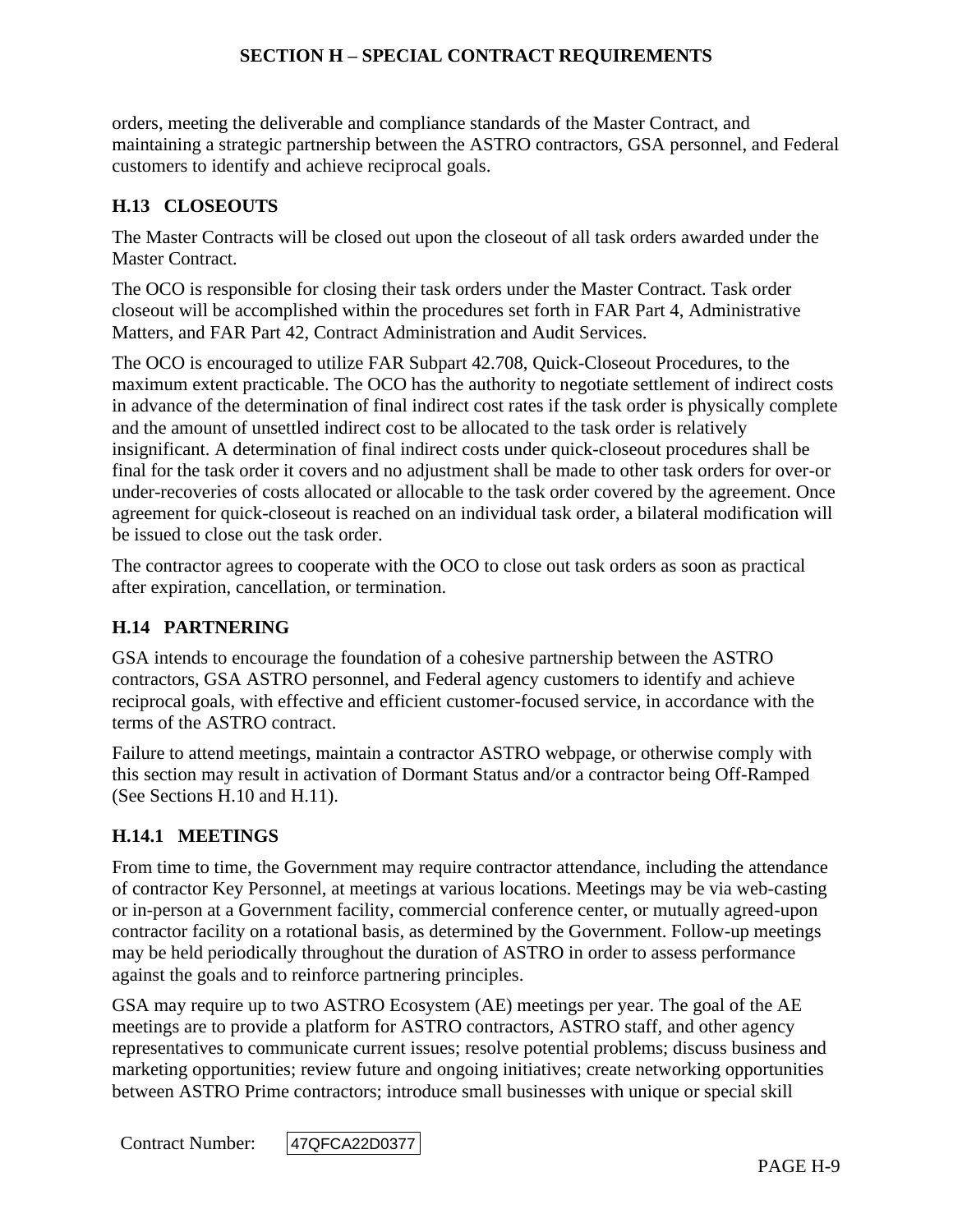orders, meeting the deliverable and compliance standards of the Master Contract, and maintaining a strategic partnership between the ASTRO contractors, GSA personnel, and Federal customers to identify and achieve reciprocal goals.

### H.13 CLOSEOUTS

The Master Contracts will be closed out upon the closeout of all task orders awarded under the Master Contract.

The OCO is responsible for closing their task orders under the Master Contract. Task order closeout will be accomplished within the procedures set forth in FAR Part 4, Administrative Matters, and FAR Part 42, Contract Administration and Audit Services.

The OCO is encouraged to utilize FAR Subpart 42.708, Quick-Closeout Procedures, to the maximum extent practicable. The OCO has the authority to negotiate settlement of indirect costs in advance of the determination of final indirect cost rates if the task order is physically complete and the amount of unsettled indirect cost to be allocated to the task order is relatively insignificant. A determination of final indirect costs under quick-closeout procedures shall be final for the task order it covers and no adjustment shall be made to other task orders for over-or under-recoveries of costs allocated or allocable to the task order covered by the agreement. Once agreement for quick-closeout is reached on an individual task order, a bilateral modification will be issued to close out the task order.

The contractor agrees to cooperate with the OCO to close out task orders as soon as practical after expiration, cancellation, or termination.

### H.14 PARTNERING

GSA intends to encourage the foundation of a cohesive partnership between the ASTRO contractors, GSA ASTRO personnel, and Federal agency customers to identify and achieve reciprocal goals, with effective and efficient customer-focused service, in accordance with the terms of the ASTRO contract.

Failure to attend meetings, maintain a contractor ASTRO webpage, or otherwise comply with this section may result in activation of Dormant Status and/or a contractor being Off-Ramped (See Sections H.10 and H.11).

#### H.14.1 MEETINGS

From time to time, the Government may require contractor attendance, including the attendance of contractor Key Personnel, at meetings at various locations. Meetings may be via web-casting or in-person at a Government facility, commercial conference center, or mutually agreed-upon contractor facility on a rotational basis, as determined by the Government. Follow-up meetings may be held periodically throughout the duration of ASTRO in order to assess performance against the goals and to reinforce partnering principles.

GSA may require up to two ASTRO Ecosystem (AE) meetings per year. The goal of the AE meetings are to provide a platform for ASTRO contractors, ASTRO staff, and other agency representatives to communicate current issues; resolve potential problems; discuss business and marketing opportunities; review future and ongoing initiatives; create networking opportunities between ASTRO Prime contractors; introduce small businesses with unique or special skill

Contract Number: 47QFCA22D0377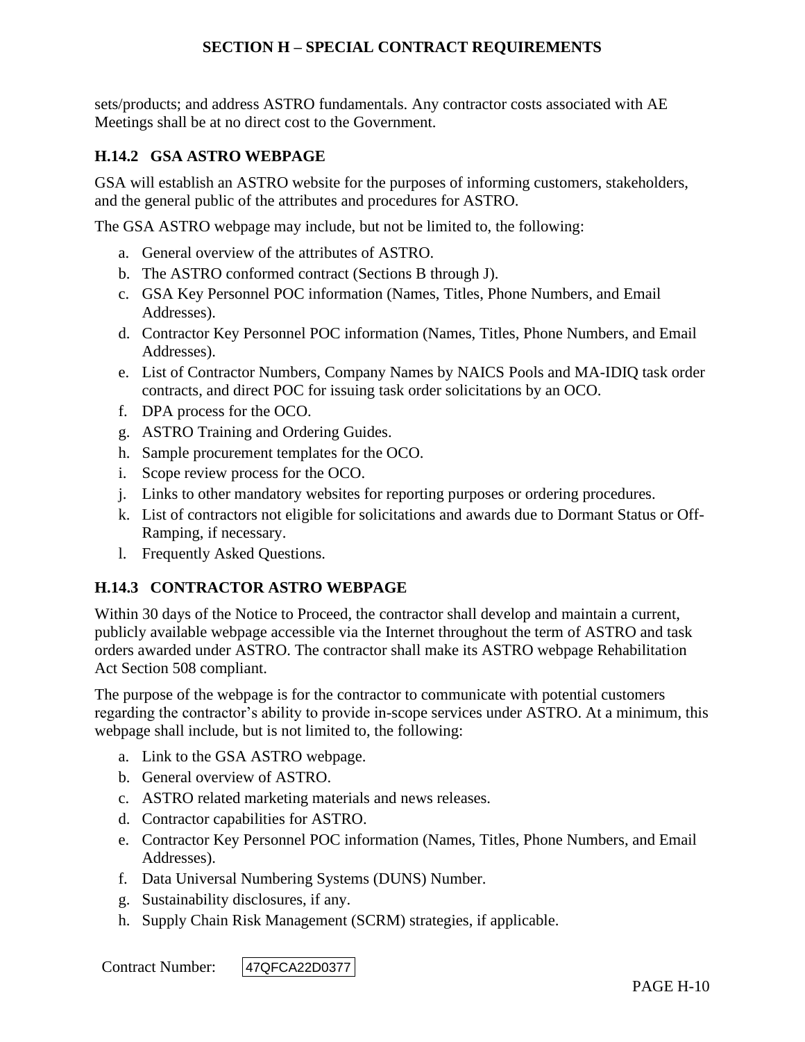sets/products; and address ASTRO fundamentals. Any contractor costs associated with AE Meetings shall be at no direct cost to the Government.

### H.14.2 GSA ASTRO WEBPAGE

GSA will establish an ASTRO website for the purposes of informing customers, stakeholders, and the general public of the attributes and procedures for ASTRO.

The GSA ASTRO webpage may include, but not be limited to, the following:

a. General overview of the attributes of ASTRO.
b. The ASTRO conformed contract (Sections B through J).
c. GSA Key Personnel POC information (Names, Titles, Phone Numbers, and Email Addresses).
d. Contractor Key Personnel POC information (Names, Titles, Phone Numbers, and Email Addresses).
e. List of Contractor Numbers, Company Names by NAICS Pools and MA-IDIQ task order contracts, and direct POC for issuing task order solicitations by an OCO.
f. DPA process for the OCO.
g. ASTRO Training and Ordering Guides.
h. Sample procurement templates for the OCO.
i. Scope review process for the OCO.
j. Links to other mandatory websites for reporting purposes or ordering procedures.
k. List of contractors not eligible for solicitations and awards due to Dormant Status or Off-Ramping, if necessary.
l. Frequently Asked Questions.

### H.14.3 CONTRACTOR ASTRO WEBPAGE

Within 30 days of the Notice to Proceed, the contractor shall develop and maintain a current, publicly available webpage accessible via the Internet throughout the term of ASTRO and task orders awarded under ASTRO. The contractor shall make its ASTRO webpage Rehabilitation Act Section 508 compliant.

The purpose of the webpage is for the contractor to communicate with potential customers regarding the contractor's ability to provide in-scope services under ASTRO. At a minimum, this webpage shall include, but is not limited to, the following:

a. Link to the GSA ASTRO webpage.
b. General overview of ASTRO.
c. ASTRO related marketing materials and news releases.
d. Contractor capabilities for ASTRO.
e. Contractor Key Personnel POC information (Names, Titles, Phone Numbers, and Email Addresses).
f. Data Universal Numbering Systems (DUNS) Number.
g. Sustainability disclosures, if any.
h. Supply Chain Risk Management (SCRM) strategies, if applicable.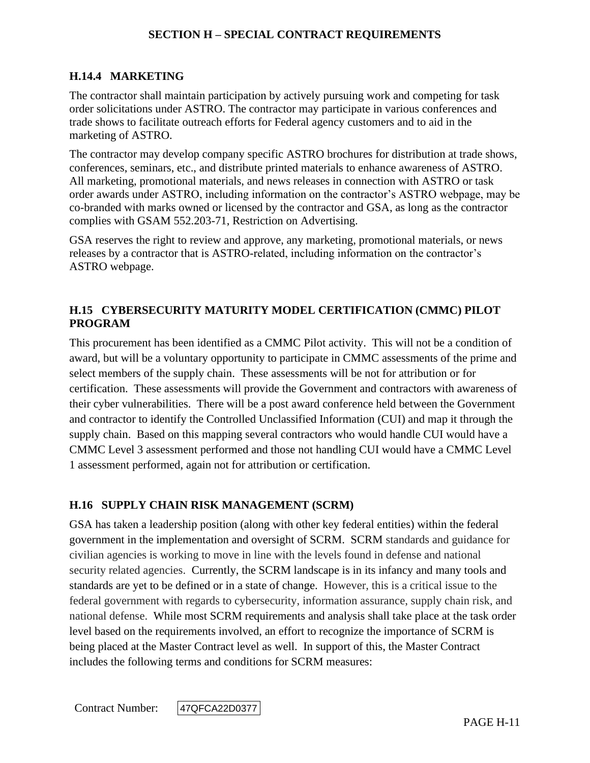### H.14.4 MARKETING

The contractor shall maintain participation by actively pursuing work and competing for task order solicitations under ASTRO. The contractor may participate in various conferences and trade shows to facilitate outreach efforts for Federal agency customers and to aid in the marketing of ASTRO.

The contractor may develop company specific ASTRO brochures for distribution at trade shows, conferences, seminars, etc., and distribute printed materials to enhance awareness of ASTRO. All marketing, promotional materials, and news releases in connection with ASTRO or task order awards under ASTRO, including information on the contractor's ASTRO webpage, may be co-branded with marks owned or licensed by the contractor and GSA, as long as the contractor complies with GSAM 552.203-71, Restriction on Advertising.

GSA reserves the right to review and approve, any marketing, promotional materials, or news releases by a contractor that is ASTRO-related, including information on the contractor's ASTRO webpage.

## H.15 CYBERSECURITY MATURITY MODEL CERTIFICATION (CMMC) PILOT PROGRAM

This procurement has been identified as a CMMC Pilot activity. This will not be a condition of award, but will be a voluntary opportunity to participate in CMMC assessments of the prime and select members of the supply chain. These assessments will be not for attribution or for certification. These assessments will provide the Government and contractors with awareness of their cyber vulnerabilities. There will be a post award conference held between the Government and contractor to identify the Controlled Unclassified Information (CUI) and map it through the supply chain. Based on this mapping several contractors who would handle CUI would have a CMMC Level 3 assessment performed and those not handling CUI would have a CMMC Level 1 assessment performed, again not for attribution or certification.

## H.16 SUPPLY CHAIN RISK MANAGEMENT (SCRM)

GSA has taken a leadership position (along with other key federal entities) within the federal government in the implementation and oversight of SCRM. SCRM standards and guidance for civilian agencies is working to move in line with the levels found in defense and national security related agencies. Currently, the SCRM landscape is in its infancy and many tools and standards are yet to be defined or in a state of change. However, this is a critical issue to the federal government with regards to cybersecurity, information assurance, supply chain risk, and national defense. While most SCRM requirements and analysis shall take place at the task order level based on the requirements involved, an effort to recognize the importance of SCRM is being placed at the Master Contract level as well. In support of this, the Master Contract includes the following terms and conditions for SCRM measures: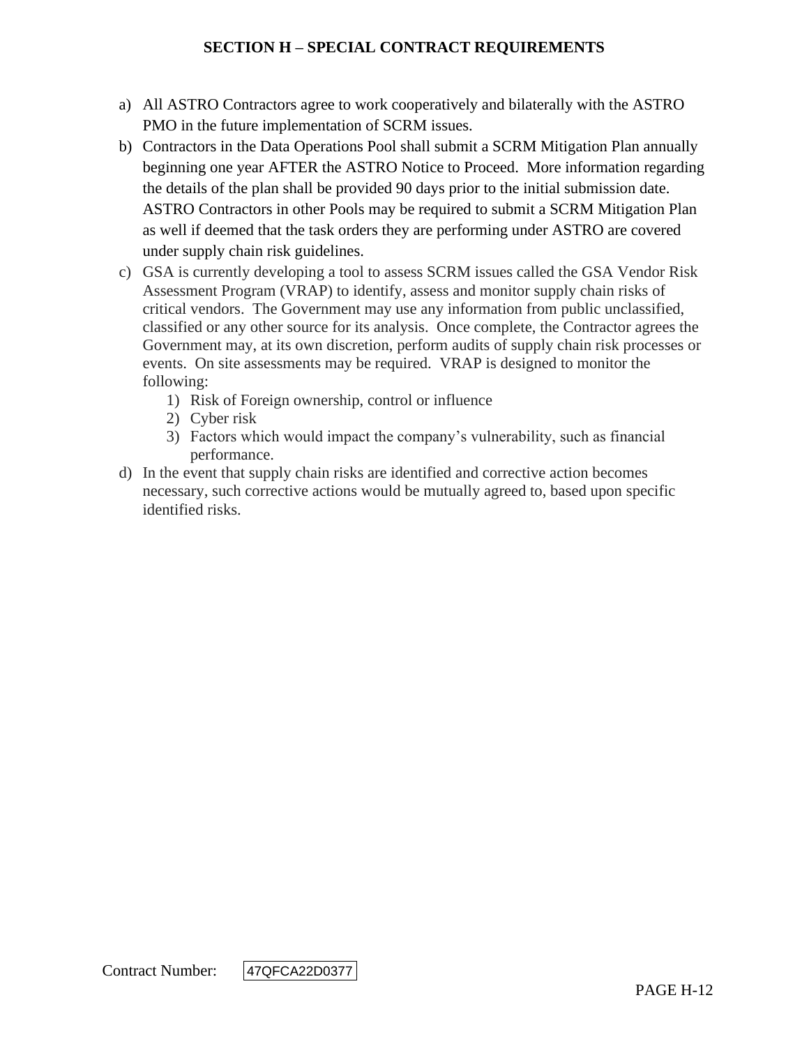a) All ASTRO Contractors agree to work cooperatively and bilaterally with the ASTRO PMO in the future implementation of SCRM issues.

b) Contractors in the Data Operations Pool shall submit a SCRM Mitigation Plan annually beginning one year AFTER the ASTRO Notice to Proceed. More information regarding the details of the plan shall be provided 90 days prior to the initial submission date. ASTRO Contractors in other Pools may be required to submit a SCRM Mitigation Plan as well if deemed that the task orders they are performing under ASTRO are covered under supply chain risk guidelines.

c) GSA is currently developing a tool to assess SCRM issues called the GSA Vendor Risk Assessment Program (VRAP) to identify, assess and monitor supply chain risks of critical vendors. The Government may use any information from public unclassified, classified or any other source for its analysis. Once complete, the Contractor agrees the Government may, at its own discretion, perform audits of supply chain risk processes or events. On site assessments may be required. VRAP is designed to monitor the following:
   1) Risk of Foreign ownership, control or influence
   2) Cyber risk
   3) Factors which would impact the company's vulnerability, such as financial performance.

d) In the event that supply chain risks are identified and corrective action becomes necessary, such corrective actions would be mutually agreed to, based upon specific identified risks.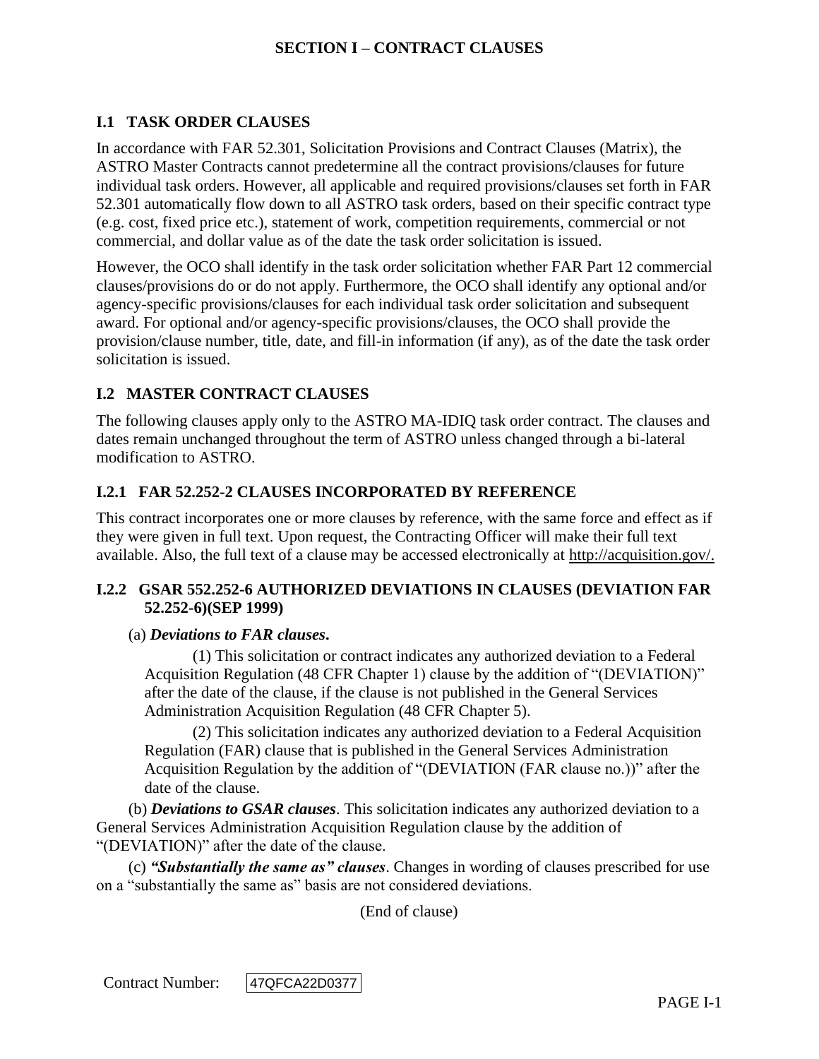# SECTION I – CONTRACT CLAUSES

## I.1 TASK ORDER CLAUSES

In accordance with FAR 52.301, Solicitation Provisions and Contract Clauses (Matrix), the ASTRO Master Contracts cannot predetermine all the contract provisions/clauses for future individual task orders. However, all applicable and required provisions/clauses set forth in FAR 52.301 automatically flow down to all ASTRO task orders, based on their specific contract type (e.g. cost, fixed price etc.), statement of work, competition requirements, commercial or not commercial, and dollar value as of the date the task order solicitation is issued.

However, the OCO shall identify in the task order solicitation whether FAR Part 12 commercial clauses/provisions do or do not apply. Furthermore, the OCO shall identify any optional and/or agency-specific provisions/clauses for each individual task order solicitation and subsequent award. For optional and/or agency-specific provisions/clauses, the OCO shall provide the provision/clause number, title, date, and fill-in information (if any), as of the date the task order solicitation is issued.

## I.2 MASTER CONTRACT CLAUSES

The following clauses apply only to the ASTRO MA-IDIQ task order contract. The clauses and dates remain unchanged throughout the term of ASTRO unless changed through a bi-lateral modification to ASTRO.

### I.2.1 FAR 52.252-2 CLAUSES INCORPORATED BY REFERENCE

This contract incorporates one or more clauses by reference, with the same force and effect as if they were given in full text. Upon request, the Contracting Officer will make their full text available. Also, the full text of a clause may be accessed electronically at http://acquisition.gov/.

### I.2.2 GSAR 552.252-6 AUTHORIZED DEVIATIONS IN CLAUSES (DEVIATION FAR 52.252-6)(SEP 1999)

(a) ***Deviations to FAR clauses*.**

(1) This solicitation or contract indicates any authorized deviation to a Federal Acquisition Regulation (48 CFR Chapter 1) clause by the addition of "(DEVIATION)" after the date of the clause, if the clause is not published in the General Services Administration Acquisition Regulation (48 CFR Chapter 5).

(2) This solicitation indicates any authorized deviation to a Federal Acquisition Regulation (FAR) clause that is published in the General Services Administration Acquisition Regulation by the addition of "(DEVIATION (FAR clause no.))" after the date of the clause.

(b) ***Deviations to GSAR clauses***. This solicitation indicates any authorized deviation to a General Services Administration Acquisition Regulation clause by the addition of "(DEVIATION)" after the date of the clause.

(c) ***"Substantially the same as" clauses***. Changes in wording of clauses prescribed for use on a "substantially the same as" basis are not considered deviations.

(End of clause)

Contract Number: 47QFCA22D0377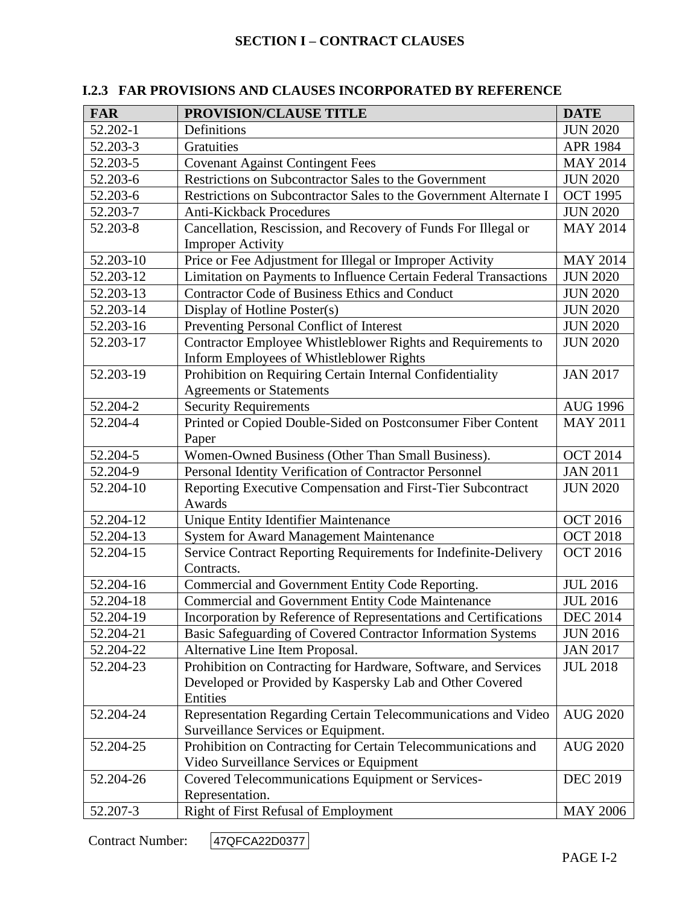# SECTION I – CONTRACT CLAUSES

## I.2.3 FAR PROVISIONS AND CLAUSES INCORPORATED BY REFERENCE

| FAR | PROVISION/CLAUSE TITLE | DATE |
|---|---|---|
| 52.202-1 | Definitions | JUN 2020 |
| 52.203-3 | Gratuities | APR 1984 |
| 52.203-5 | Covenant Against Contingent Fees | MAY 2014 |
| 52.203-6 | Restrictions on Subcontractor Sales to the Government | JUN 2020 |
| 52.203-6 | Restrictions on Subcontractor Sales to the Government Alternate I | OCT 1995 |
| 52.203-7 | Anti-Kickback Procedures | JUN 2020 |
| 52.203-8 | Cancellation, Rescission, and Recovery of Funds For Illegal or Improper Activity | MAY 2014 |
| 52.203-10 | Price or Fee Adjustment for Illegal or Improper Activity | MAY 2014 |
| 52.203-12 | Limitation on Payments to Influence Certain Federal Transactions | JUN 2020 |
| 52.203-13 | Contractor Code of Business Ethics and Conduct | JUN 2020 |
| 52.203-14 | Display of Hotline Poster(s) | JUN 2020 |
| 52.203-16 | Preventing Personal Conflict of Interest | JUN 2020 |
| 52.203-17 | Contractor Employee Whistleblower Rights and Requirements to Inform Employees of Whistleblower Rights | JUN 2020 |
| 52.203-19 | Prohibition on Requiring Certain Internal Confidentiality Agreements or Statements | JAN 2017 |
| 52.204-2 | Security Requirements | AUG 1996 |
| 52.204-4 | Printed or Copied Double-Sided on Postconsumer Fiber Content Paper | MAY 2011 |
| 52.204-5 | Women-Owned Business (Other Than Small Business). | OCT 2014 |
| 52.204-9 | Personal Identity Verification of Contractor Personnel | JAN 2011 |
| 52.204-10 | Reporting Executive Compensation and First-Tier Subcontract Awards | JUN 2020 |
| 52.204-12 | Unique Entity Identifier Maintenance | OCT 2016 |
| 52.204-13 | System for Award Management Maintenance | OCT 2018 |
| 52.204-15 | Service Contract Reporting Requirements for Indefinite-Delivery Contracts. | OCT 2016 |
| 52.204-16 | Commercial and Government Entity Code Reporting. | JUL 2016 |
| 52.204-18 | Commercial and Government Entity Code Maintenance | JUL 2016 |
| 52.204-19 | Incorporation by Reference of Representations and Certifications | DEC 2014 |
| 52.204-21 | Basic Safeguarding of Covered Contractor Information Systems | JUN 2016 |
| 52.204-22 | Alternative Line Item Proposal. | JAN 2017 |
| 52.204-23 | Prohibition on Contracting for Hardware, Software, and Services Developed or Provided by Kaspersky Lab and Other Covered Entities | JUL 2018 |
| 52.204-24 | Representation Regarding Certain Telecommunications and Video Surveillance Services or Equipment. | AUG 2020 |
| 52.204-25 | Prohibition on Contracting for Certain Telecommunications and Video Surveillance Services or Equipment | AUG 2020 |
| 52.204-26 | Covered Telecommunications Equipment or Services-Representation. | DEC 2019 |
| 52.207-3 | Right of First Refusal of Employment | MAY 2006 |

Contract Number: 47QFCA22D0377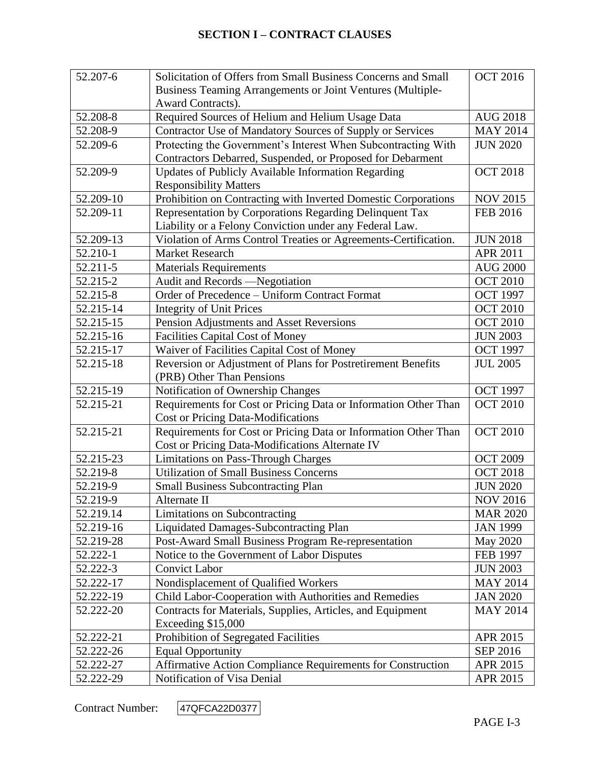## SECTION I – CONTRACT CLAUSES

| | | |
|---|---|---|
| 52.207-6 | Solicitation of Offers from Small Business Concerns and Small Business Teaming Arrangements or Joint Ventures (Multiple-Award Contracts). | OCT 2016 |
| 52.208-8 | Required Sources of Helium and Helium Usage Data | AUG 2018 |
| 52.208-9 | Contractor Use of Mandatory Sources of Supply or Services | MAY 2014 |
| 52.209-6 | Protecting the Government's Interest When Subcontracting With Contractors Debarred, Suspended, or Proposed for Debarment | JUN 2020 |
| 52.209-9 | Updates of Publicly Available Information Regarding Responsibility Matters | OCT 2018 |
| 52.209-10 | Prohibition on Contracting with Inverted Domestic Corporations | NOV 2015 |
| 52.209-11 | Representation by Corporations Regarding Delinquent Tax Liability or a Felony Conviction under any Federal Law. | FEB 2016 |
| 52.209-13 | Violation of Arms Control Treaties or Agreements-Certification. | JUN 2018 |
| 52.210-1 | Market Research | APR 2011 |
| 52.211-5 | Materials Requirements | AUG 2000 |
| 52.215-2 | Audit and Records —Negotiation | OCT 2010 |
| 52.215-8 | Order of Precedence – Uniform Contract Format | OCT 1997 |
| 52.215-14 | Integrity of Unit Prices | OCT 2010 |
| 52.215-15 | Pension Adjustments and Asset Reversions | OCT 2010 |
| 52.215-16 | Facilities Capital Cost of Money | JUN 2003 |
| 52.215-17 | Waiver of Facilities Capital Cost of Money | OCT 1997 |
| 52.215-18 | Reversion or Adjustment of Plans for Postretirement Benefits (PRB) Other Than Pensions | JUL 2005 |
| 52.215-19 | Notification of Ownership Changes | OCT 1997 |
| 52.215-21 | Requirements for Cost or Pricing Data or Information Other Than Cost or Pricing Data-Modifications | OCT 2010 |
| 52.215-21 | Requirements for Cost or Pricing Data or Information Other Than Cost or Pricing Data-Modifications Alternate IV | OCT 2010 |
| 52.215-23 | Limitations on Pass-Through Charges | OCT 2009 |
| 52.219-8 | Utilization of Small Business Concerns | OCT 2018 |
| 52.219-9 | Small Business Subcontracting Plan | JUN 2020 |
| 52.219-9 | Alternate II | NOV 2016 |
| 52.219.14 | Limitations on Subcontracting | MAR 2020 |
| 52.219-16 | Liquidated Damages-Subcontracting Plan | JAN 1999 |
| 52.219-28 | Post-Award Small Business Program Re-representation | May 2020 |
| 52.222-1 | Notice to the Government of Labor Disputes | FEB 1997 |
| 52.222-3 | Convict Labor | JUN 2003 |
| 52.222-17 | Nondisplacement of Qualified Workers | MAY 2014 |
| 52.222-19 | Child Labor-Cooperation with Authorities and Remedies | JAN 2020 |
| 52.222-20 | Contracts for Materials, Supplies, Articles, and Equipment Exceeding $15,000 | MAY 2014 |
| 52.222-21 | Prohibition of Segregated Facilities | APR 2015 |
| 52.222-26 | Equal Opportunity | SEP 2016 |
| 52.222-27 | Affirmative Action Compliance Requirements for Construction | APR 2015 |
| 52.222-29 | Notification of Visa Denial | APR 2015 |

Contract Number: 47QFCA22D0377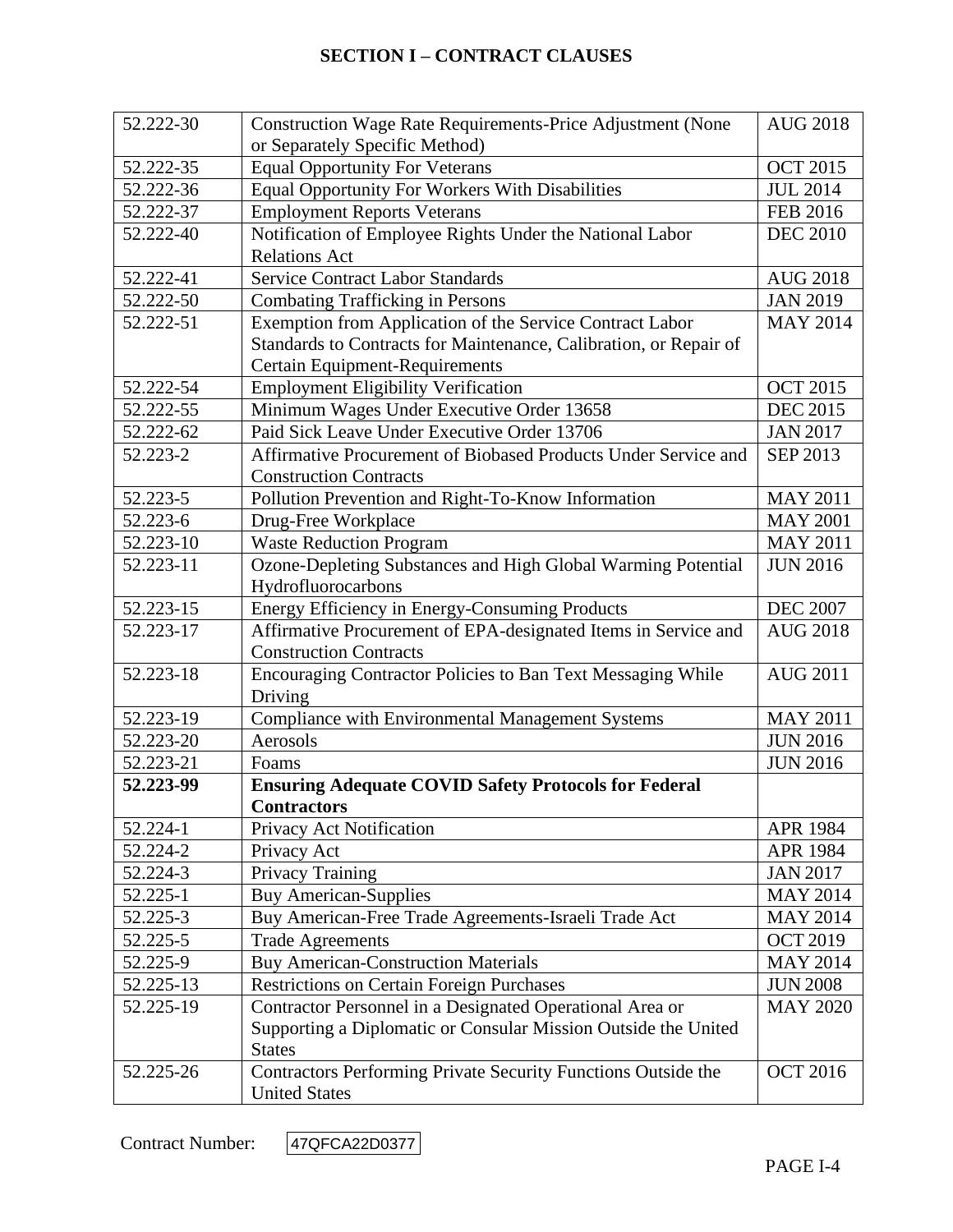# SECTION I – CONTRACT CLAUSES

| | | |
|---|---|---|
| 52.222-30 | Construction Wage Rate Requirements-Price Adjustment (None or Separately Specific Method) | AUG 2018 |
| 52.222-35 | Equal Opportunity For Veterans | OCT 2015 |
| 52.222-36 | Equal Opportunity For Workers With Disabilities | JUL 2014 |
| 52.222-37 | Employment Reports Veterans | FEB 2016 |
| 52.222-40 | Notification of Employee Rights Under the National Labor Relations Act | DEC 2010 |
| 52.222-41 | Service Contract Labor Standards | AUG 2018 |
| 52.222-50 | Combating Trafficking in Persons | JAN 2019 |
| 52.222-51 | Exemption from Application of the Service Contract Labor Standards to Contracts for Maintenance, Calibration, or Repair of Certain Equipment-Requirements | MAY 2014 |
| 52.222-54 | Employment Eligibility Verification | OCT 2015 |
| 52.222-55 | Minimum Wages Under Executive Order 13658 | DEC 2015 |
| 52.222-62 | Paid Sick Leave Under Executive Order 13706 | JAN 2017 |
| 52.223-2 | Affirmative Procurement of Biobased Products Under Service and Construction Contracts | SEP 2013 |
| 52.223-5 | Pollution Prevention and Right-To-Know Information | MAY 2011 |
| 52.223-6 | Drug-Free Workplace | MAY 2001 |
| 52.223-10 | Waste Reduction Program | MAY 2011 |
| 52.223-11 | Ozone-Depleting Substances and High Global Warming Potential Hydrofluorocarbons | JUN 2016 |
| 52.223-15 | Energy Efficiency in Energy-Consuming Products | DEC 2007 |
| 52.223-17 | Affirmative Procurement of EPA-designated Items in Service and Construction Contracts | AUG 2018 |
| 52.223-18 | Encouraging Contractor Policies to Ban Text Messaging While Driving | AUG 2011 |
| 52.223-19 | Compliance with Environmental Management Systems | MAY 2011 |
| 52.223-20 | Aerosols | JUN 2016 |
| 52.223-21 | Foams | JUN 2016 |
| **52.223-99** | **Ensuring Adequate COVID Safety Protocols for Federal Contractors** | |
| 52.224-1 | Privacy Act Notification | APR 1984 |
| 52.224-2 | Privacy Act | APR 1984 |
| 52.224-3 | Privacy Training | JAN 2017 |
| 52.225-1 | Buy American-Supplies | MAY 2014 |
| 52.225-3 | Buy American-Free Trade Agreements-Israeli Trade Act | MAY 2014 |
| 52.225-5 | Trade Agreements | OCT 2019 |
| 52.225-9 | Buy American-Construction Materials | MAY 2014 |
| 52.225-13 | Restrictions on Certain Foreign Purchases | JUN 2008 |
| 52.225-19 | Contractor Personnel in a Designated Operational Area or Supporting a Diplomatic or Consular Mission Outside the United States | MAY 2020 |
| 52.225-26 | Contractors Performing Private Security Functions Outside the United States | OCT 2016 |

Contract Number: 47QFCA22D0377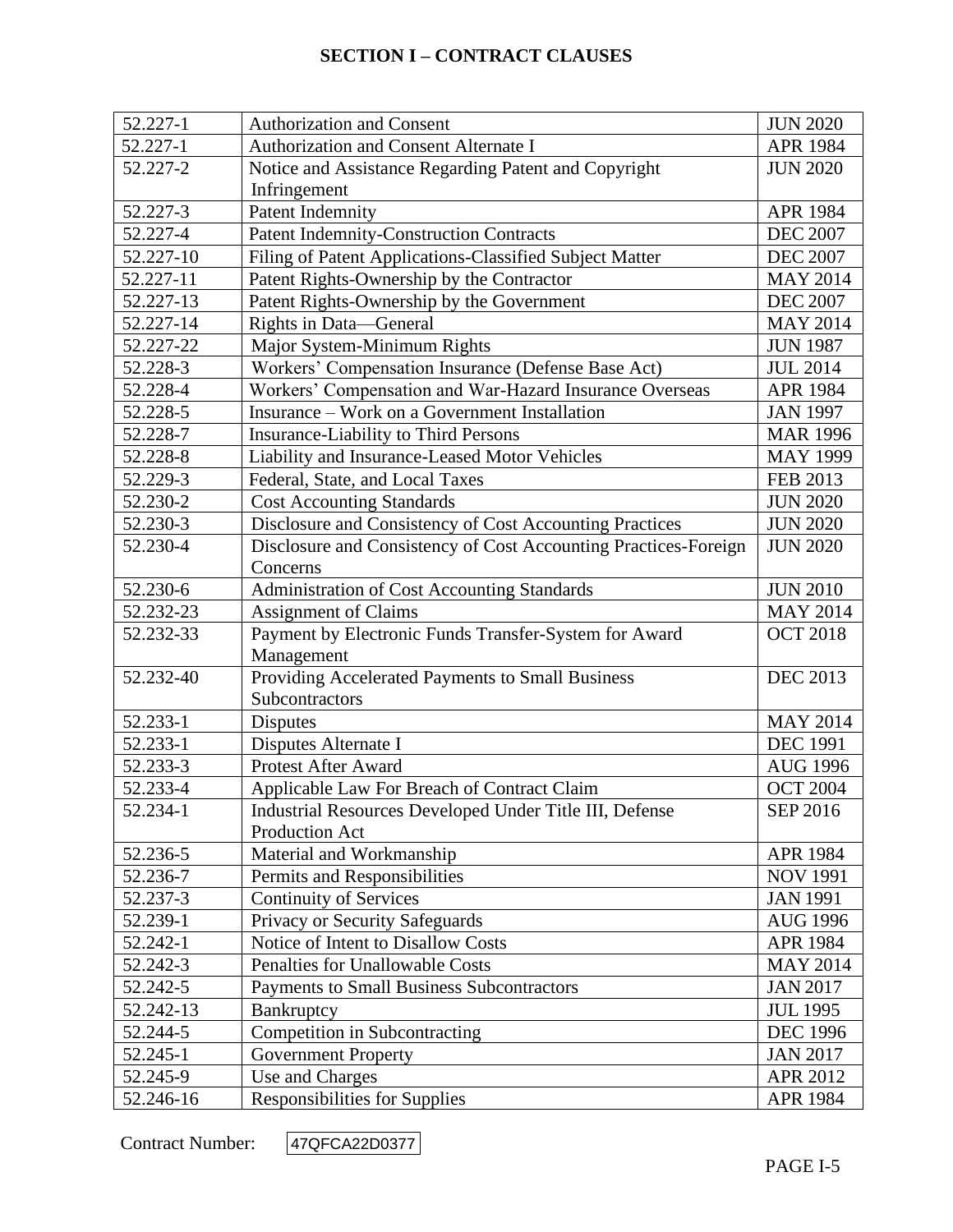## SECTION I – CONTRACT CLAUSES

| | | |
|---|---|---|
| 52.227-1 | Authorization and Consent | JUN 2020 |
| 52.227-1 | Authorization and Consent Alternate I | APR 1984 |
| 52.227-2 | Notice and Assistance Regarding Patent and Copyright Infringement | JUN 2020 |
| 52.227-3 | Patent Indemnity | APR 1984 |
| 52.227-4 | Patent Indemnity-Construction Contracts | DEC 2007 |
| 52.227-10 | Filing of Patent Applications-Classified Subject Matter | DEC 2007 |
| 52.227-11 | Patent Rights-Ownership by the Contractor | MAY 2014 |
| 52.227-13 | Patent Rights-Ownership by the Government | DEC 2007 |
| 52.227-14 | Rights in Data—General | MAY 2014 |
| 52.227-22 | Major System-Minimum Rights | JUN 1987 |
| 52.228-3 | Workers' Compensation Insurance (Defense Base Act) | JUL 2014 |
| 52.228-4 | Workers' Compensation and War-Hazard Insurance Overseas | APR 1984 |
| 52.228-5 | Insurance – Work on a Government Installation | JAN 1997 |
| 52.228-7 | Insurance-Liability to Third Persons | MAR 1996 |
| 52.228-8 | Liability and Insurance-Leased Motor Vehicles | MAY 1999 |
| 52.229-3 | Federal, State, and Local Taxes | FEB 2013 |
| 52.230-2 | Cost Accounting Standards | JUN 2020 |
| 52.230-3 | Disclosure and Consistency of Cost Accounting Practices | JUN 2020 |
| 52.230-4 | Disclosure and Consistency of Cost Accounting Practices-Foreign Concerns | JUN 2020 |
| 52.230-6 | Administration of Cost Accounting Standards | JUN 2010 |
| 52.232-23 | Assignment of Claims | MAY 2014 |
| 52.232-33 | Payment by Electronic Funds Transfer-System for Award Management | OCT 2018 |
| 52.232-40 | Providing Accelerated Payments to Small Business Subcontractors | DEC 2013 |
| 52.233-1 | Disputes | MAY 2014 |
| 52.233-1 | Disputes Alternate I | DEC 1991 |
| 52.233-3 | Protest After Award | AUG 1996 |
| 52.233-4 | Applicable Law For Breach of Contract Claim | OCT 2004 |
| 52.234-1 | Industrial Resources Developed Under Title III, Defense Production Act | SEP 2016 |
| 52.236-5 | Material and Workmanship | APR 1984 |
| 52.236-7 | Permits and Responsibilities | NOV 1991 |
| 52.237-3 | Continuity of Services | JAN 1991 |
| 52.239-1 | Privacy or Security Safeguards | AUG 1996 |
| 52.242-1 | Notice of Intent to Disallow Costs | APR 1984 |
| 52.242-3 | Penalties for Unallowable Costs | MAY 2014 |
| 52.242-5 | Payments to Small Business Subcontractors | JAN 2017 |
| 52.242-13 | Bankruptcy | JUL 1995 |
| 52.244-5 | Competition in Subcontracting | DEC 1996 |
| 52.245-1 | Government Property | JAN 2017 |
| 52.245-9 | Use and Charges | APR 2012 |
| 52.246-16 | Responsibilities for Supplies | APR 1984 |

Contract Number: 47QFCA22D0377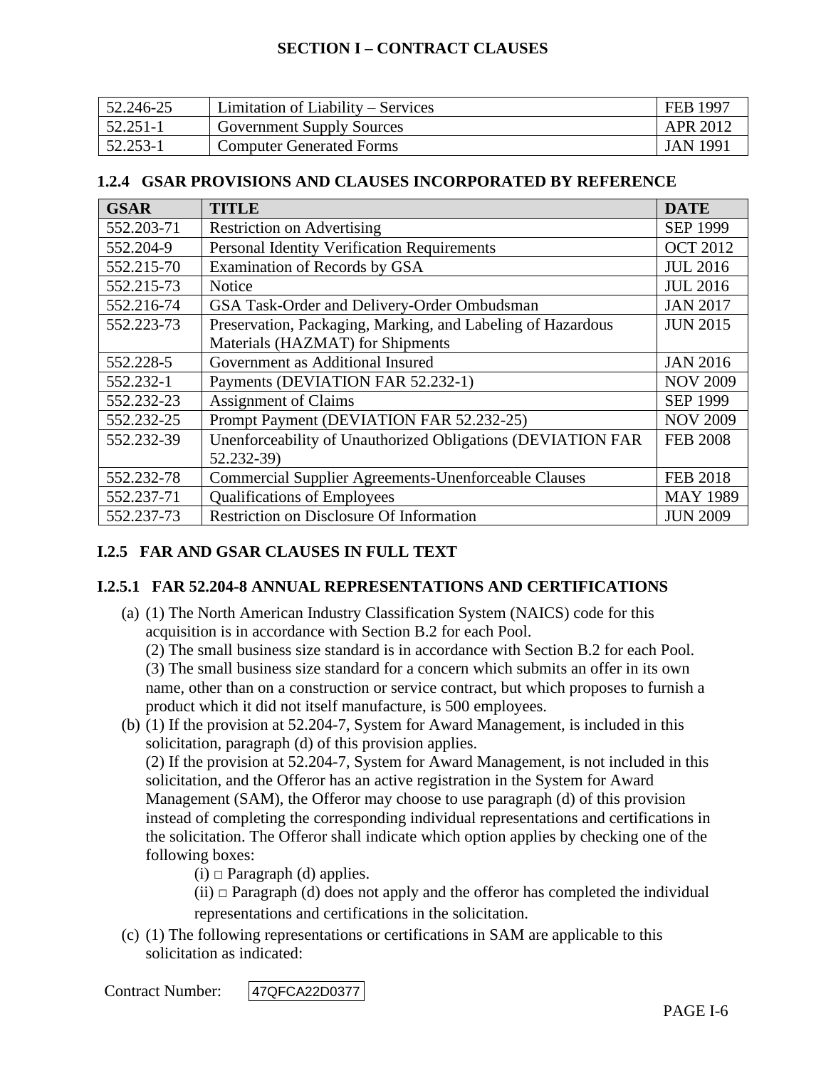| | | |
|---|---|---|
| 52.246-25 | Limitation of Liability – Services | FEB 1997 |
| 52.251-1 | Government Supply Sources | APR 2012 |
| 52.253-1 | Computer Generated Forms | JAN 1991 |

### 1.2.4 GSAR PROVISIONS AND CLAUSES INCORPORATED BY REFERENCE

| GSAR | TITLE | DATE |
|---|---|---|
| 552.203-71 | Restriction on Advertising | SEP 1999 |
| 552.204-9 | Personal Identity Verification Requirements | OCT 2012 |
| 552.215-70 | Examination of Records by GSA | JUL 2016 |
| 552.215-73 | Notice | JUL 2016 |
| 552.216-74 | GSA Task-Order and Delivery-Order Ombudsman | JAN 2017 |
| 552.223-73 | Preservation, Packaging, Marking, and Labeling of Hazardous Materials (HAZMAT) for Shipments | JUN 2015 |
| 552.228-5 | Government as Additional Insured | JAN 2016 |
| 552.232-1 | Payments (DEVIATION FAR 52.232-1) | NOV 2009 |
| 552.232-23 | Assignment of Claims | SEP 1999 |
| 552.232-25 | Prompt Payment (DEVIATION FAR 52.232-25) | NOV 2009 |
| 552.232-39 | Unenforceability of Unauthorized Obligations (DEVIATION FAR 52.232-39) | FEB 2008 |
| 552.232-78 | Commercial Supplier Agreements-Unenforceable Clauses | FEB 2018 |
| 552.237-71 | Qualifications of Employees | MAY 1989 |
| 552.237-73 | Restriction on Disclosure Of Information | JUN 2009 |

### I.2.5 FAR AND GSAR CLAUSES IN FULL TEXT

#### I.2.5.1 FAR 52.204-8 ANNUAL REPRESENTATIONS AND CERTIFICATIONS

(a) (1) The North American Industry Classification System (NAICS) code for this acquisition is in accordance with Section B.2 for each Pool.
(2) The small business size standard is in accordance with Section B.2 for each Pool.
(3) The small business size standard for a concern which submits an offer in its own name, other than on a construction or service contract, but which proposes to furnish a product which it did not itself manufacture, is 500 employees.

(b) (1) If the provision at 52.204-7, System for Award Management, is included in this solicitation, paragraph (d) of this provision applies.
(2) If the provision at 52.204-7, System for Award Management, is not included in this solicitation, and the Offeror has an active registration in the System for Award Management (SAM), the Offeror may choose to use paragraph (d) of this provision instead of completing the corresponding individual representations and certifications in the solicitation. The Offeror shall indicate which option applies by checking one of the following boxes:
(i) □ Paragraph (d) applies.
(ii) □ Paragraph (d) does not apply and the offeror has completed the individual representations and certifications in the solicitation.

(c) (1) The following representations or certifications in SAM are applicable to this solicitation as indicated:

Contract Number: 47QFCA22D0377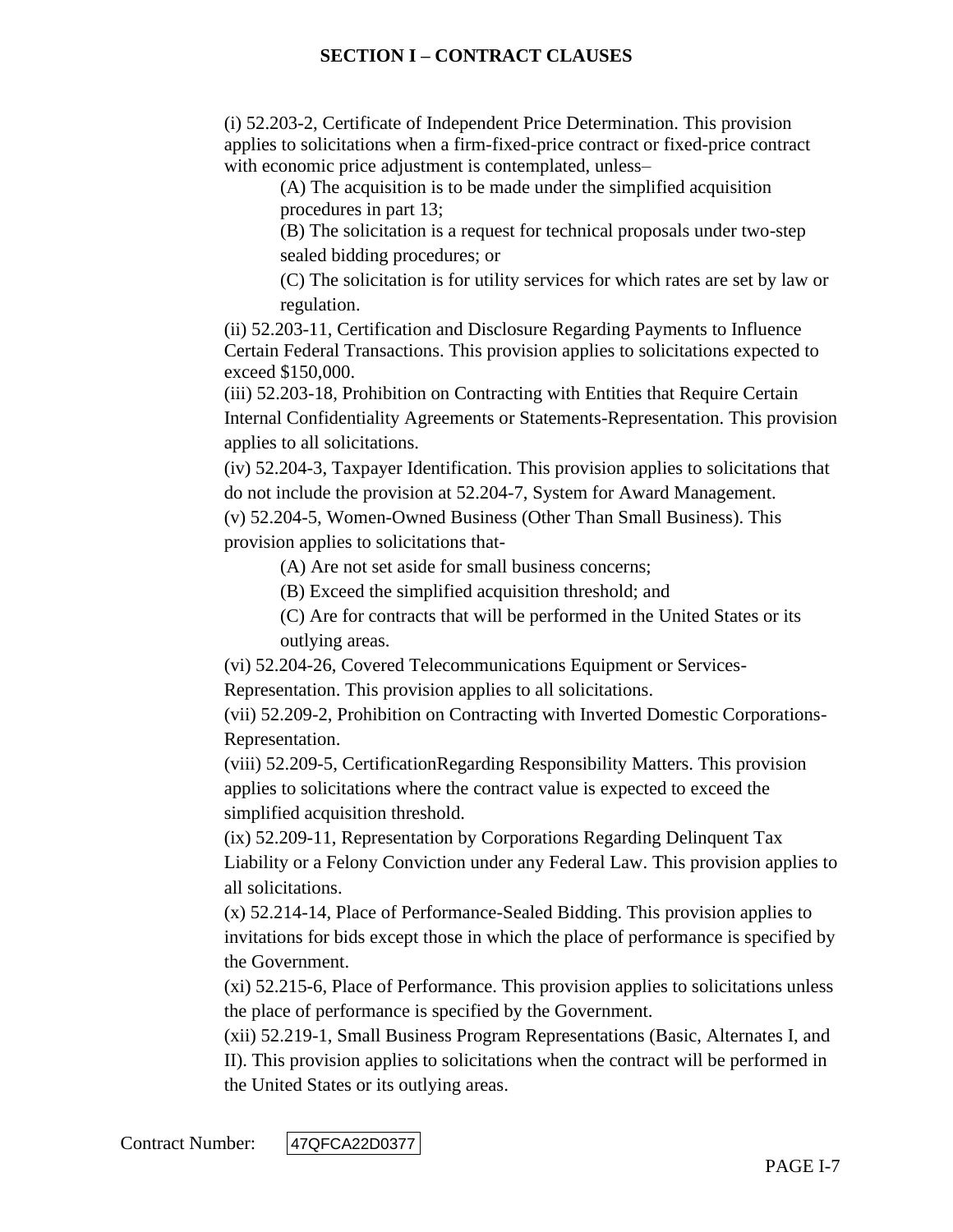## SECTION I – CONTRACT CLAUSES

(i) 52.203-2, Certificate of Independent Price Determination. This provision applies to solicitations when a firm-fixed-price contract or fixed-price contract with economic price adjustment is contemplated, unless–

(A) The acquisition is to be made under the simplified acquisition procedures in part 13;

(B) The solicitation is a request for technical proposals under two-step sealed bidding procedures; or

(C) The solicitation is for utility services for which rates are set by law or regulation.

(ii) 52.203-11, Certification and Disclosure Regarding Payments to Influence Certain Federal Transactions. This provision applies to solicitations expected to exceed $150,000.

(iii) 52.203-18, Prohibition on Contracting with Entities that Require Certain Internal Confidentiality Agreements or Statements-Representation. This provision applies to all solicitations.

(iv) 52.204-3, Taxpayer Identification. This provision applies to solicitations that do not include the provision at 52.204-7, System for Award Management.

(v) 52.204-5, Women-Owned Business (Other Than Small Business). This provision applies to solicitations that-

(A) Are not set aside for small business concerns;

(B) Exceed the simplified acquisition threshold; and

(C) Are for contracts that will be performed in the United States or its outlying areas.

(vi) 52.204-26, Covered Telecommunications Equipment or Services-Representation. This provision applies to all solicitations.

(vii) 52.209-2, Prohibition on Contracting with Inverted Domestic Corporations-Representation.

(viii) 52.209-5, CertificationRegarding Responsibility Matters. This provision applies to solicitations where the contract value is expected to exceed the simplified acquisition threshold.

(ix) 52.209-11, Representation by Corporations Regarding Delinquent Tax Liability or a Felony Conviction under any Federal Law. This provision applies to all solicitations.

(x) 52.214-14, Place of Performance-Sealed Bidding. This provision applies to invitations for bids except those in which the place of performance is specified by the Government.

(xi) 52.215-6, Place of Performance. This provision applies to solicitations unless the place of performance is specified by the Government.

(xii) 52.219-1, Small Business Program Representations (Basic, Alternates I, and II). This provision applies to solicitations when the contract will be performed in the United States or its outlying areas.

Contract Number: 47QFCA22D0377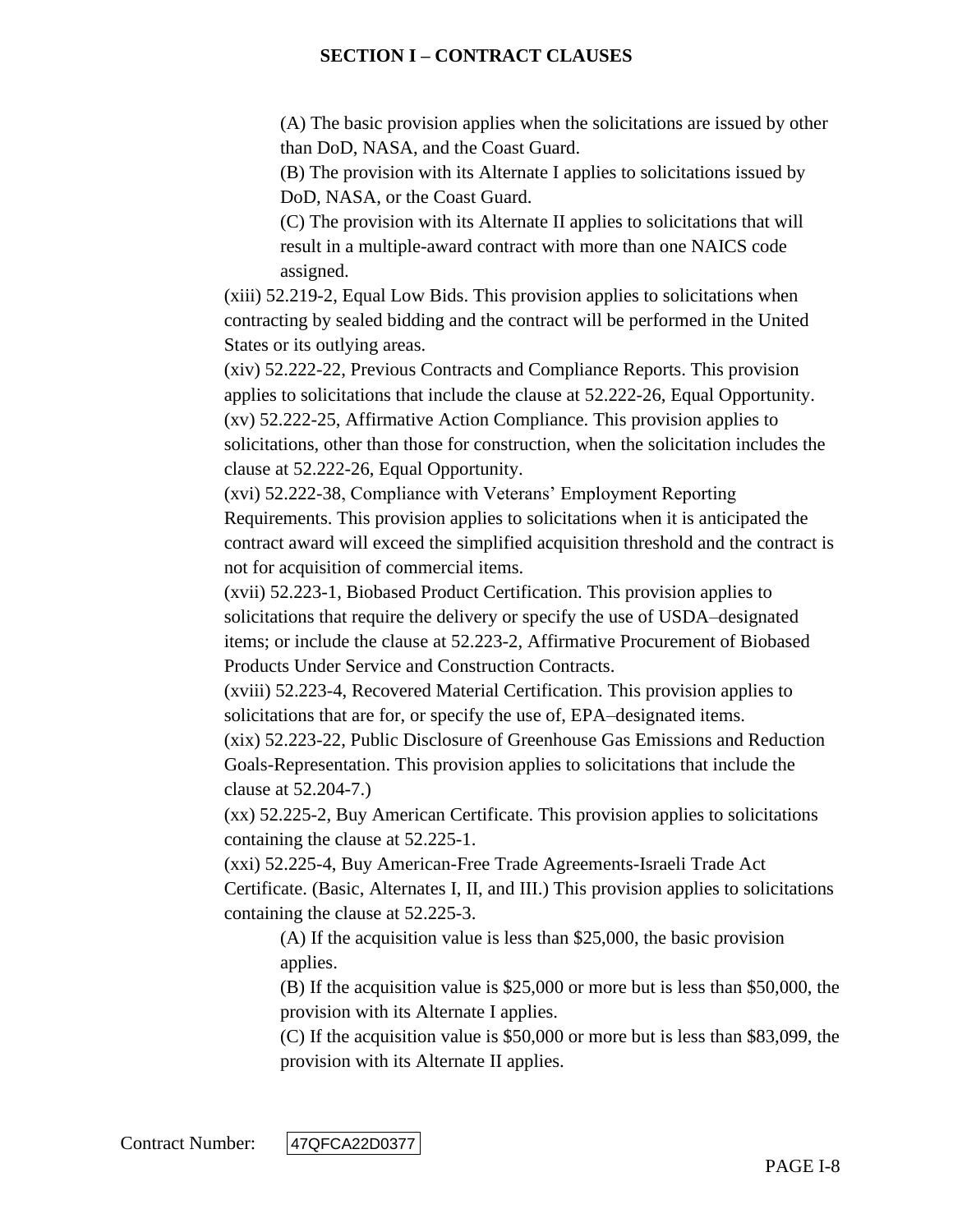(A) The basic provision applies when the solicitations are issued by other than DoD, NASA, and the Coast Guard.

(B) The provision with its Alternate I applies to solicitations issued by DoD, NASA, or the Coast Guard.

(C) The provision with its Alternate II applies to solicitations that will result in a multiple-award contract with more than one NAICS code assigned.

(xiii) 52.219-2, Equal Low Bids. This provision applies to solicitations when contracting by sealed bidding and the contract will be performed in the United States or its outlying areas.

(xiv) 52.222-22, Previous Contracts and Compliance Reports. This provision applies to solicitations that include the clause at 52.222-26, Equal Opportunity.

(xv) 52.222-25, Affirmative Action Compliance. This provision applies to solicitations, other than those for construction, when the solicitation includes the clause at 52.222-26, Equal Opportunity.

(xvi) 52.222-38, Compliance with Veterans' Employment Reporting Requirements. This provision applies to solicitations when it is anticipated the contract award will exceed the simplified acquisition threshold and the contract is not for acquisition of commercial items.

(xvii) 52.223-1, Biobased Product Certification. This provision applies to solicitations that require the delivery or specify the use of USDA–designated items; or include the clause at 52.223-2, Affirmative Procurement of Biobased Products Under Service and Construction Contracts.

(xviii) 52.223-4, Recovered Material Certification. This provision applies to solicitations that are for, or specify the use of, EPA–designated items.

(xix) 52.223-22, Public Disclosure of Greenhouse Gas Emissions and Reduction Goals-Representation. This provision applies to solicitations that include the clause at 52.204-7.)

(xx) 52.225-2, Buy American Certificate. This provision applies to solicitations containing the clause at 52.225-1.

(xxi) 52.225-4, Buy American-Free Trade Agreements-Israeli Trade Act Certificate. (Basic, Alternates I, II, and III.) This provision applies to solicitations containing the clause at 52.225-3.

(A) If the acquisition value is less than $25,000, the basic provision applies.

(B) If the acquisition value is $25,000 or more but is less than $50,000, the provision with its Alternate I applies.

(C) If the acquisition value is $50,000 or more but is less than $83,099, the provision with its Alternate II applies.

Contract Number: 47QFCA22D0377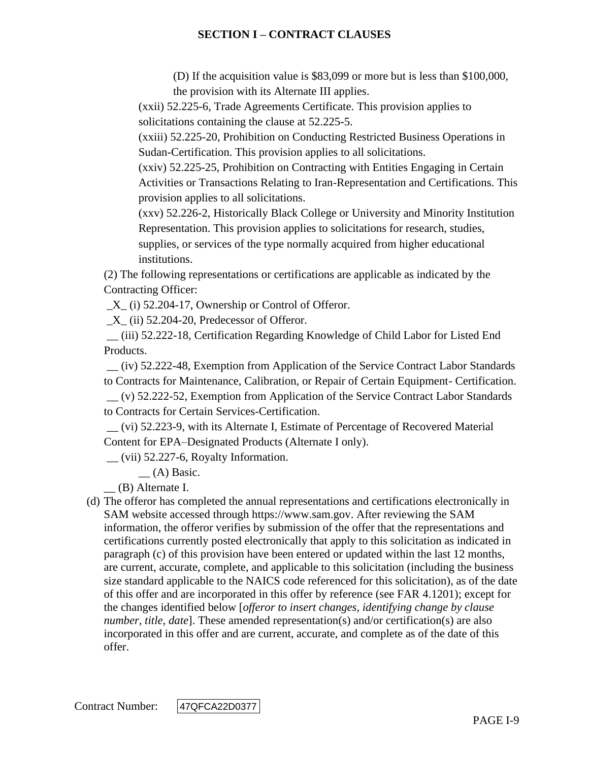(D) If the acquisition value is $83,099 or more but is less than $100,000, the provision with its Alternate III applies.

(xxii) 52.225-6, Trade Agreements Certificate. This provision applies to solicitations containing the clause at 52.225-5.

(xxiii) 52.225-20, Prohibition on Conducting Restricted Business Operations in Sudan-Certification. This provision applies to all solicitations.

(xxiv) 52.225-25, Prohibition on Contracting with Entities Engaging in Certain Activities or Transactions Relating to Iran-Representation and Certifications. This provision applies to all solicitations.

(xxv) 52.226-2, Historically Black College or University and Minority Institution Representation. This provision applies to solicitations for research, studies, supplies, or services of the type normally acquired from higher educational institutions.

(2) The following representations or certifications are applicable as indicated by the Contracting Officer:

_X_ (i) 52.204-17, Ownership or Control of Offeror.

_X_ (ii) 52.204-20, Predecessor of Offeror.

__ (iii) 52.222-18, Certification Regarding Knowledge of Child Labor for Listed End Products.

__ (iv) 52.222-48, Exemption from Application of the Service Contract Labor Standards to Contracts for Maintenance, Calibration, or Repair of Certain Equipment- Certification.

__ (v) 52.222-52, Exemption from Application of the Service Contract Labor Standards to Contracts for Certain Services-Certification.

__ (vi) 52.223-9, with its Alternate I, Estimate of Percentage of Recovered Material Content for EPA–Designated Products (Alternate I only).

__ (vii) 52.227-6, Royalty Information.

__ (A) Basic.

__ (B) Alternate I.

(d) The offeror has completed the annual representations and certifications electronically in SAM website accessed through https://www.sam.gov. After reviewing the SAM information, the offeror verifies by submission of the offer that the representations and certifications currently posted electronically that apply to this solicitation as indicated in paragraph (c) of this provision have been entered or updated within the last 12 months, are current, accurate, complete, and applicable to this solicitation (including the business size standard applicable to the NAICS code referenced for this solicitation), as of the date of this offer and are incorporated in this offer by reference (see FAR 4.1201); except for the changes identified below [*offeror to insert changes, identifying change by clause number, title, date*]. These amended representation(s) and/or certification(s) are also incorporated in this offer and are current, accurate, and complete as of the date of this offer.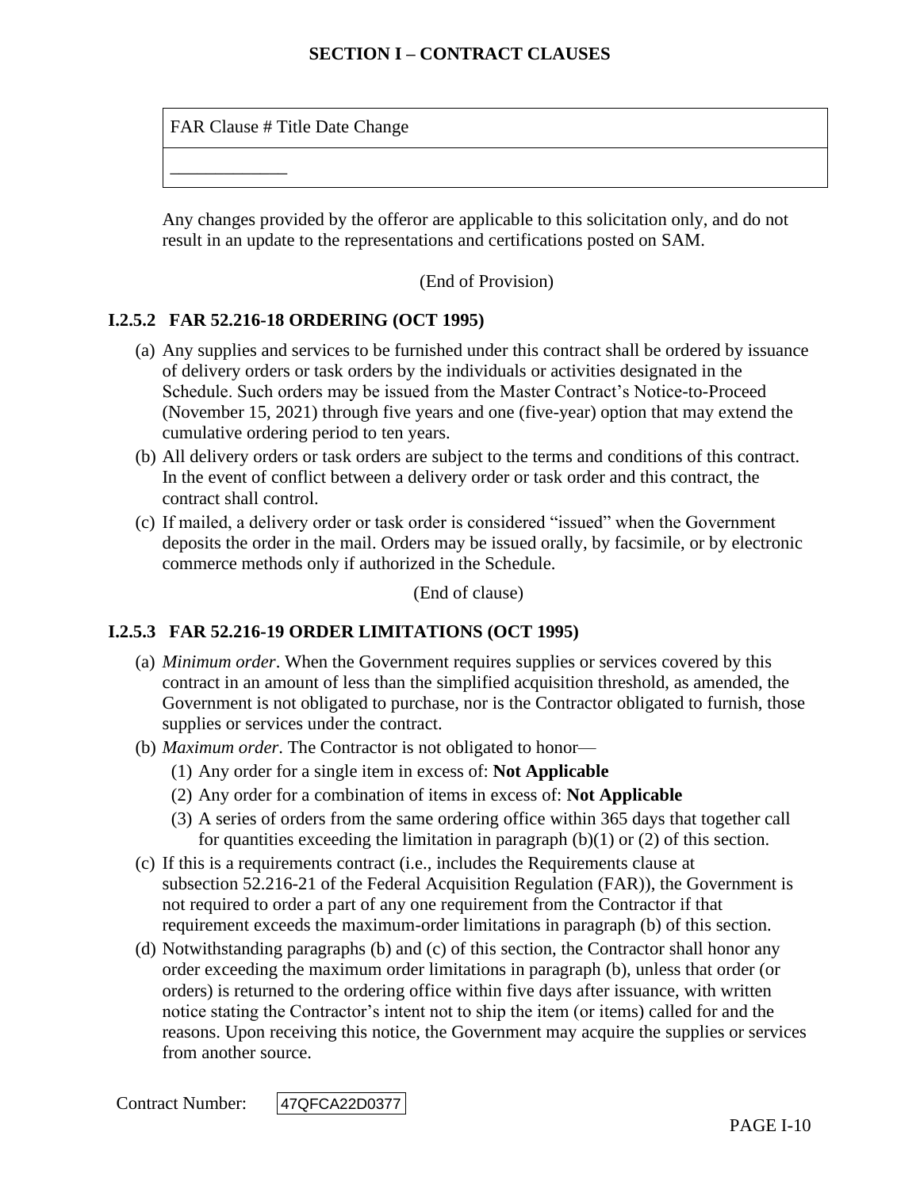| FAR Clause # Title Date Change |
| --- |
| _____________ |

Any changes provided by the offeror are applicable to this solicitation only, and do not result in an update to the representations and certifications posted on SAM.

(End of Provision)

### I.2.5.2 FAR 52.216-18 ORDERING (OCT 1995)

(a) Any supplies and services to be furnished under this contract shall be ordered by issuance of delivery orders or task orders by the individuals or activities designated in the Schedule. Such orders may be issued from the Master Contract's Notice-to-Proceed (November 15, 2021) through five years and one (five-year) option that may extend the cumulative ordering period to ten years.

(b) All delivery orders or task orders are subject to the terms and conditions of this contract. In the event of conflict between a delivery order or task order and this contract, the contract shall control.

(c) If mailed, a delivery order or task order is considered "issued" when the Government deposits the order in the mail. Orders may be issued orally, by facsimile, or by electronic commerce methods only if authorized in the Schedule.

(End of clause)

### I.2.5.3 FAR 52.216-19 ORDER LIMITATIONS (OCT 1995)

(a) *Minimum order*. When the Government requires supplies or services covered by this contract in an amount of less than the simplified acquisition threshold, as amended, the Government is not obligated to purchase, nor is the Contractor obligated to furnish, those supplies or services under the contract.

(b) *Maximum order*. The Contractor is not obligated to honor—

  (1) Any order for a single item in excess of: **Not Applicable**

  (2) Any order for a combination of items in excess of: **Not Applicable**

  (3) A series of orders from the same ordering office within 365 days that together call for quantities exceeding the limitation in paragraph (b)(1) or (2) of this section.

(c) If this is a requirements contract (i.e., includes the Requirements clause at subsection 52.216-21 of the Federal Acquisition Regulation (FAR)), the Government is not required to order a part of any one requirement from the Contractor if that requirement exceeds the maximum-order limitations in paragraph (b) of this section.

(d) Notwithstanding paragraphs (b) and (c) of this section, the Contractor shall honor any order exceeding the maximum order limitations in paragraph (b), unless that order (or orders) is returned to the ordering office within five days after issuance, with written notice stating the Contractor's intent not to ship the item (or items) called for and the reasons. Upon receiving this notice, the Government may acquire the supplies or services from another source.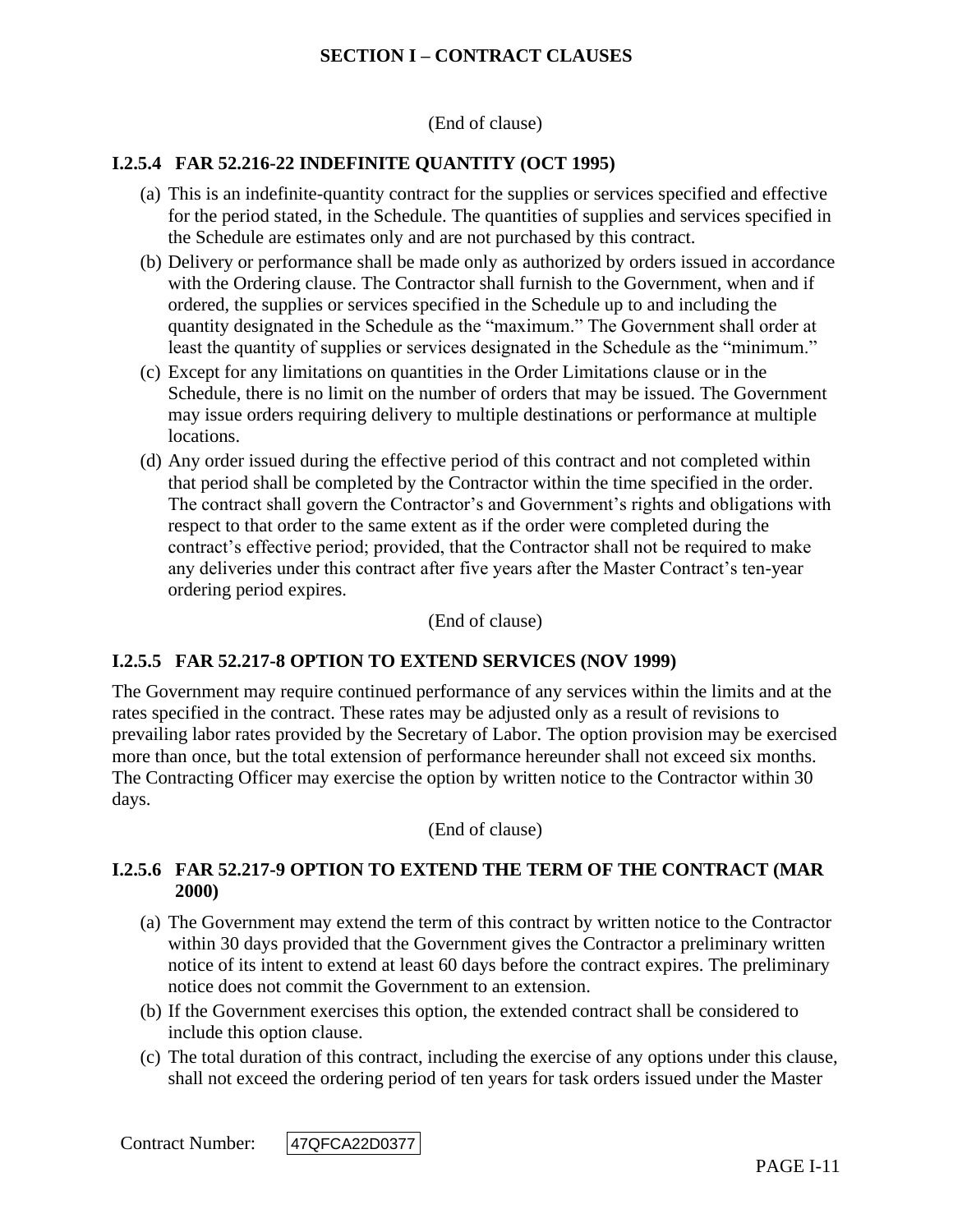(End of clause)

### I.2.5.4 FAR 52.216-22 INDEFINITE QUANTITY (OCT 1995)

(a) This is an indefinite-quantity contract for the supplies or services specified and effective for the period stated, in the Schedule. The quantities of supplies and services specified in the Schedule are estimates only and are not purchased by this contract.

(b) Delivery or performance shall be made only as authorized by orders issued in accordance with the Ordering clause. The Contractor shall furnish to the Government, when and if ordered, the supplies or services specified in the Schedule up to and including the quantity designated in the Schedule as the "maximum." The Government shall order at least the quantity of supplies or services designated in the Schedule as the "minimum."

(c) Except for any limitations on quantities in the Order Limitations clause or in the Schedule, there is no limit on the number of orders that may be issued. The Government may issue orders requiring delivery to multiple destinations or performance at multiple locations.

(d) Any order issued during the effective period of this contract and not completed within that period shall be completed by the Contractor within the time specified in the order. The contract shall govern the Contractor's and Government's rights and obligations with respect to that order to the same extent as if the order were completed during the contract's effective period; provided, that the Contractor shall not be required to make any deliveries under this contract after five years after the Master Contract's ten-year ordering period expires.

(End of clause)

### I.2.5.5 FAR 52.217-8 OPTION TO EXTEND SERVICES (NOV 1999)

The Government may require continued performance of any services within the limits and at the rates specified in the contract. These rates may be adjusted only as a result of revisions to prevailing labor rates provided by the Secretary of Labor. The option provision may be exercised more than once, but the total extension of performance hereunder shall not exceed six months. The Contracting Officer may exercise the option by written notice to the Contractor within 30 days.

(End of clause)

### I.2.5.6 FAR 52.217-9 OPTION TO EXTEND THE TERM OF THE CONTRACT (MAR 2000)

(a) The Government may extend the term of this contract by written notice to the Contractor within 30 days provided that the Government gives the Contractor a preliminary written notice of its intent to extend at least 60 days before the contract expires. The preliminary notice does not commit the Government to an extension.

(b) If the Government exercises this option, the extended contract shall be considered to include this option clause.

(c) The total duration of this contract, including the exercise of any options under this clause, shall not exceed the ordering period of ten years for task orders issued under the Master

Contract Number: 47QFCA22D0377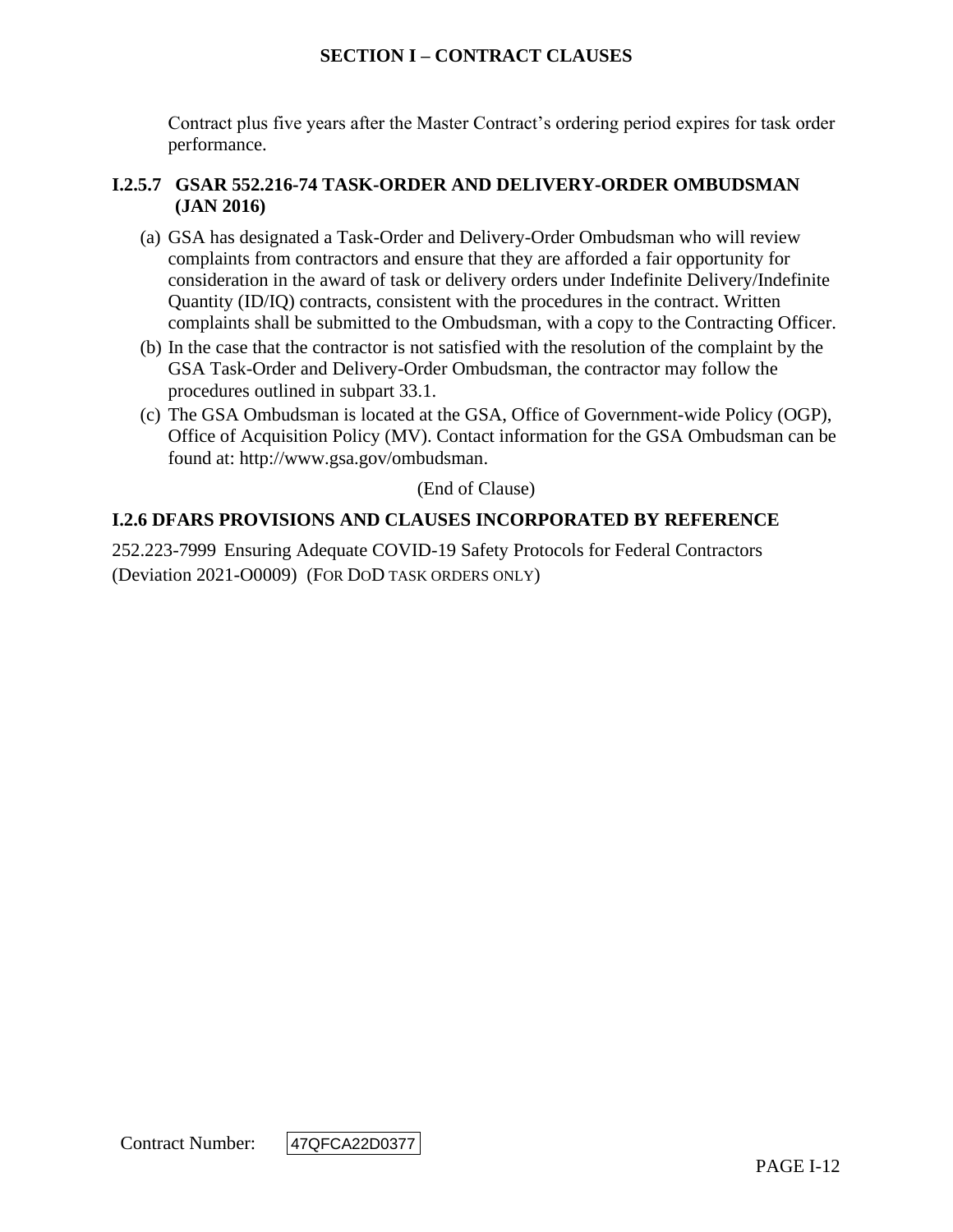Contract plus five years after the Master Contract's ordering period expires for task order performance.

### I.2.5.7 GSAR 552.216-74 TASK-ORDER AND DELIVERY-ORDER OMBUDSMAN (JAN 2016)

(a) GSA has designated a Task-Order and Delivery-Order Ombudsman who will review complaints from contractors and ensure that they are afforded a fair opportunity for consideration in the award of task or delivery orders under Indefinite Delivery/Indefinite Quantity (ID/IQ) contracts, consistent with the procedures in the contract. Written complaints shall be submitted to the Ombudsman, with a copy to the Contracting Officer.

(b) In the case that the contractor is not satisfied with the resolution of the complaint by the GSA Task-Order and Delivery-Order Ombudsman, the contractor may follow the procedures outlined in subpart 33.1.

(c) The GSA Ombudsman is located at the GSA, Office of Government-wide Policy (OGP), Office of Acquisition Policy (MV). Contact information for the GSA Ombudsman can be found at: http://www.gsa.gov/ombudsman.

(End of Clause)

## I.2.6 DFARS PROVISIONS AND CLAUSES INCORPORATED BY REFERENCE

252.223-7999 Ensuring Adequate COVID-19 Safety Protocols for Federal Contractors (Deviation 2021-O0009) (FOR DOD TASK ORDERS ONLY)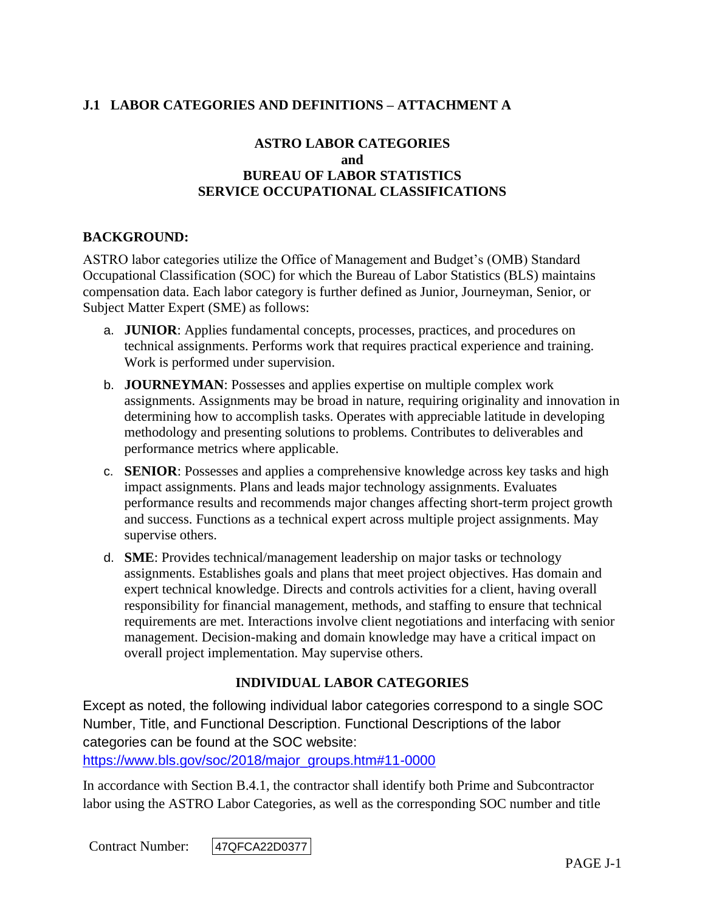## J.1 LABOR CATEGORIES AND DEFINITIONS – ATTACHMENT A

### ASTRO LABOR CATEGORIES
### and
### BUREAU OF LABOR STATISTICS
### SERVICE OCCUPATIONAL CLASSIFICATIONS

**BACKGROUND:**

ASTRO labor categories utilize the Office of Management and Budget's (OMB) Standard Occupational Classification (SOC) for which the Bureau of Labor Statistics (BLS) maintains compensation data. Each labor category is further defined as Junior, Journeyman, Senior, or Subject Matter Expert (SME) as follows:

a. **JUNIOR**: Applies fundamental concepts, processes, practices, and procedures on technical assignments. Performs work that requires practical experience and training. Work is performed under supervision.

b. **JOURNEYMAN**: Possesses and applies expertise on multiple complex work assignments. Assignments may be broad in nature, requiring originality and innovation in determining how to accomplish tasks. Operates with appreciable latitude in developing methodology and presenting solutions to problems. Contributes to deliverables and performance metrics where applicable.

c. **SENIOR**: Possesses and applies a comprehensive knowledge across key tasks and high impact assignments. Plans and leads major technology assignments. Evaluates performance results and recommends major changes affecting short-term project growth and success. Functions as a technical expert across multiple project assignments. May supervise others.

d. **SME**: Provides technical/management leadership on major tasks or technology assignments. Establishes goals and plans that meet project objectives. Has domain and expert technical knowledge. Directs and controls activities for a client, having overall responsibility for financial management, methods, and staffing to ensure that technical requirements are met. Interactions involve client negotiations and interfacing with senior management. Decision-making and domain knowledge may have a critical impact on overall project implementation. May supervise others.

### INDIVIDUAL LABOR CATEGORIES

Except as noted, the following individual labor categories correspond to a single SOC Number, Title, and Functional Description. Functional Descriptions of the labor categories can be found at the SOC website: https://www.bls.gov/soc/2018/major_groups.htm#11-0000

In accordance with Section B.4.1, the contractor shall identify both Prime and Subcontractor labor using the ASTRO Labor Categories, as well as the corresponding SOC number and title

Contract Number: 47QFCA22D0377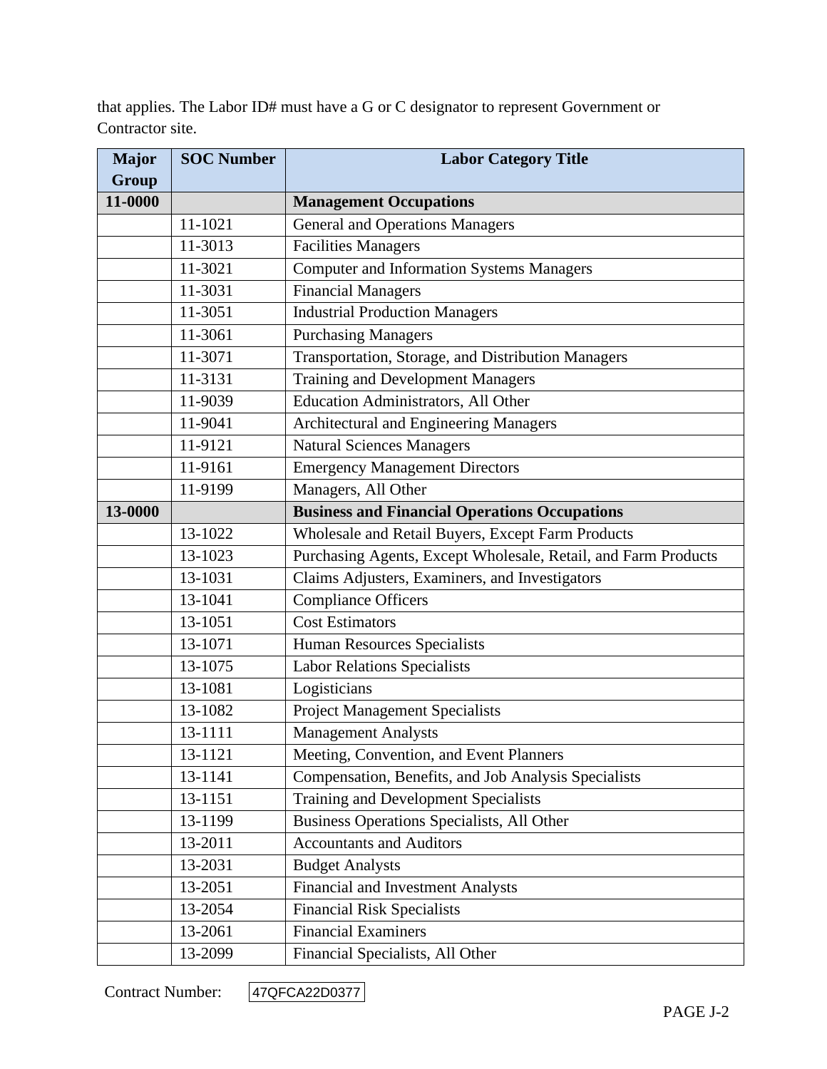that applies. The Labor ID# must have a G or C designator to represent Government or Contractor site.

| Major Group | SOC Number | Labor Category Title |
|---|---|---|
| **11-0000** | | **Management Occupations** |
| | 11-1021 | General and Operations Managers |
| | 11-3013 | Facilities Managers |
| | 11-3021 | Computer and Information Systems Managers |
| | 11-3031 | Financial Managers |
| | 11-3051 | Industrial Production Managers |
| | 11-3061 | Purchasing Managers |
| | 11-3071 | Transportation, Storage, and Distribution Managers |
| | 11-3131 | Training and Development Managers |
| | 11-9039 | Education Administrators, All Other |
| | 11-9041 | Architectural and Engineering Managers |
| | 11-9121 | Natural Sciences Managers |
| | 11-9161 | Emergency Management Directors |
| | 11-9199 | Managers, All Other |
| **13-0000** | | **Business and Financial Operations Occupations** |
| | 13-1022 | Wholesale and Retail Buyers, Except Farm Products |
| | 13-1023 | Purchasing Agents, Except Wholesale, Retail, and Farm Products |
| | 13-1031 | Claims Adjusters, Examiners, and Investigators |
| | 13-1041 | Compliance Officers |
| | 13-1051 | Cost Estimators |
| | 13-1071 | Human Resources Specialists |
| | 13-1075 | Labor Relations Specialists |
| | 13-1081 | Logisticians |
| | 13-1082 | Project Management Specialists |
| | 13-1111 | Management Analysts |
| | 13-1121 | Meeting, Convention, and Event Planners |
| | 13-1141 | Compensation, Benefits, and Job Analysis Specialists |
| | 13-1151 | Training and Development Specialists |
| | 13-1199 | Business Operations Specialists, All Other |
| | 13-2011 | Accountants and Auditors |
| | 13-2031 | Budget Analysts |
| | 13-2051 | Financial and Investment Analysts |
| | 13-2054 | Financial Risk Specialists |
| | 13-2061 | Financial Examiners |
| | 13-2099 | Financial Specialists, All Other |

Contract Number: 47QFCA22D0377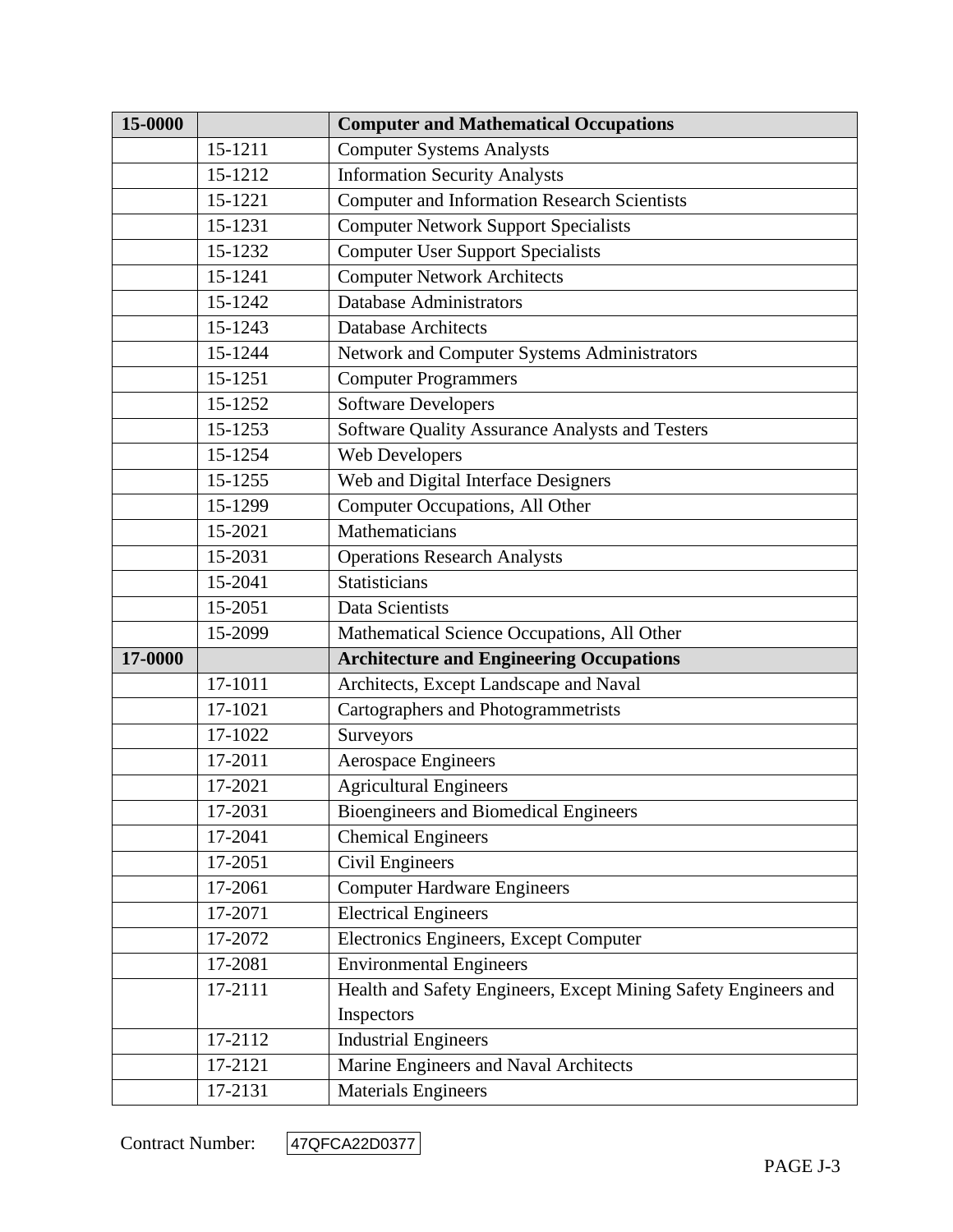| | | |
|---|---|---|
| **15-0000** | | **Computer and Mathematical Occupations** |
| | 15-1211 | Computer Systems Analysts |
| | 15-1212 | Information Security Analysts |
| | 15-1221 | Computer and Information Research Scientists |
| | 15-1231 | Computer Network Support Specialists |
| | 15-1232 | Computer User Support Specialists |
| | 15-1241 | Computer Network Architects |
| | 15-1242 | Database Administrators |
| | 15-1243 | Database Architects |
| | 15-1244 | Network and Computer Systems Administrators |
| | 15-1251 | Computer Programmers |
| | 15-1252 | Software Developers |
| | 15-1253 | Software Quality Assurance Analysts and Testers |
| | 15-1254 | Web Developers |
| | 15-1255 | Web and Digital Interface Designers |
| | 15-1299 | Computer Occupations, All Other |
| | 15-2021 | Mathematicians |
| | 15-2031 | Operations Research Analysts |
| | 15-2041 | Statisticians |
| | 15-2051 | Data Scientists |
| | 15-2099 | Mathematical Science Occupations, All Other |
| **17-0000** | | **Architecture and Engineering Occupations** |
| | 17-1011 | Architects, Except Landscape and Naval |
| | 17-1021 | Cartographers and Photogrammetrists |
| | 17-1022 | Surveyors |
| | 17-2011 | Aerospace Engineers |
| | 17-2021 | Agricultural Engineers |
| | 17-2031 | Bioengineers and Biomedical Engineers |
| | 17-2041 | Chemical Engineers |
| | 17-2051 | Civil Engineers |
| | 17-2061 | Computer Hardware Engineers |
| | 17-2071 | Electrical Engineers |
| | 17-2072 | Electronics Engineers, Except Computer |
| | 17-2081 | Environmental Engineers |
| | 17-2111 | Health and Safety Engineers, Except Mining Safety Engineers and Inspectors |
| | 17-2112 | Industrial Engineers |
| | 17-2121 | Marine Engineers and Naval Architects |
| | 17-2131 | Materials Engineers |

Contract Number: 47QFCA22D0377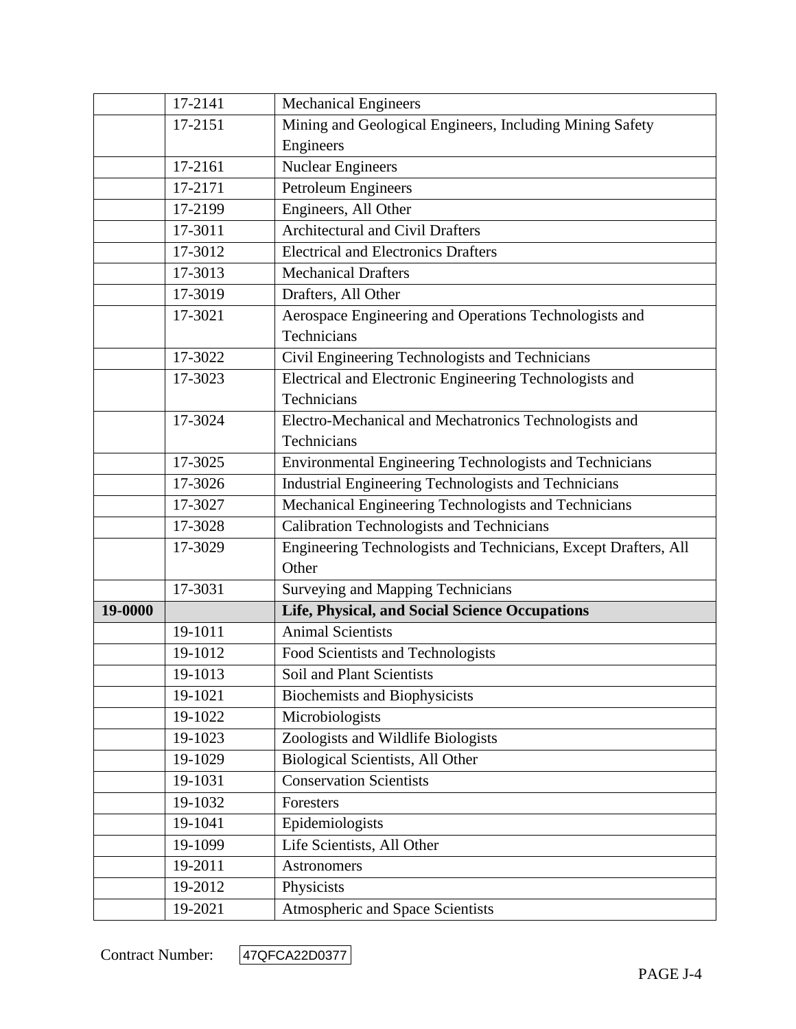| | | |
|---|---|---|
| | 17-2141 | Mechanical Engineers |
| | 17-2151 | Mining and Geological Engineers, Including Mining Safety Engineers |
| | 17-2161 | Nuclear Engineers |
| | 17-2171 | Petroleum Engineers |
| | 17-2199 | Engineers, All Other |
| | 17-3011 | Architectural and Civil Drafters |
| | 17-3012 | Electrical and Electronics Drafters |
| | 17-3013 | Mechanical Drafters |
| | 17-3019 | Drafters, All Other |
| | 17-3021 | Aerospace Engineering and Operations Technologists and Technicians |
| | 17-3022 | Civil Engineering Technologists and Technicians |
| | 17-3023 | Electrical and Electronic Engineering Technologists and Technicians |
| | 17-3024 | Electro-Mechanical and Mechatronics Technologists and Technicians |
| | 17-3025 | Environmental Engineering Technologists and Technicians |
| | 17-3026 | Industrial Engineering Technologists and Technicians |
| | 17-3027 | Mechanical Engineering Technologists and Technicians |
| | 17-3028 | Calibration Technologists and Technicians |
| | 17-3029 | Engineering Technologists and Technicians, Except Drafters, All Other |
| | 17-3031 | Surveying and Mapping Technicians |
| **19-0000** | | **Life, Physical, and Social Science Occupations** |
| | 19-1011 | Animal Scientists |
| | 19-1012 | Food Scientists and Technologists |
| | 19-1013 | Soil and Plant Scientists |
| | 19-1021 | Biochemists and Biophysicists |
| | 19-1022 | Microbiologists |
| | 19-1023 | Zoologists and Wildlife Biologists |
| | 19-1029 | Biological Scientists, All Other |
| | 19-1031 | Conservation Scientists |
| | 19-1032 | Foresters |
| | 19-1041 | Epidemiologists |
| | 19-1099 | Life Scientists, All Other |
| | 19-2011 | Astronomers |
| | 19-2012 | Physicists |
| | 19-2021 | Atmospheric and Space Scientists |

Contract Number: 47QFCA22D0377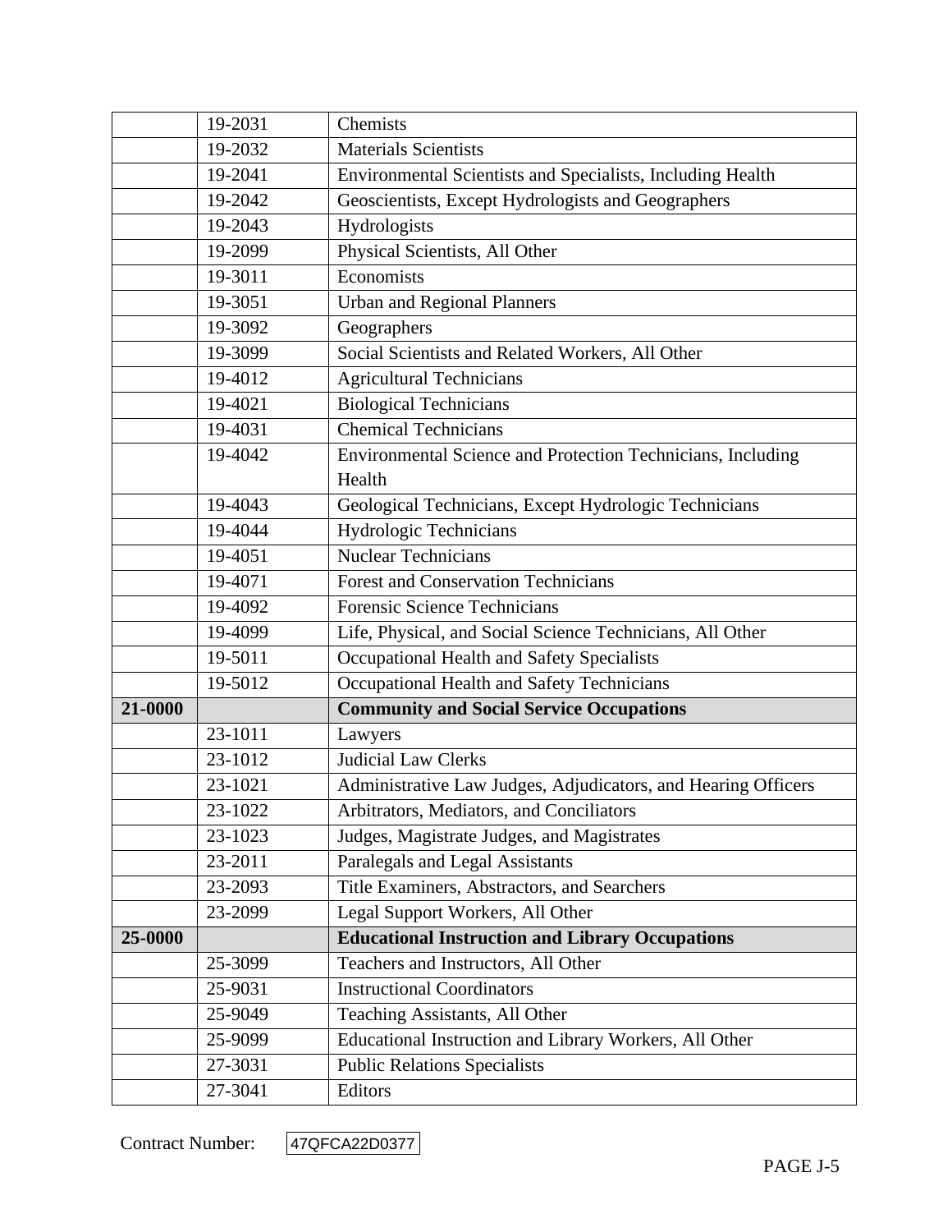| | | |
|---|---|---|
| | 19-2031 | Chemists |
| | 19-2032 | Materials Scientists |
| | 19-2041 | Environmental Scientists and Specialists, Including Health |
| | 19-2042 | Geoscientists, Except Hydrologists and Geographers |
| | 19-2043 | Hydrologists |
| | 19-2099 | Physical Scientists, All Other |
| | 19-3011 | Economists |
| | 19-3051 | Urban and Regional Planners |
| | 19-3092 | Geographers |
| | 19-3099 | Social Scientists and Related Workers, All Other |
| | 19-4012 | Agricultural Technicians |
| | 19-4021 | Biological Technicians |
| | 19-4031 | Chemical Technicians |
| | 19-4042 | Environmental Science and Protection Technicians, Including Health |
| | 19-4043 | Geological Technicians, Except Hydrologic Technicians |
| | 19-4044 | Hydrologic Technicians |
| | 19-4051 | Nuclear Technicians |
| | 19-4071 | Forest and Conservation Technicians |
| | 19-4092 | Forensic Science Technicians |
| | 19-4099 | Life, Physical, and Social Science Technicians, All Other |
| | 19-5011 | Occupational Health and Safety Specialists |
| | 19-5012 | Occupational Health and Safety Technicians |
| **21-0000** | | **Community and Social Service Occupations** |
| | 23-1011 | Lawyers |
| | 23-1012 | Judicial Law Clerks |
| | 23-1021 | Administrative Law Judges, Adjudicators, and Hearing Officers |
| | 23-1022 | Arbitrators, Mediators, and Conciliators |
| | 23-1023 | Judges, Magistrate Judges, and Magistrates |
| | 23-2011 | Paralegals and Legal Assistants |
| | 23-2093 | Title Examiners, Abstractors, and Searchers |
| | 23-2099 | Legal Support Workers, All Other |
| **25-0000** | | **Educational Instruction and Library Occupations** |
| | 25-3099 | Teachers and Instructors, All Other |
| | 25-9031 | Instructional Coordinators |
| | 25-9049 | Teaching Assistants, All Other |
| | 25-9099 | Educational Instruction and Library Workers, All Other |
| | 27-3031 | Public Relations Specialists |
| | 27-3041 | Editors |

Contract Number: 47QFCA22D0377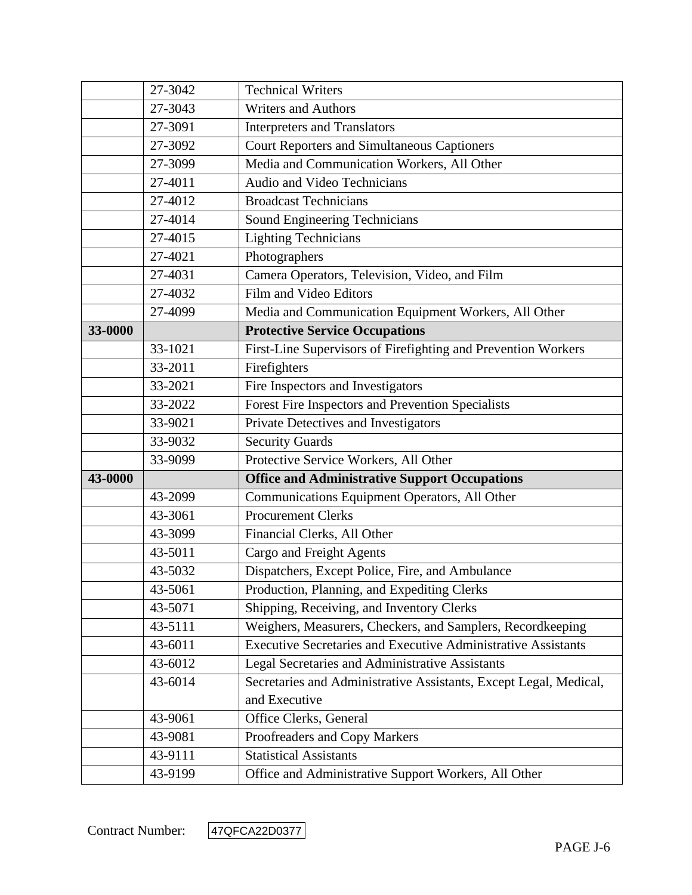| | | |
|---|---|---|
| | 27-3042 | Technical Writers |
| | 27-3043 | Writers and Authors |
| | 27-3091 | Interpreters and Translators |
| | 27-3092 | Court Reporters and Simultaneous Captioners |
| | 27-3099 | Media and Communication Workers, All Other |
| | 27-4011 | Audio and Video Technicians |
| | 27-4012 | Broadcast Technicians |
| | 27-4014 | Sound Engineering Technicians |
| | 27-4015 | Lighting Technicians |
| | 27-4021 | Photographers |
| | 27-4031 | Camera Operators, Television, Video, and Film |
| | 27-4032 | Film and Video Editors |
| | 27-4099 | Media and Communication Equipment Workers, All Other |
| **33-0000** | | **Protective Service Occupations** |
| | 33-1021 | First-Line Supervisors of Firefighting and Prevention Workers |
| | 33-2011 | Firefighters |
| | 33-2021 | Fire Inspectors and Investigators |
| | 33-2022 | Forest Fire Inspectors and Prevention Specialists |
| | 33-9021 | Private Detectives and Investigators |
| | 33-9032 | Security Guards |
| | 33-9099 | Protective Service Workers, All Other |
| **43-0000** | | **Office and Administrative Support Occupations** |
| | 43-2099 | Communications Equipment Operators, All Other |
| | 43-3061 | Procurement Clerks |
| | 43-3099 | Financial Clerks, All Other |
| | 43-5011 | Cargo and Freight Agents |
| | 43-5032 | Dispatchers, Except Police, Fire, and Ambulance |
| | 43-5061 | Production, Planning, and Expediting Clerks |
| | 43-5071 | Shipping, Receiving, and Inventory Clerks |
| | 43-5111 | Weighers, Measurers, Checkers, and Samplers, Recordkeeping |
| | 43-6011 | Executive Secretaries and Executive Administrative Assistants |
| | 43-6012 | Legal Secretaries and Administrative Assistants |
| | 43-6014 | Secretaries and Administrative Assistants, Except Legal, Medical, and Executive |
| | 43-9061 | Office Clerks, General |
| | 43-9081 | Proofreaders and Copy Markers |
| | 43-9111 | Statistical Assistants |
| | 43-9199 | Office and Administrative Support Workers, All Other |

Contract Number: 47QFCA22D0377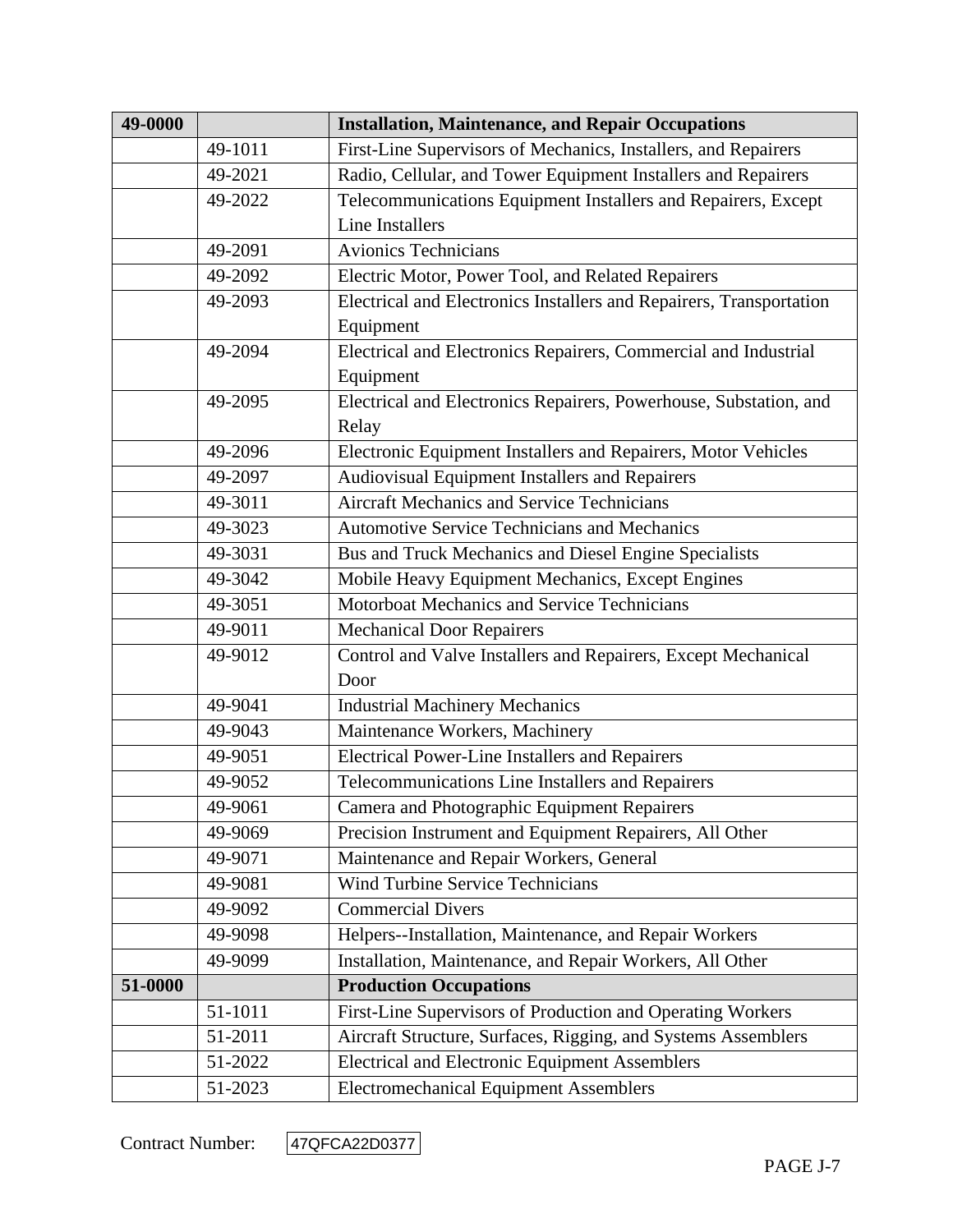| 49-0000 | | **Installation, Maintenance, and Repair Occupations** |
|---|---|---|
| | 49-1011 | First-Line Supervisors of Mechanics, Installers, and Repairers |
| | 49-2021 | Radio, Cellular, and Tower Equipment Installers and Repairers |
| | 49-2022 | Telecommunications Equipment Installers and Repairers, Except Line Installers |
| | 49-2091 | Avionics Technicians |
| | 49-2092 | Electric Motor, Power Tool, and Related Repairers |
| | 49-2093 | Electrical and Electronics Installers and Repairers, Transportation Equipment |
| | 49-2094 | Electrical and Electronics Repairers, Commercial and Industrial Equipment |
| | 49-2095 | Electrical and Electronics Repairers, Powerhouse, Substation, and Relay |
| | 49-2096 | Electronic Equipment Installers and Repairers, Motor Vehicles |
| | 49-2097 | Audiovisual Equipment Installers and Repairers |
| | 49-3011 | Aircraft Mechanics and Service Technicians |
| | 49-3023 | Automotive Service Technicians and Mechanics |
| | 49-3031 | Bus and Truck Mechanics and Diesel Engine Specialists |
| | 49-3042 | Mobile Heavy Equipment Mechanics, Except Engines |
| | 49-3051 | Motorboat Mechanics and Service Technicians |
| | 49-9011 | Mechanical Door Repairers |
| | 49-9012 | Control and Valve Installers and Repairers, Except Mechanical Door |
| | 49-9041 | Industrial Machinery Mechanics |
| | 49-9043 | Maintenance Workers, Machinery |
| | 49-9051 | Electrical Power-Line Installers and Repairers |
| | 49-9052 | Telecommunications Line Installers and Repairers |
| | 49-9061 | Camera and Photographic Equipment Repairers |
| | 49-9069 | Precision Instrument and Equipment Repairers, All Other |
| | 49-9071 | Maintenance and Repair Workers, General |
| | 49-9081 | Wind Turbine Service Technicians |
| | 49-9092 | Commercial Divers |
| | 49-9098 | Helpers--Installation, Maintenance, and Repair Workers |
| | 49-9099 | Installation, Maintenance, and Repair Workers, All Other |
| **51-0000** | | **Production Occupations** |
| | 51-1011 | First-Line Supervisors of Production and Operating Workers |
| | 51-2011 | Aircraft Structure, Surfaces, Rigging, and Systems Assemblers |
| | 51-2022 | Electrical and Electronic Equipment Assemblers |
| | 51-2023 | Electromechanical Equipment Assemblers |

Contract Number: 47QFCA22D0377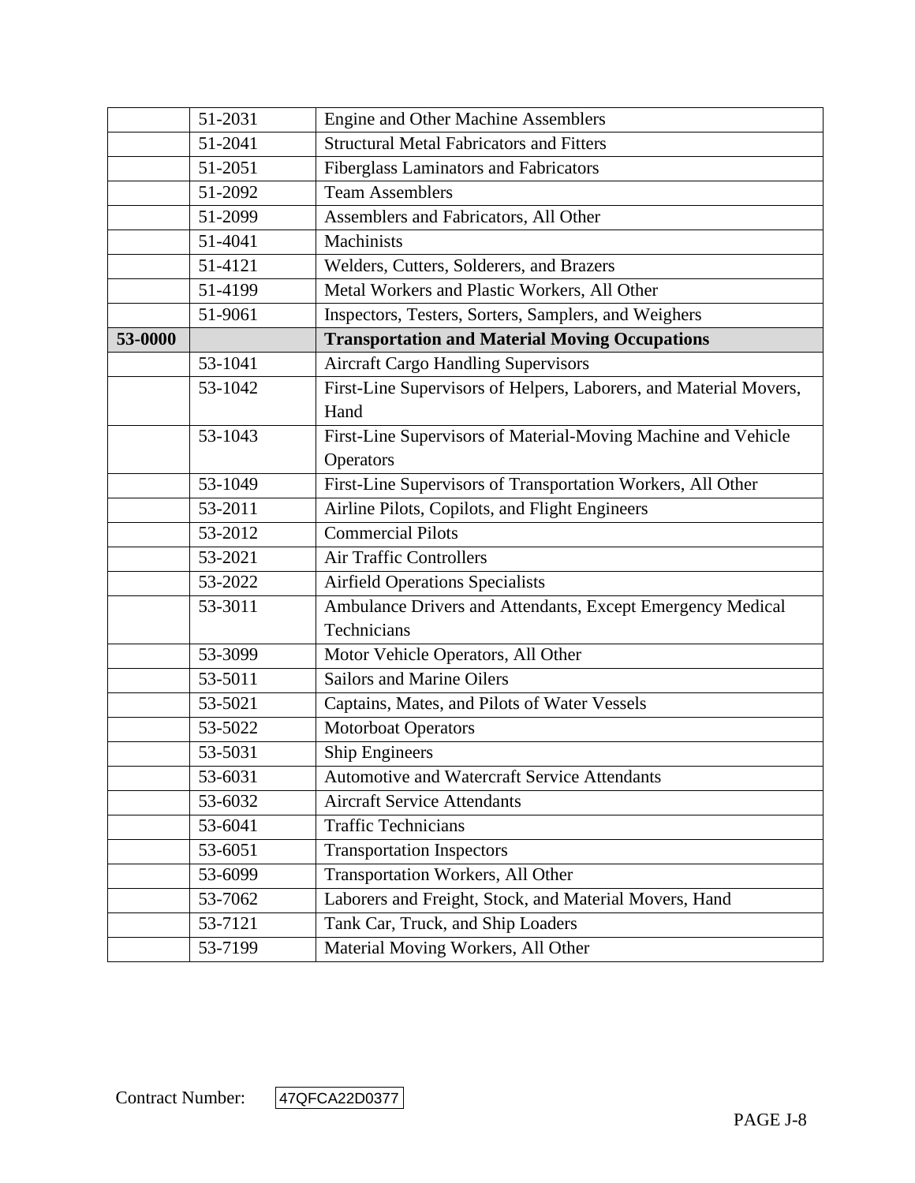| | | |
|---|---|---|
| | 51-2031 | Engine and Other Machine Assemblers |
| | 51-2041 | Structural Metal Fabricators and Fitters |
| | 51-2051 | Fiberglass Laminators and Fabricators |
| | 51-2092 | Team Assemblers |
| | 51-2099 | Assemblers and Fabricators, All Other |
| | 51-4041 | Machinists |
| | 51-4121 | Welders, Cutters, Solderers, and Brazers |
| | 51-4199 | Metal Workers and Plastic Workers, All Other |
| | 51-9061 | Inspectors, Testers, Sorters, Samplers, and Weighers |
| **53-0000** | | **Transportation and Material Moving Occupations** |
| | 53-1041 | Aircraft Cargo Handling Supervisors |
| | 53-1042 | First-Line Supervisors of Helpers, Laborers, and Material Movers, Hand |
| | 53-1043 | First-Line Supervisors of Material-Moving Machine and Vehicle Operators |
| | 53-1049 | First-Line Supervisors of Transportation Workers, All Other |
| | 53-2011 | Airline Pilots, Copilots, and Flight Engineers |
| | 53-2012 | Commercial Pilots |
| | 53-2021 | Air Traffic Controllers |
| | 53-2022 | Airfield Operations Specialists |
| | 53-3011 | Ambulance Drivers and Attendants, Except Emergency Medical Technicians |
| | 53-3099 | Motor Vehicle Operators, All Other |
| | 53-5011 | Sailors and Marine Oilers |
| | 53-5021 | Captains, Mates, and Pilots of Water Vessels |
| | 53-5022 | Motorboat Operators |
| | 53-5031 | Ship Engineers |
| | 53-6031 | Automotive and Watercraft Service Attendants |
| | 53-6032 | Aircraft Service Attendants |
| | 53-6041 | Traffic Technicians |
| | 53-6051 | Transportation Inspectors |
| | 53-6099 | Transportation Workers, All Other |
| | 53-7062 | Laborers and Freight, Stock, and Material Movers, Hand |
| | 53-7121 | Tank Car, Truck, and Ship Loaders |
| | 53-7199 | Material Moving Workers, All Other |

Contract Number: 47QFCA22D0377